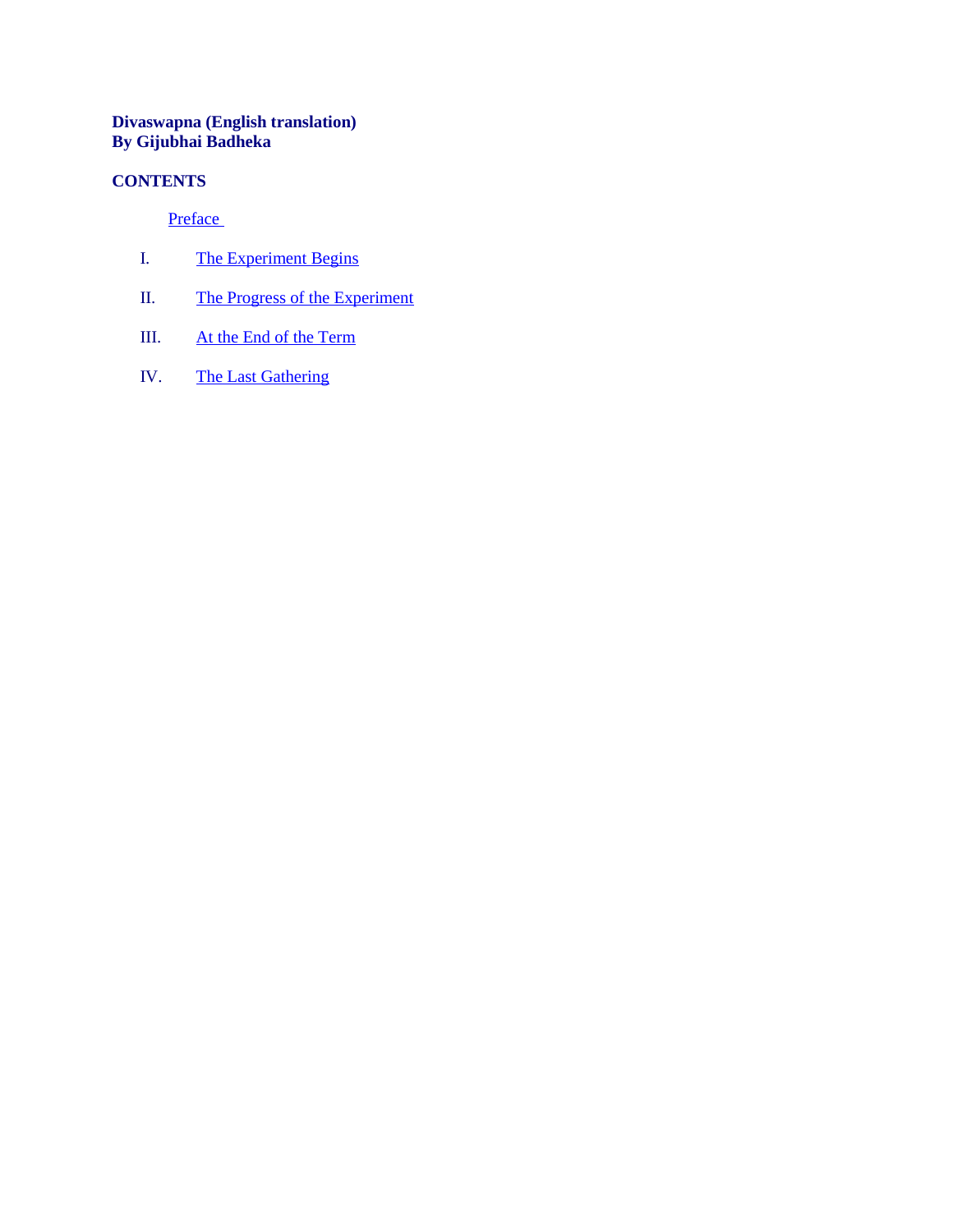**Divaswapna (English translation)**
**By Gijubhai Badheka**

**CONTENTS**

Preface

I. The Experiment Begins

II. The Progress of the Experiment

III. At the End of the Term

IV. The Last Gathering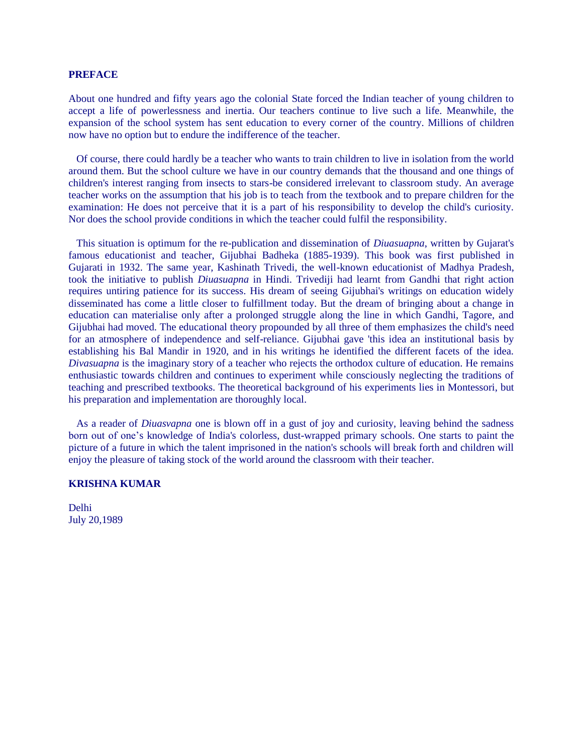**PREFACE**

About one hundred and fifty years ago the colonial State forced the Indian teacher of young children to accept a life of powerlessness and inertia. Our teachers continue to live such a life. Meanwhile, the expansion of the school system has sent education to every corner of the country. Millions of children now have no option but to endure the indifference of the teacher.

Of course, there could hardly be a teacher who wants to train children to live in isolation from the world around them. But the school culture we have in our country demands that the thousand and one things of children's interest ranging from insects to stars-be considered irrelevant to classroom study. An average teacher works on the assumption that his job is to teach from the textbook and to prepare children for the examination: He does not perceive that it is a part of his responsibility to develop the child's curiosity. Nor does the school provide conditions in which the teacher could fulfil the responsibility.

This situation is optimum for the re-publication and dissemination of *Diuasuapna*, written by Gujarat's famous educationist and teacher, Gijubhai Badheka (1885-1939). This book was first published in Gujarati in 1932. The same year, Kashinath Trivedi, the well-known educationist of Madhya Pradesh, took the initiative to publish *Diuasuapna* in Hindi. Trivediji had learnt from Gandhi that right action requires untiring patience for its success. His dream of seeing Gijubhai's writings on education widely disseminated has come a little closer to fulfillment today. But the dream of bringing about a change in education can materialise only after a prolonged struggle along the line in which Gandhi, Tagore, and Gijubhai had moved. The educational theory propounded by all three of them emphasizes the child's need for an atmosphere of independence and self-reliance. Gijubhai gave 'this idea an institutional basis by establishing his Bal Mandir in 1920, and in his writings he identified the different facets of the idea. *Divasuapna* is the imaginary story of a teacher who rejects the orthodox culture of education. He remains enthusiastic towards children and continues to experiment while consciously neglecting the traditions of teaching and prescribed textbooks. The theoretical background of his experiments lies in Montessori, but his preparation and implementation are thoroughly local.

As a reader of *Diuasvapna* one is blown off in a gust of joy and curiosity, leaving behind the sadness born out of one's knowledge of India's colorless, dust-wrapped primary schools. One starts to paint the picture of a future in which the talent imprisoned in the nation's schools will break forth and children will enjoy the pleasure of taking stock of the world around the classroom with their teacher.

**KRISHNA KUMAR**

Delhi
July 20,1989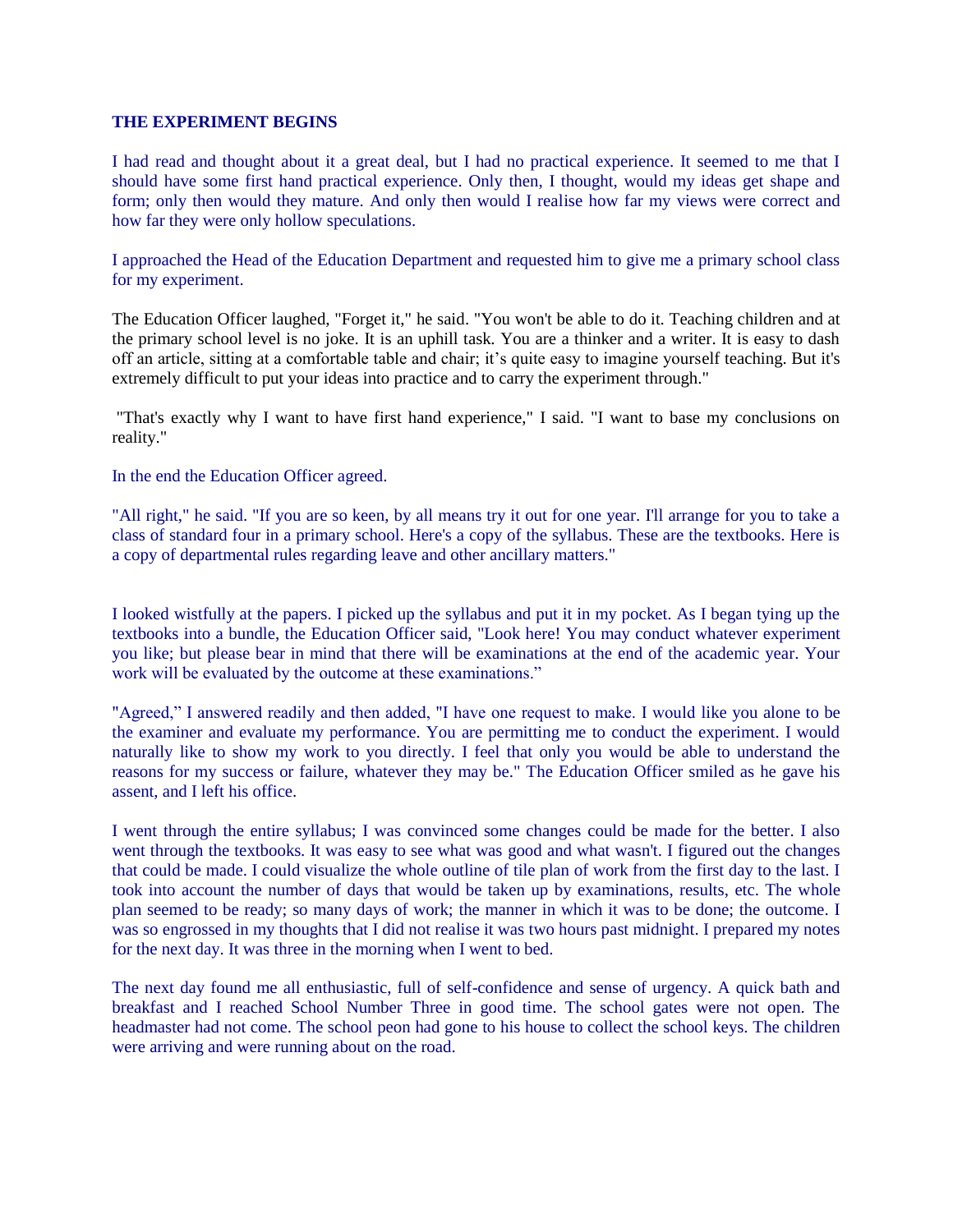## THE EXPERIMENT BEGINS

I had read and thought about it a great deal, but I had no practical experience. It seemed to me that I should have some first hand practical experience. Only then, I thought, would my ideas get shape and form; only then would they mature. And only then would I realise how far my views were correct and how far they were only hollow speculations.

I approached the Head of the Education Department and requested him to give me a primary school class for my experiment.

The Education Officer laughed, "Forget it," he said. "You won't be able to do it. Teaching children and at the primary school level is no joke. It is an uphill task. You are a thinker and a writer. It is easy to dash off an article, sitting at a comfortable table and chair; it's quite easy to imagine yourself teaching. But it's extremely difficult to put your ideas into practice and to carry the experiment through."

"That's exactly why I want to have first hand experience," I said. "I want to base my conclusions on reality."

In the end the Education Officer agreed.

"All right," he said. "If you are so keen, by all means try it out for one year. I'll arrange for you to take a class of standard four in a primary school. Here's a copy of the syllabus. These are the textbooks. Here is a copy of departmental rules regarding leave and other ancillary matters."

I looked wistfully at the papers. I picked up the syllabus and put it in my pocket. As I began tying up the textbooks into a bundle, the Education Officer said, "Look here! You may conduct whatever experiment you like; but please bear in mind that there will be examinations at the end of the academic year. Your work will be evaluated by the outcome at these examinations."

"Agreed," I answered readily and then added, "I have one request to make. I would like you alone to be the examiner and evaluate my performance. You are permitting me to conduct the experiment. I would naturally like to show my work to you directly. I feel that only you would be able to understand the reasons for my success or failure, whatever they may be." The Education Officer smiled as he gave his assent, and I left his office.

I went through the entire syllabus; I was convinced some changes could be made for the better. I also went through the textbooks. It was easy to see what was good and what wasn't. I figured out the changes that could be made. I could visualize the whole outline of tile plan of work from the first day to the last. I took into account the number of days that would be taken up by examinations, results, etc. The whole plan seemed to be ready; so many days of work; the manner in which it was to be done; the outcome. I was so engrossed in my thoughts that I did not realise it was two hours past midnight. I prepared my notes for the next day. It was three in the morning when I went to bed.

The next day found me all enthusiastic, full of self-confidence and sense of urgency. A quick bath and breakfast and I reached School Number Three in good time. The school gates were not open. The headmaster had not come. The school peon had gone to his house to collect the school keys. The children were arriving and were running about on the road.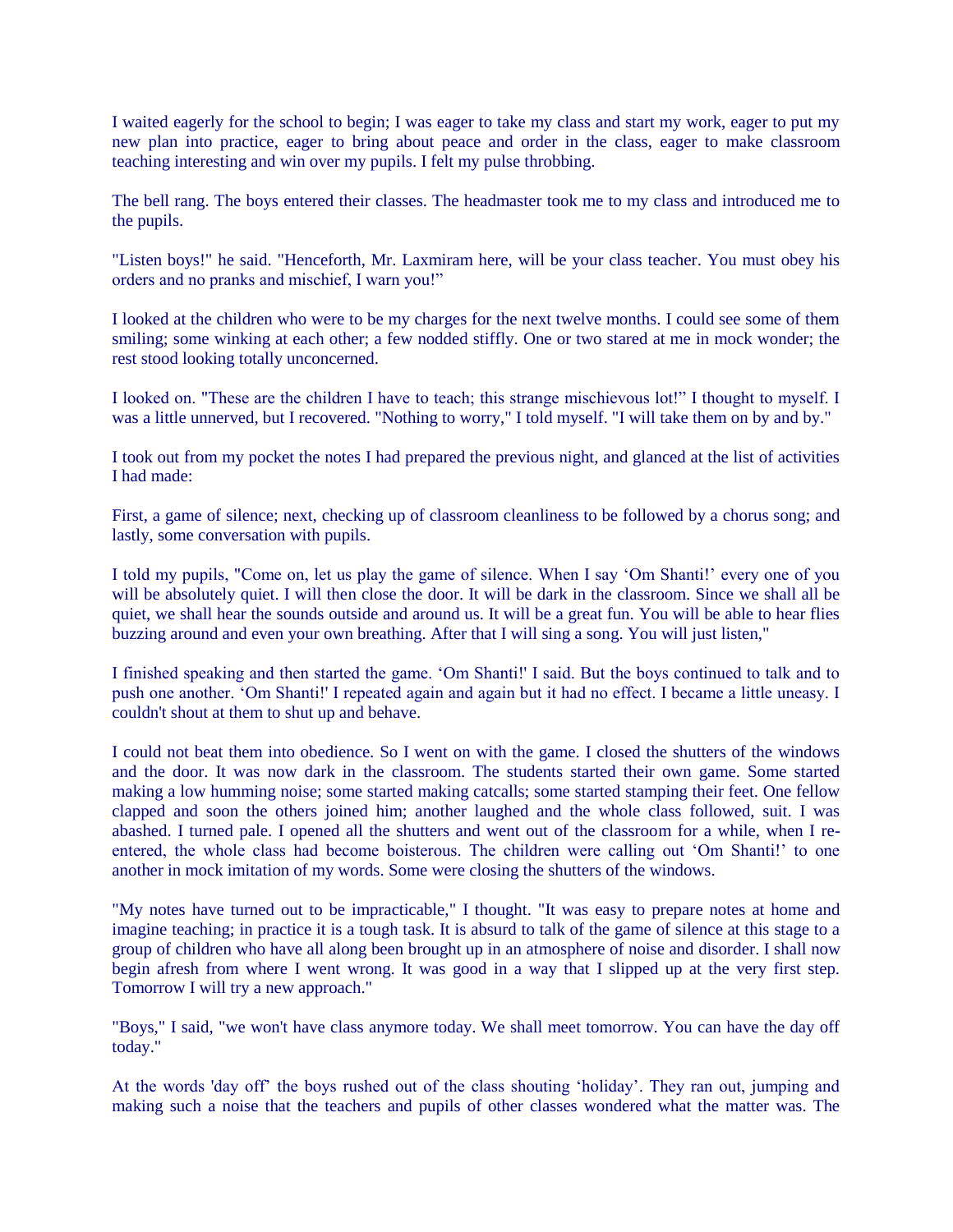I waited eagerly for the school to begin; I was eager to take my class and start my work, eager to put my new plan into practice, eager to bring about peace and order in the class, eager to make classroom teaching interesting and win over my pupils. I felt my pulse throbbing.

The bell rang. The boys entered their classes. The headmaster took me to my class and introduced me to the pupils.

"Listen boys!" he said. "Henceforth, Mr. Laxmiram here, will be your class teacher. You must obey his orders and no pranks and mischief, I warn you!”

I looked at the children who were to be my charges for the next twelve months. I could see some of them smiling; some winking at each other; a few nodded stiffly. One or two stared at me in mock wonder; the rest stood looking totally unconcerned.

I looked on. "These are the children I have to teach; this strange mischievous lot!” I thought to myself. I was a little unnerved, but I recovered. "Nothing to worry," I told myself. "I will take them on by and by."

I took out from my pocket the notes I had prepared the previous night, and glanced at the list of activities I had made:

First, a game of silence; next, checking up of classroom cleanliness to be followed by a chorus song; and lastly, some conversation with pupils.

I told my pupils, "Come on, let us play the game of silence. When I say ‘Om Shanti!’ every one of you will be absolutely quiet. I will then close the door. It will be dark in the classroom. Since we shall all be quiet, we shall hear the sounds outside and around us. It will be a great fun. You will be able to hear flies buzzing around and even your own breathing. After that I will sing a song. You will just listen,"

I finished speaking and then started the game. ‘Om Shanti!' I said. But the boys continued to talk and to push one another. ‘Om Shanti!' I repeated again and again but it had no effect. I became a little uneasy. I couldn't shout at them to shut up and behave.

I could not beat them into obedience. So I went on with the game. I closed the shutters of the windows and the door. It was now dark in the classroom. The students started their own game. Some started making a low humming noise; some started making catcalls; some started stamping their feet. One fellow clapped and soon the others joined him; another laughed and the whole class followed, suit. I was abashed. I turned pale. I opened all the shutters and went out of the classroom for a while, when I re-entered, the whole class had become boisterous. The children were calling out ‘Om Shanti!’ to one another in mock imitation of my words. Some were closing the shutters of the windows.

"My notes have turned out to be impracticable," I thought. "It was easy to prepare notes at home and imagine teaching; in practice it is a tough task. It is absurd to talk of the game of silence at this stage to a group of children who have all along been brought up in an atmosphere of noise and disorder. I shall now begin afresh from where I went wrong. It was good in a way that I slipped up at the very first step. Tomorrow I will try a new approach."

"Boys," I said, "we won't have class anymore today. We shall meet tomorrow. You can have the day off today."

At the words 'day off’ the boys rushed out of the class shouting ‘holiday’. They ran out, jumping and making such a noise that the teachers and pupils of other classes wondered what the matter was. The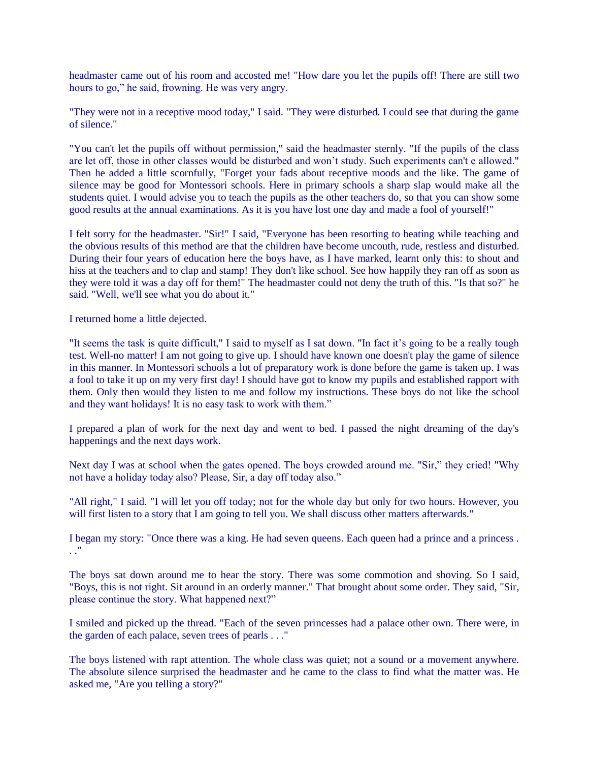headmaster came out of his room and accosted me! "How dare you let the pupils off! There are still two hours to go," he said, frowning. He was very angry.

"They were not in a receptive mood today," I said. "They were disturbed. I could see that during the game of silence."

"You can't let the pupils off without permission," said the headmaster sternly. "If the pupils of the class are let off, those in other classes would be disturbed and won't study. Such experiments can't e allowed." Then he added a little scornfully, "Forget your fads about receptive moods and the like. The game of silence may be good for Montessori schools. Here in primary schools a sharp slap would make all the students quiet. I would advise you to teach the pupils as the other teachers do, so that you can show some good results at the annual examinations. As it is you have lost one day and made a fool of yourself!"

I felt sorry for the headmaster. "Sir!" I said, "Everyone has been resorting to beating while teaching and the obvious results of this method are that the children have become uncouth, rude, restless and disturbed. During their four years of education here the boys have, as I have marked, learnt only this: to shout and hiss at the teachers and to clap and stamp! They don't like school. See how happily they ran off as soon as they were told it was a day off for them!" The headmaster could not deny the truth of this. "Is that so?" he said. "Well, we'll see what you do about it."

I returned home a little dejected.

"It seems the task is quite difficult," I said to myself as I sat down. "In fact it's going to be a really tough test. Well-no matter! I am not going to give up. I should have known one doesn't play the game of silence in this manner. In Montessori schools a lot of preparatory work is done before the game is taken up. I was a fool to take it up on my very first day! I should have got to know my pupils and established rapport with them. Only then would they listen to me and follow my instructions. These boys do not like the school and they want holidays! It is no easy task to work with them."

I prepared a plan of work for the next day and went to bed. I passed the night dreaming of the day's happenings and the next days work.

Next day I was at school when the gates opened. The boys crowded around me. "Sir," they cried! "Why not have a holiday today also? Please, Sir, a day off today also."

"All right," I said. "I will let you off today; not for the whole day but only for two hours. However, you will first listen to a story that I am going to tell you. We shall discuss other matters afterwards."

I began my story: "Once there was a king. He had seven queens. Each queen had a prince and a princess . . ."

The boys sat down around me to hear the story. There was some commotion and shoving. So I said, "Boys, this is not right. Sit around in an orderly manner." That brought about some order. They said, "Sir, please continue the story. What happened next?"

I smiled and picked up the thread. "Each of the seven princesses had a palace other own. There were, in the garden of each palace, seven trees of pearls . . ."

The boys listened with rapt attention. The whole class was quiet; not a sound or a movement anywhere. The absolute silence surprised the headmaster and he came to the class to find what the matter was. He asked me, "Are you telling a story?"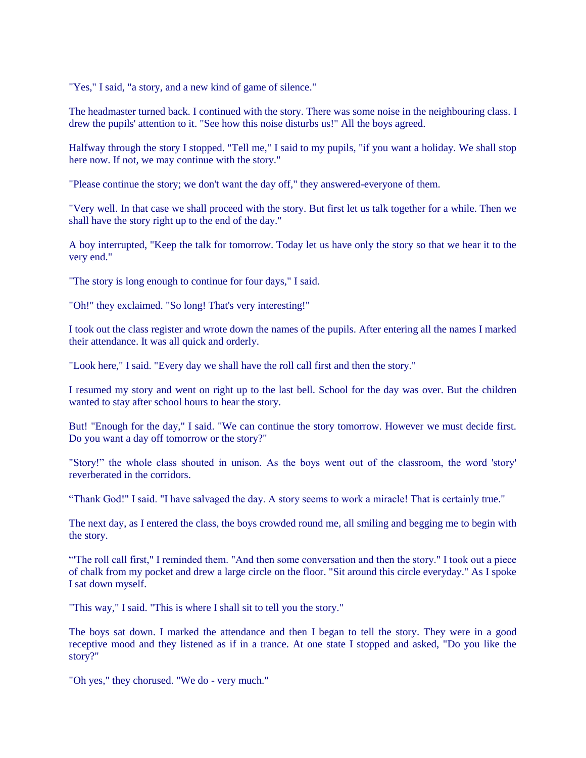"Yes," I said, "a story, and a new kind of game of silence."

The headmaster turned back. I continued with the story. There was some noise in the neighbouring class. I drew the pupils' attention to it. "See how this noise disturbs us!" All the boys agreed.

Halfway through the story I stopped. "Tell me," I said to my pupils, "if you want a holiday. We shall stop here now. If not, we may continue with the story."

"Please continue the story; we don't want the day off," they answered-everyone of them.

"Very well. In that case we shall proceed with the story. But first let us talk together for a while. Then we shall have the story right up to the end of the day."

A boy interrupted, "Keep the talk for tomorrow. Today let us have only the story so that we hear it to the very end."

"The story is long enough to continue for four days," I said.

"Oh!" they exclaimed. "So long! That's very interesting!"

I took out the class register and wrote down the names of the pupils. After entering all the names I marked their attendance. It was all quick and orderly.

"Look here," I said. "Every day we shall have the roll call first and then the story."

I resumed my story and went on right up to the last bell. School for the day was over. But the children wanted to stay after school hours to hear the story.

But! "Enough for the day," I said. "We can continue the story tomorrow. However we must decide first. Do you want a day off tomorrow or the story?"

"Story!" the whole class shouted in unison. As the boys went out of the classroom, the word 'story' reverberated in the corridors.

"Thank God!" I said. "I have salvaged the day. A story seems to work a miracle! That is certainly true."

The next day, as I entered the class, the boys crowded round me, all smiling and begging me to begin with the story.

"'The roll call first," I reminded them. "And then some conversation and then the story." I took out a piece of chalk from my pocket and drew a large circle on the floor. "Sit around this circle everyday." As I spoke I sat down myself.

"This way," I said. "This is where I shall sit to tell you the story."

The boys sat down. I marked the attendance and then I began to tell the story. They were in a good receptive mood and they listened as if in a trance. At one state I stopped and asked, "Do you like the story?"

"Oh yes," they chorused. "We do - very much."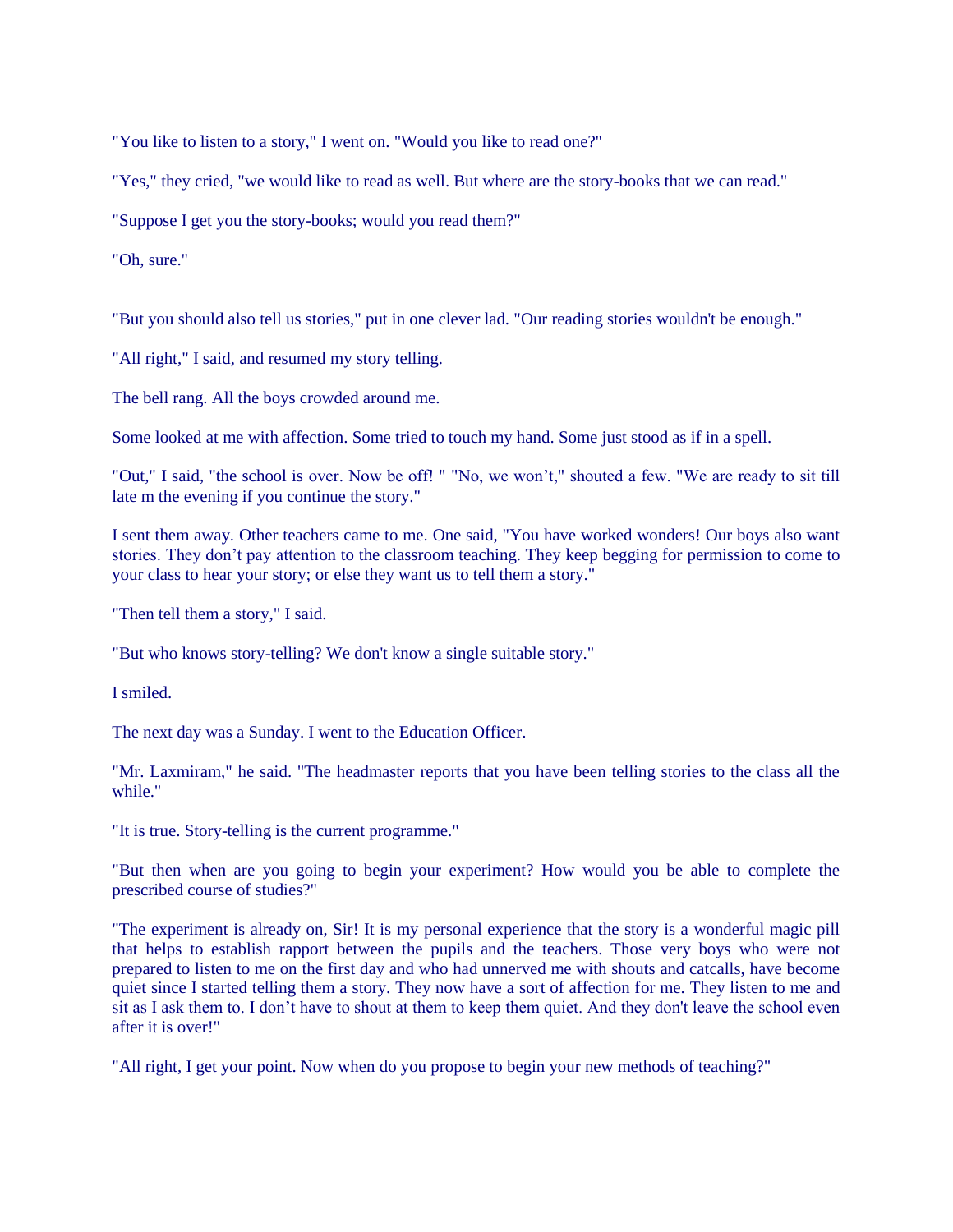"You like to listen to a story," I went on. "Would you like to read one?"

"Yes," they cried, "we would like to read as well. But where are the story-books that we can read."

"Suppose I get you the story-books; would you read them?"

"Oh, sure."

"But you should also tell us stories," put in one clever lad. "Our reading stories wouldn't be enough."

"All right," I said, and resumed my story telling.

The bell rang. All the boys crowded around me.

Some looked at me with affection. Some tried to touch my hand. Some just stood as if in a spell.

"Out," I said, "the school is over. Now be off! " "No, we won't," shouted a few. "We are ready to sit till late m the evening if you continue the story."

I sent them away. Other teachers came to me. One said, "You have worked wonders! Our boys also want stories. They don't pay attention to the classroom teaching. They keep begging for permission to come to your class to hear your story; or else they want us to tell them a story."

"Then tell them a story," I said.

"But who knows story-telling? We don't know a single suitable story."

I smiled.

The next day was a Sunday. I went to the Education Officer.

"Mr. Laxmiram," he said. "The headmaster reports that you have been telling stories to the class all the while."

"It is true. Story-telling is the current programme."

"But then when are you going to begin your experiment? How would you be able to complete the prescribed course of studies?"

"The experiment is already on, Sir! It is my personal experience that the story is a wonderful magic pill that helps to establish rapport between the pupils and the teachers. Those very boys who were not prepared to listen to me on the first day and who had unnerved me with shouts and catcalls, have become quiet since I started telling them a story. They now have a sort of affection for me. They listen to me and sit as I ask them to. I don't have to shout at them to keep them quiet. And they don't leave the school even after it is over!"

"All right, I get your point. Now when do you propose to begin your new methods of teaching?"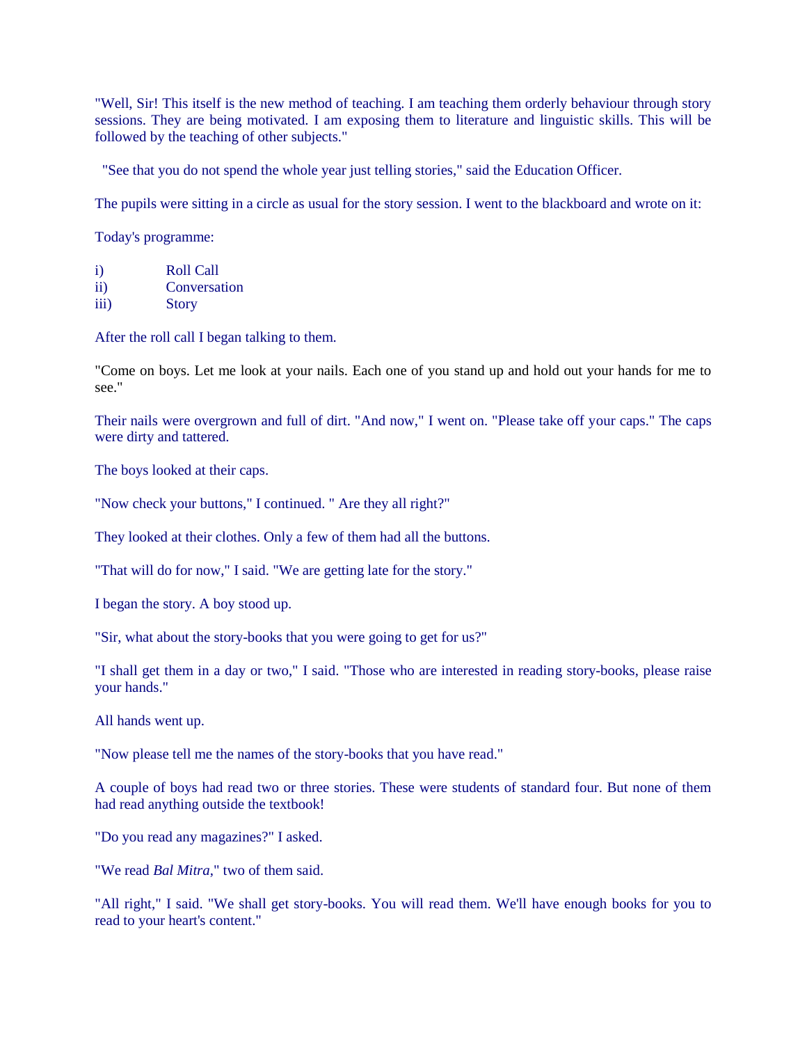"Well, Sir! This itself is the new method of teaching. I am teaching them orderly behaviour through story sessions. They are being motivated. I am exposing them to literature and linguistic skills. This will be followed by the teaching of other subjects."

"See that you do not spend the whole year just telling stories," said the Education Officer.

The pupils were sitting in a circle as usual for the story session. I went to the blackboard and wrote on it:

Today's programme:

i) Roll Call
ii) Conversation
iii) Story

After the roll call I began talking to them.

"Come on boys. Let me look at your nails. Each one of you stand up and hold out your hands for me to see."

Their nails were overgrown and full of dirt. "And now," I went on. "Please take off your caps." The caps were dirty and tattered.

The boys looked at their caps.

"Now check your buttons," I continued. " Are they all right?"

They looked at their clothes. Only a few of them had all the buttons.

"That will do for now," I said. "We are getting late for the story."

I began the story. A boy stood up.

"Sir, what about the story-books that you were going to get for us?"

"I shall get them in a day or two," I said. "Those who are interested in reading story-books, please raise your hands."

All hands went up.

"Now please tell me the names of the story-books that you have read."

A couple of boys had read two or three stories. These were students of standard four. But none of them had read anything outside the textbook!

"Do you read any magazines?" I asked.

"We read *Bal Mitra*," two of them said.

"All right," I said. "We shall get story-books. You will read them. We'll have enough books for you to read to your heart's content."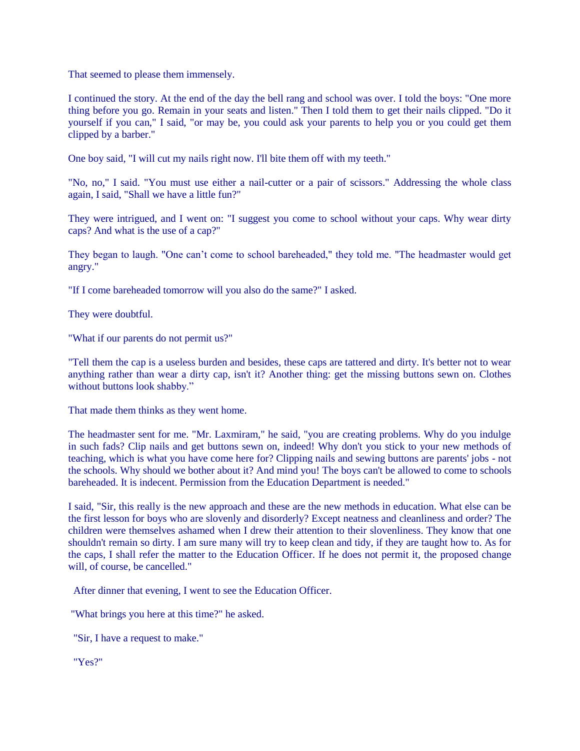That seemed to please them immensely.

I continued the story. At the end of the day the bell rang and school was over. I told the boys: "One more thing before you go. Remain in your seats and listen." Then I told them to get their nails clipped. "Do it yourself if you can," I said, "or may be, you could ask your parents to help you or you could get them clipped by a barber."

One boy said, "I will cut my nails right now. I'll bite them off with my teeth."

"No, no," I said. "You must use either a nail-cutter or a pair of scissors." Addressing the whole class again, I said, "Shall we have a little fun?"

They were intrigued, and I went on: "I suggest you come to school without your caps. Why wear dirty caps? And what is the use of a cap?"

They began to laugh. "One can't come to school bareheaded," they told me. "The headmaster would get angry."

"If I come bareheaded tomorrow will you also do the same?" I asked.

They were doubtful.

"What if our parents do not permit us?"

"Tell them the cap is a useless burden and besides, these caps are tattered and dirty. It's better not to wear anything rather than wear a dirty cap, isn't it? Another thing: get the missing buttons sewn on. Clothes without buttons look shabby."

That made them thinks as they went home.

The headmaster sent for me. "Mr. Laxmiram," he said, "you are creating problems. Why do you indulge in such fads? Clip nails and get buttons sewn on, indeed! Why don't you stick to your new methods of teaching, which is what you have come here for? Clipping nails and sewing buttons are parents' jobs - not the schools. Why should we bother about it? And mind you! The boys can't be allowed to come to schools bareheaded. It is indecent. Permission from the Education Department is needed."

I said, "Sir, this really is the new approach and these are the new methods in education. What else can be the first lesson for boys who are slovenly and disorderly? Except neatness and cleanliness and order? The children were themselves ashamed when I drew their attention to their slovenliness. They know that one shouldn't remain so dirty. I am sure many will try to keep clean and tidy, if they are taught how to. As for the caps, I shall refer the matter to the Education Officer. If he does not permit it, the proposed change will, of course, be cancelled."

After dinner that evening, I went to see the Education Officer.

"What brings you here at this time?" he asked.

"Sir, I have a request to make."

"Yes?"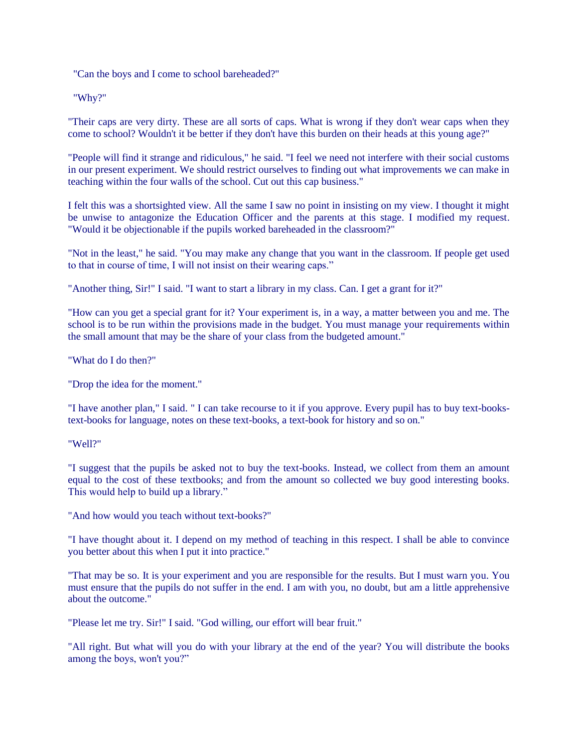"Can the boys and I come to school bareheaded?"

"Why?"

"Their caps are very dirty. These are all sorts of caps. What is wrong if they don't wear caps when they come to school? Wouldn't it be better if they don't have this burden on their heads at this young age?"

"People will find it strange and ridiculous," he said. "I feel we need not interfere with their social customs in our present experiment. We should restrict ourselves to finding out what improvements we can make in teaching within the four walls of the school. Cut out this cap business."

I felt this was a shortsighted view. All the same I saw no point in insisting on my view. I thought it might be unwise to antagonize the Education Officer and the parents at this stage. I modified my request. "Would it be objectionable if the pupils worked bareheaded in the classroom?"

"Not in the least," he said. "You may make any change that you want in the classroom. If people get used to that in course of time, I will not insist on their wearing caps."

"Another thing, Sir!" I said. "I want to start a library in my class. Can. I get a grant for it?"

"How can you get a special grant for it? Your experiment is, in a way, a matter between you and me. The school is to be run within the provisions made in the budget. You must manage your requirements within the small amount that may be the share of your class from the budgeted amount."

"What do I do then?"

"Drop the idea for the moment."

"I have another plan," I said. " I can take recourse to it if you approve. Every pupil has to buy text-books-text-books for language, notes on these text-books, a text-book for history and so on."

"Well?"

"I suggest that the pupils be asked not to buy the text-books. Instead, we collect from them an amount equal to the cost of these textbooks; and from the amount so collected we buy good interesting books. This would help to build up a library."

"And how would you teach without text-books?"

"I have thought about it. I depend on my method of teaching in this respect. I shall be able to convince you better about this when I put it into practice."

"That may be so. It is your experiment and you are responsible for the results. But I must warn you. You must ensure that the pupils do not suffer in the end. I am with you, no doubt, but am a little apprehensive about the outcome."

"Please let me try. Sir!" I said. "God willing, our effort will bear fruit."

"All right. But what will you do with your library at the end of the year? You will distribute the books among the boys, won't you?"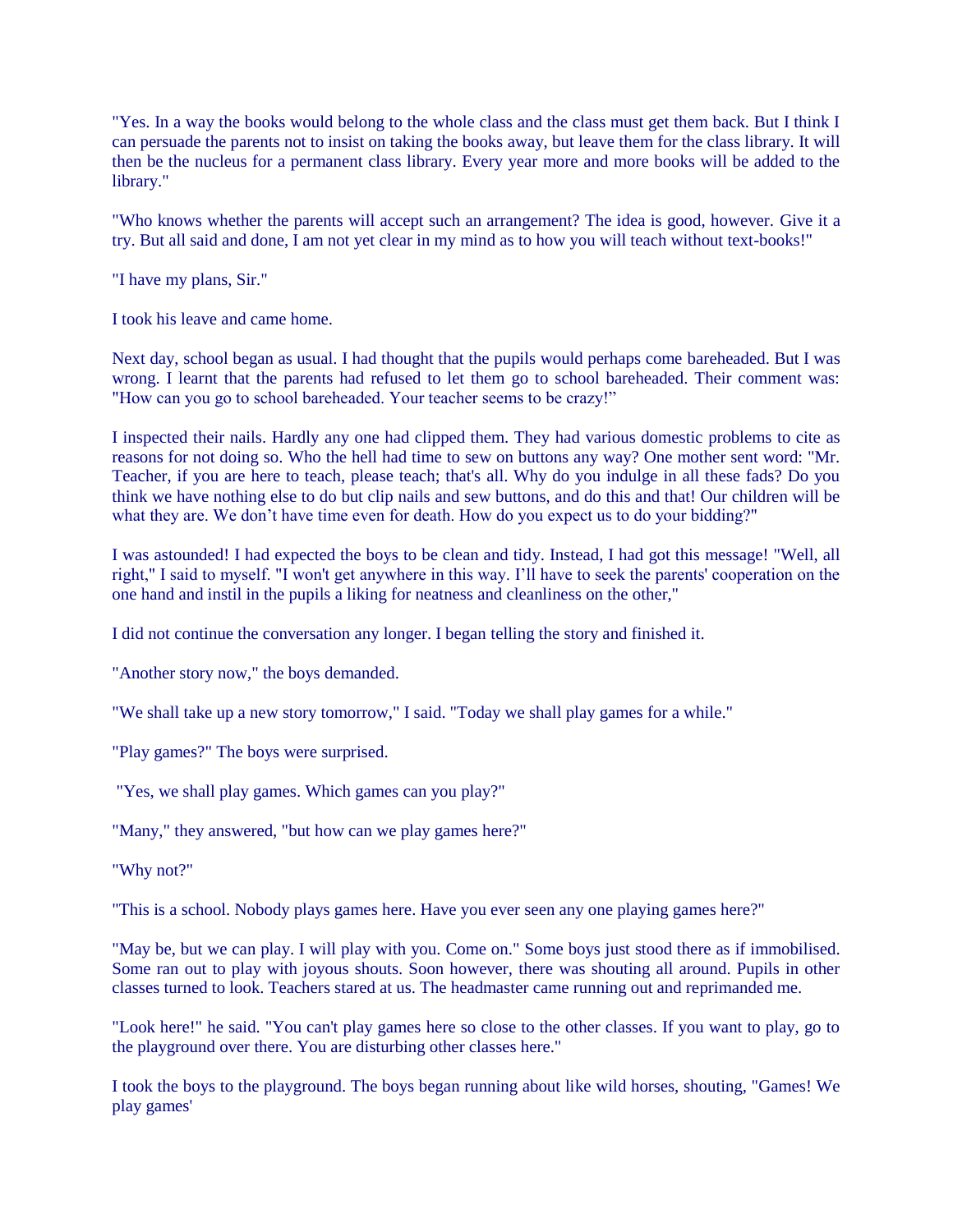"Yes. In a way the books would belong to the whole class and the class must get them back. But I think I can persuade the parents not to insist on taking the books away, but leave them for the class library. It will then be the nucleus for a permanent class library. Every year more and more books will be added to the library."

"Who knows whether the parents will accept such an arrangement? The idea is good, however. Give it a try. But all said and done, I am not yet clear in my mind as to how you will teach without text-books!"

"I have my plans, Sir."

I took his leave and came home.

Next day, school began as usual. I had thought that the pupils would perhaps come bareheaded. But I was wrong. I learnt that the parents had refused to let them go to school bareheaded. Their comment was: "How can you go to school bareheaded. Your teacher seems to be crazy!"

I inspected their nails. Hardly any one had clipped them. They had various domestic problems to cite as reasons for not doing so. Who the hell had time to sew on buttons any way? One mother sent word: "Mr. Teacher, if you are here to teach, please teach; that's all. Why do you indulge in all these fads? Do you think we have nothing else to do but clip nails and sew buttons, and do this and that! Our children will be what they are. We don't have time even for death. How do you expect us to do your bidding?"

I was astounded! I had expected the boys to be clean and tidy. Instead, I had got this message! "Well, all right," I said to myself. "I won't get anywhere in this way. I'll have to seek the parents' cooperation on the one hand and instil in the pupils a liking for neatness and cleanliness on the other,"

I did not continue the conversation any longer. I began telling the story and finished it.

"Another story now," the boys demanded.

"We shall take up a new story tomorrow," I said. "Today we shall play games for a while."

"Play games?" The boys were surprised.

"Yes, we shall play games. Which games can you play?"

"Many," they answered, "but how can we play games here?"

"Why not?"

"This is a school. Nobody plays games here. Have you ever seen any one playing games here?"

"May be, but we can play. I will play with you. Come on." Some boys just stood there as if immobilised. Some ran out to play with joyous shouts. Soon however, there was shouting all around. Pupils in other classes turned to look. Teachers stared at us. The headmaster came running out and reprimanded me.

"Look here!" he said. "You can't play games here so close to the other classes. If you want to play, go to the playground over there. You are disturbing other classes here."

I took the boys to the playground. The boys began running about like wild horses, shouting, "Games! We play games'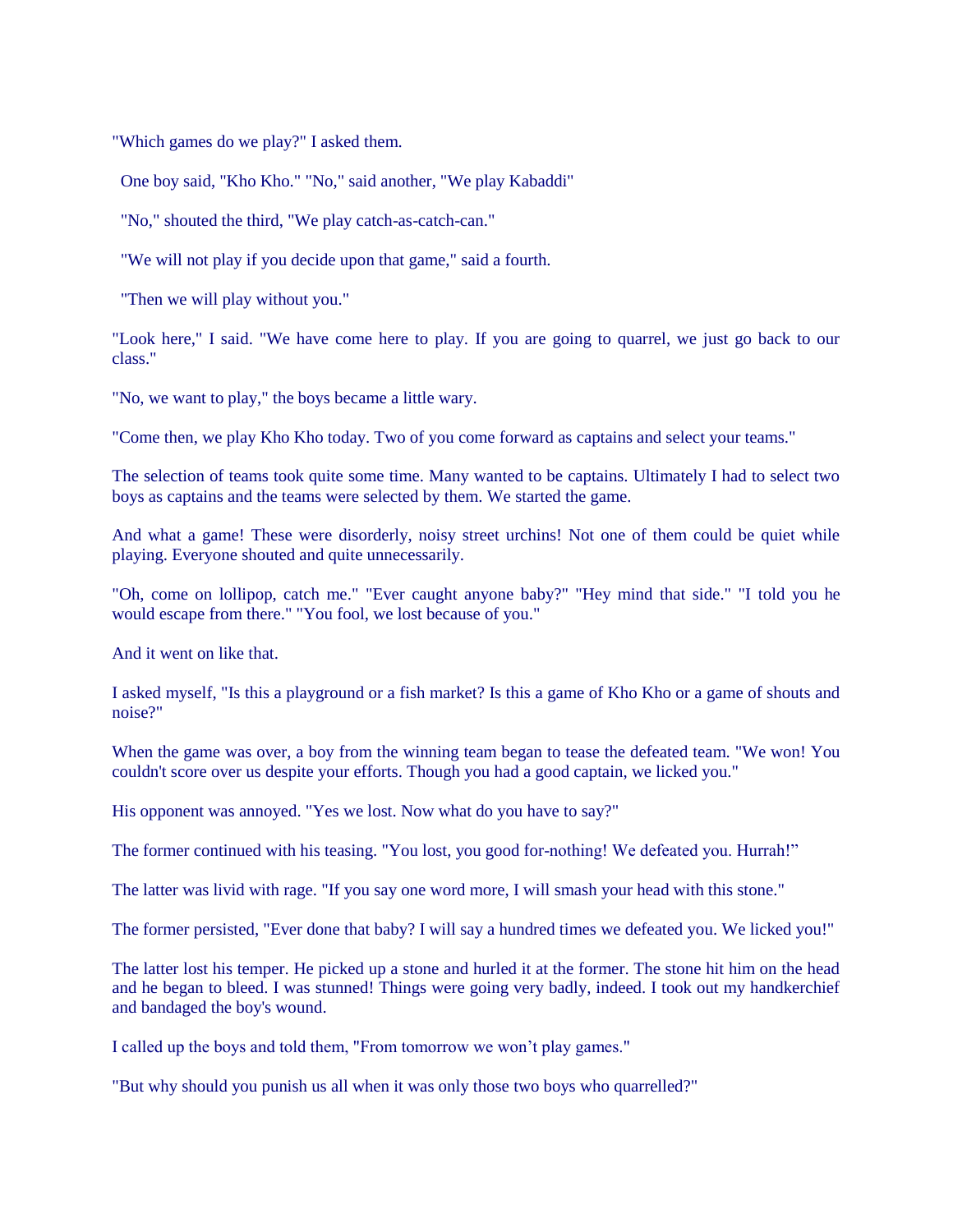"Which games do we play?" I asked them.

One boy said, "Kho Kho." "No," said another, "We play Kabaddi"

"No," shouted the third, "We play catch-as-catch-can."

"We will not play if you decide upon that game," said a fourth.

"Then we will play without you."

"Look here," I said. "We have come here to play. If you are going to quarrel, we just go back to our class."

"No, we want to play," the boys became a little wary.

"Come then, we play Kho Kho today. Two of you come forward as captains and select your teams."

The selection of teams took quite some time. Many wanted to be captains. Ultimately I had to select two boys as captains and the teams were selected by them. We started the game.

And what a game! These were disorderly, noisy street urchins! Not one of them could be quiet while playing. Everyone shouted and quite unnecessarily.

"Oh, come on lollipop, catch me." "Ever caught anyone baby?" "Hey mind that side." "I told you he would escape from there." "You fool, we lost because of you."

And it went on like that.

I asked myself, "Is this a playground or a fish market? Is this a game of Kho Kho or a game of shouts and noise?"

When the game was over, a boy from the winning team began to tease the defeated team. "We won! You couldn't score over us despite your efforts. Though you had a good captain, we licked you."

His opponent was annoyed. "Yes we lost. Now what do you have to say?"

The former continued with his teasing. "You lost, you good for-nothing! We defeated you. Hurrah!"

The latter was livid with rage. "If you say one word more, I will smash your head with this stone."

The former persisted, "Ever done that baby? I will say a hundred times we defeated you. We licked you!"

The latter lost his temper. He picked up a stone and hurled it at the former. The stone hit him on the head and he began to bleed. I was stunned! Things were going very badly, indeed. I took out my handkerchief and bandaged the boy's wound.

I called up the boys and told them, "From tomorrow we won't play games."

"But why should you punish us all when it was only those two boys who quarrelled?"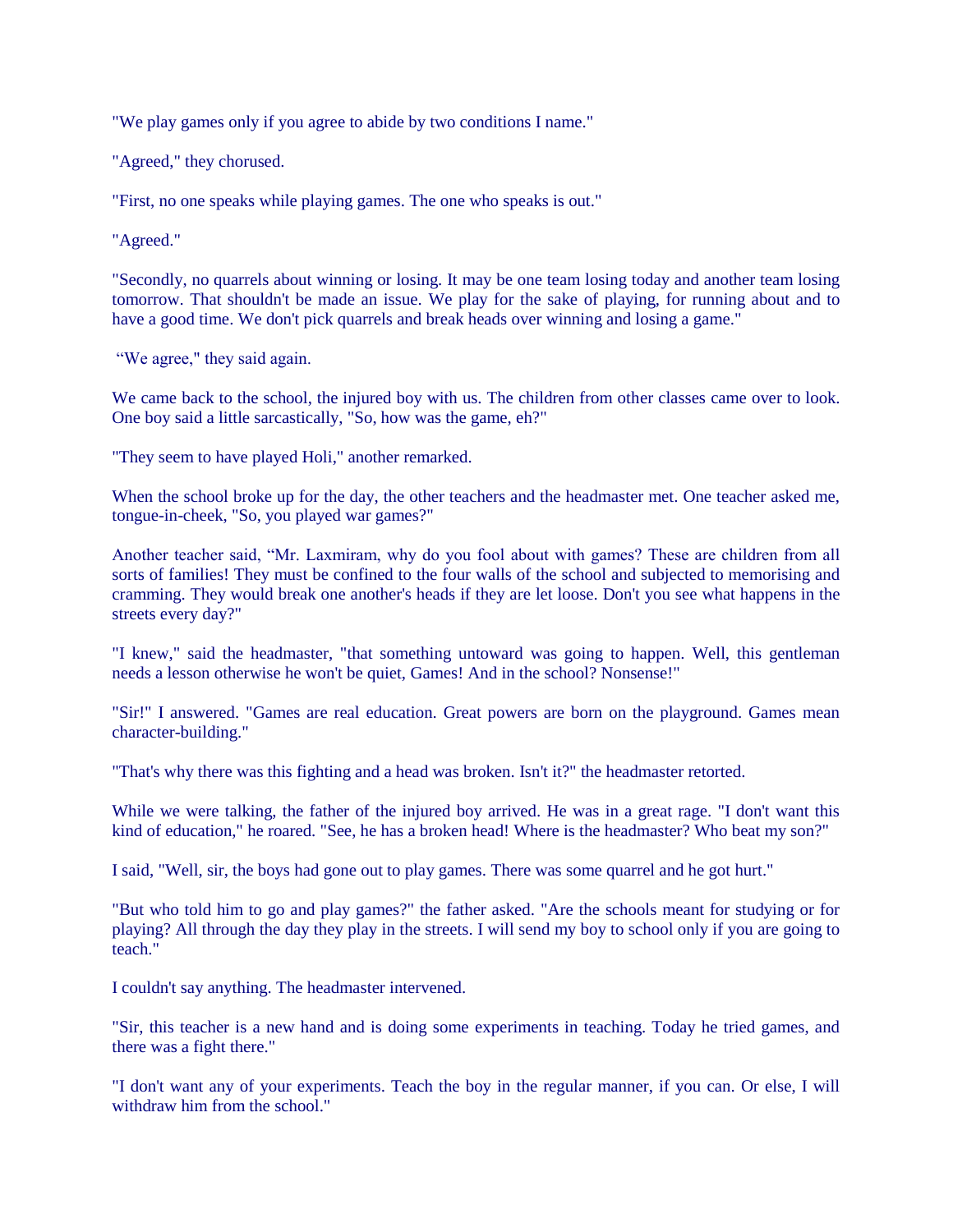"We play games only if you agree to abide by two conditions I name."

"Agreed," they chorused.

"First, no one speaks while playing games. The one who speaks is out."

"Agreed."

"Secondly, no quarrels about winning or losing. It may be one team losing today and another team losing tomorrow. That shouldn't be made an issue. We play for the sake of playing, for running about and to have a good time. We don't pick quarrels and break heads over winning and losing a game."

"We agree," they said again.

We came back to the school, the injured boy with us. The children from other classes came over to look. One boy said a little sarcastically, "So, how was the game, eh?"

"They seem to have played Holi," another remarked.

When the school broke up for the day, the other teachers and the headmaster met. One teacher asked me, tongue-in-cheek, "So, you played war games?"

Another teacher said, "Mr. Laxmiram, why do you fool about with games? These are children from all sorts of families! They must be confined to the four walls of the school and subjected to memorising and cramming. They would break one another's heads if they are let loose. Don't you see what happens in the streets every day?"

"I knew," said the headmaster, "that something untoward was going to happen. Well, this gentleman needs a lesson otherwise he won't be quiet, Games! And in the school? Nonsense!"

"Sir!" I answered. "Games are real education. Great powers are born on the playground. Games mean character-building."

"That's why there was this fighting and a head was broken. Isn't it?" the headmaster retorted.

While we were talking, the father of the injured boy arrived. He was in a great rage. "I don't want this kind of education," he roared. "See, he has a broken head! Where is the headmaster? Who beat my son?"

I said, "Well, sir, the boys had gone out to play games. There was some quarrel and he got hurt."

"But who told him to go and play games?" the father asked. "Are the schools meant for studying or for playing? All through the day they play in the streets. I will send my boy to school only if you are going to teach."

I couldn't say anything. The headmaster intervened.

"Sir, this teacher is a new hand and is doing some experiments in teaching. Today he tried games, and there was a fight there."

"I don't want any of your experiments. Teach the boy in the regular manner, if you can. Or else, I will withdraw him from the school."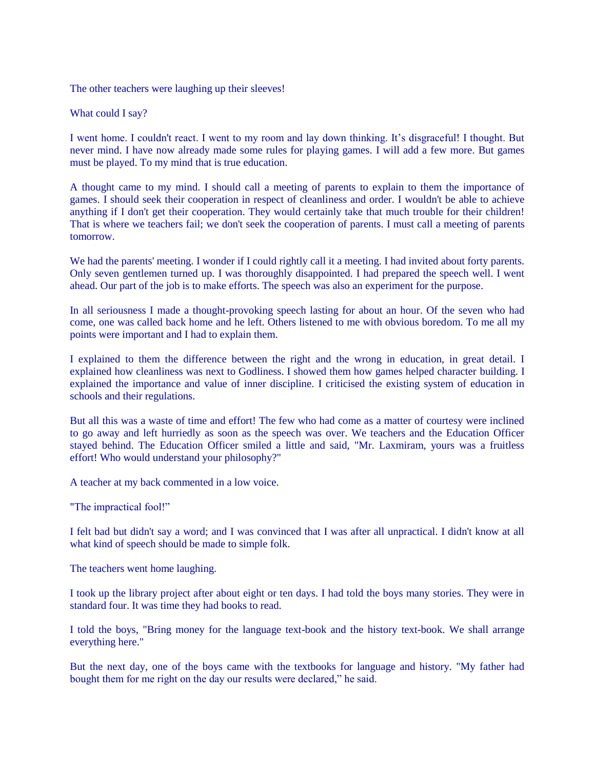The other teachers were laughing up their sleeves!

What could I say?

I went home. I couldn't react. I went to my room and lay down thinking. It's disgraceful! I thought. But never mind. I have now already made some rules for playing games. I will add a few more. But games must be played. To my mind that is true education.

A thought came to my mind. I should call a meeting of parents to explain to them the importance of games. I should seek their cooperation in respect of cleanliness and order. I wouldn't be able to achieve anything if I don't get their cooperation. They would certainly take that much trouble for their children! That is where we teachers fail; we don't seek the cooperation of parents. I must call a meeting of parents tomorrow.

We had the parents' meeting. I wonder if I could rightly call it a meeting. I had invited about forty parents. Only seven gentlemen turned up. I was thoroughly disappointed. I had prepared the speech well. I went ahead. Our part of the job is to make efforts. The speech was also an experiment for the purpose.

In all seriousness I made a thought-provoking speech lasting for about an hour. Of the seven who had come, one was called back home and he left. Others listened to me with obvious boredom. To me all my points were important and I had to explain them.

I explained to them the difference between the right and the wrong in education, in great detail. I explained how cleanliness was next to Godliness. I showed them how games helped character building. I explained the importance and value of inner discipline. I criticised the existing system of education in schools and their regulations.

But all this was a waste of time and effort! The few who had come as a matter of courtesy were inclined to go away and left hurriedly as soon as the speech was over. We teachers and the Education Officer stayed behind. The Education Officer smiled a little and said, "Mr. Laxmiram, yours was a fruitless effort! Who would understand your philosophy?"

A teacher at my back commented in a low voice.

"The impractical fool!"

I felt bad but didn't say a word; and I was convinced that I was after all unpractical. I didn't know at all what kind of speech should be made to simple folk.

The teachers went home laughing.

I took up the library project after about eight or ten days. I had told the boys many stories. They were in standard four. It was time they had books to read.

I told the boys, "Bring money for the language text-book and the history text-book. We shall arrange everything here."

But the next day, one of the boys came with the textbooks for language and history. "My father had bought them for me right on the day our results were declared," he said.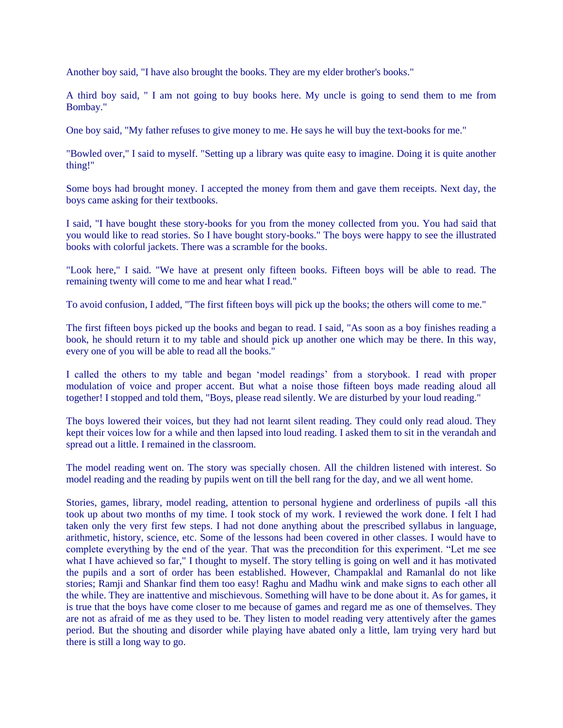Another boy said, "I have also brought the books. They are my elder brother's books."

A third boy said, " I am not going to buy books here. My uncle is going to send them to me from Bombay."

One boy said, "My father refuses to give money to me. He says he will buy the text-books for me."

"Bowled over," I said to myself. "Setting up a library was quite easy to imagine. Doing it is quite another thing!"

Some boys had brought money. I accepted the money from them and gave them receipts. Next day, the boys came asking for their textbooks.

I said, "I have bought these story-books for you from the money collected from you. You had said that you would like to read stories. So I have bought story-books." The boys were happy to see the illustrated books with colorful jackets. There was a scramble for the books.

"Look here," I said. "We have at present only fifteen books. Fifteen boys will be able to read. The remaining twenty will come to me and hear what I read."

To avoid confusion, I added, "The first fifteen boys will pick up the books; the others will come to me."

The first fifteen boys picked up the books and began to read. I said, "As soon as a boy finishes reading a book, he should return it to my table and should pick up another one which may be there. In this way, every one of you will be able to read all the books."

I called the others to my table and began 'model readings' from a storybook. I read with proper modulation of voice and proper accent. But what a noise those fifteen boys made reading aloud all together! I stopped and told them, "Boys, please read silently. We are disturbed by your loud reading."

The boys lowered their voices, but they had not learnt silent reading. They could only read aloud. They kept their voices low for a while and then lapsed into loud reading. I asked them to sit in the verandah and spread out a little. I remained in the classroom.

The model reading went on. The story was specially chosen. All the children listened with interest. So model reading and the reading by pupils went on till the bell rang for the day, and we all went home.

Stories, games, library, model reading, attention to personal hygiene and orderliness of pupils -all this took up about two months of my time. I took stock of my work. I reviewed the work done. I felt I had taken only the very first few steps. I had not done anything about the prescribed syllabus in language, arithmetic, history, science, etc. Some of the lessons had been covered in other classes. I would have to complete everything by the end of the year. That was the precondition for this experiment. "Let me see what I have achieved so far," I thought to myself. The story telling is going on well and it has motivated the pupils and a sort of order has been established. However, Champaklal and Ramanlal do not like stories; Ramji and Shankar find them too easy! Raghu and Madhu wink and make signs to each other all the while. They are inattentive and mischievous. Something will have to be done about it. As for games, it is true that the boys have come closer to me because of games and regard me as one of themselves. They are not as afraid of me as they used to be. They listen to model reading very attentively after the games period. But the shouting and disorder while playing have abated only a little, lam trying very hard but there is still a long way to go.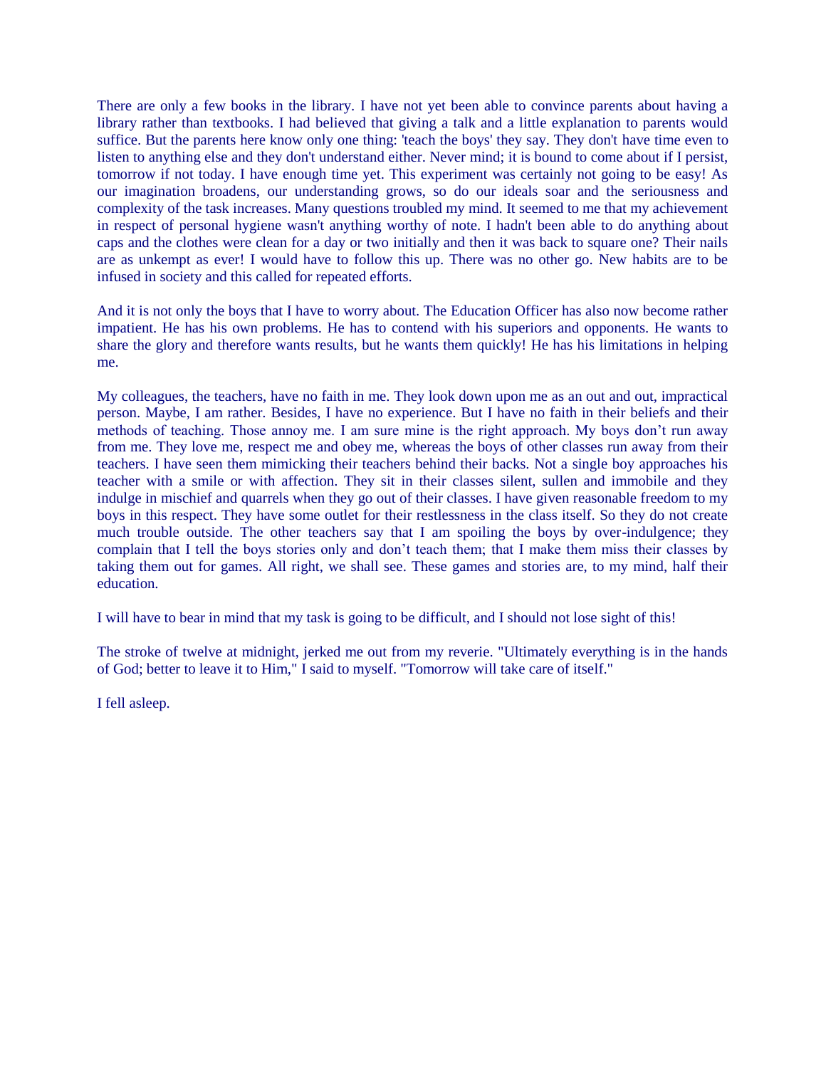There are only a few books in the library. I have not yet been able to convince parents about having a library rather than textbooks. I had believed that giving a talk and a little explanation to parents would suffice. But the parents here know only one thing: 'teach the boys' they say. They don't have time even to listen to anything else and they don't understand either. Never mind; it is bound to come about if I persist, tomorrow if not today. I have enough time yet. This experiment was certainly not going to be easy! As our imagination broadens, our understanding grows, so do our ideals soar and the seriousness and complexity of the task increases. Many questions troubled my mind. It seemed to me that my achievement in respect of personal hygiene wasn't anything worthy of note. I hadn't been able to do anything about caps and the clothes were clean for a day or two initially and then it was back to square one? Their nails are as unkempt as ever! I would have to follow this up. There was no other go. New habits are to be infused in society and this called for repeated efforts.

And it is not only the boys that I have to worry about. The Education Officer has also now become rather impatient. He has his own problems. He has to contend with his superiors and opponents. He wants to share the glory and therefore wants results, but he wants them quickly! He has his limitations in helping me.

My colleagues, the teachers, have no faith in me. They look down upon me as an out and out, impractical person. Maybe, I am rather. Besides, I have no experience. But I have no faith in their beliefs and their methods of teaching. Those annoy me. I am sure mine is the right approach. My boys don’t run away from me. They love me, respect me and obey me, whereas the boys of other classes run away from their teachers. I have seen them mimicking their teachers behind their backs. Not a single boy approaches his teacher with a smile or with affection. They sit in their classes silent, sullen and immobile and they indulge in mischief and quarrels when they go out of their classes. I have given reasonable freedom to my boys in this respect. They have some outlet for their restlessness in the class itself. So they do not create much trouble outside. The other teachers say that I am spoiling the boys by over-indulgence; they complain that I tell the boys stories only and don’t teach them; that I make them miss their classes by taking them out for games. All right, we shall see. These games and stories are, to my mind, half their education.

I will have to bear in mind that my task is going to be difficult, and I should not lose sight of this!

The stroke of twelve at midnight, jerked me out from my reverie. "Ultimately everything is in the hands of God; better to leave it to Him," I said to myself. "Tomorrow will take care of itself."

I fell asleep.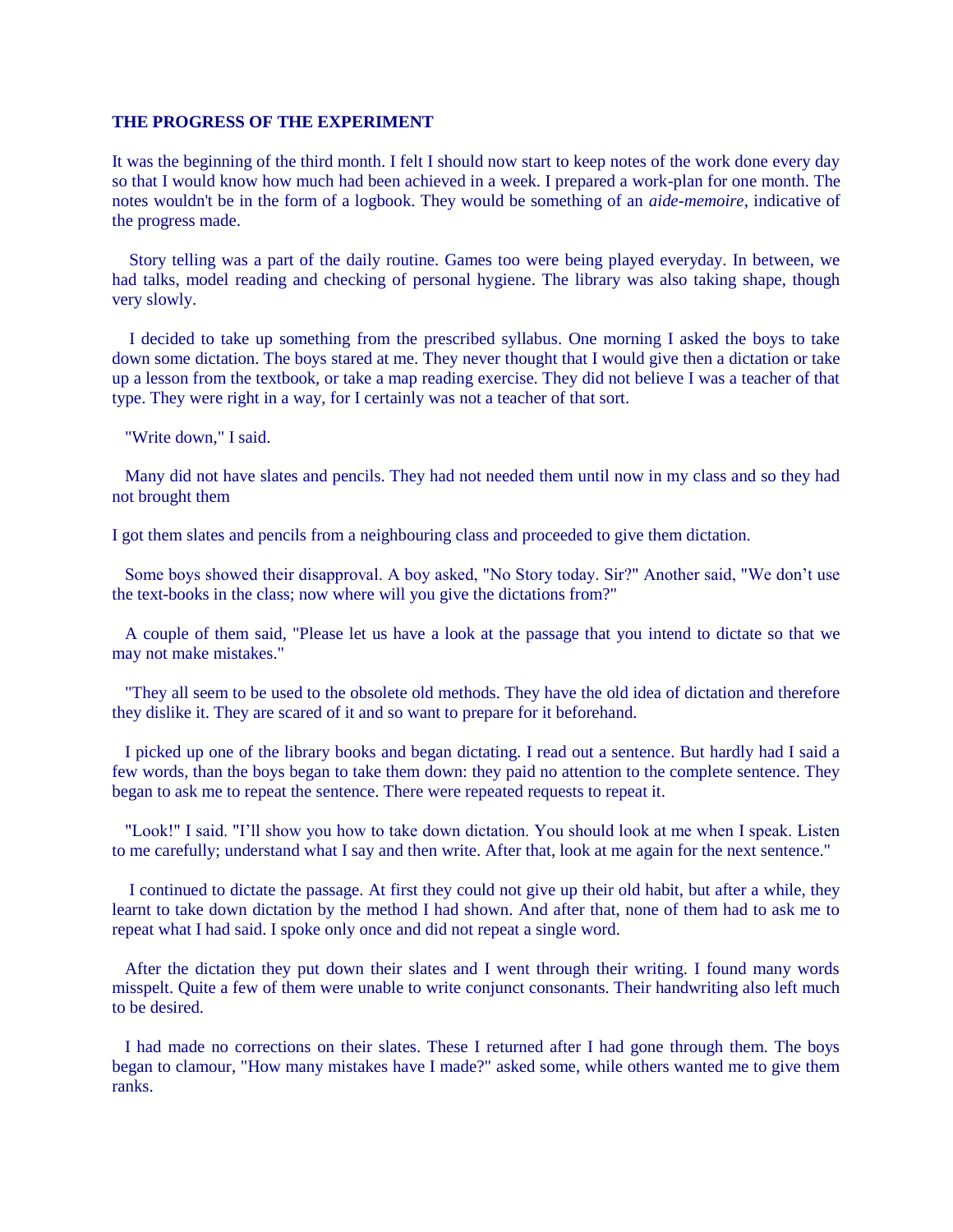## THE PROGRESS OF THE EXPERIMENT

It was the beginning of the third month. I felt I should now start to keep notes of the work done every day so that I would know how much had been achieved in a week. I prepared a work-plan for one month. The notes wouldn't be in the form of a logbook. They would be something of an *aide-memoire*, indicative of the progress made.

Story telling was a part of the daily routine. Games too were being played everyday. In between, we had talks, model reading and checking of personal hygiene. The library was also taking shape, though very slowly.

I decided to take up something from the prescribed syllabus. One morning I asked the boys to take down some dictation. The boys stared at me. They never thought that I would give then a dictation or take up a lesson from the textbook, or take a map reading exercise. They did not believe I was a teacher of that type. They were right in a way, for I certainly was not a teacher of that sort.

"Write down," I said.

Many did not have slates and pencils. They had not needed them until now in my class and so they had not brought them

I got them slates and pencils from a neighbouring class and proceeded to give them dictation.

Some boys showed their disapproval. A boy asked, "No Story today. Sir?" Another said, "We don't use the text-books in the class; now where will you give the dictations from?"

A couple of them said, "Please let us have a look at the passage that you intend to dictate so that we may not make mistakes."

"They all seem to be used to the obsolete old methods. They have the old idea of dictation and therefore they dislike it. They are scared of it and so want to prepare for it beforehand.

I picked up one of the library books and began dictating. I read out a sentence. But hardly had I said a few words, than the boys began to take them down: they paid no attention to the complete sentence. They began to ask me to repeat the sentence. There were repeated requests to repeat it.

"Look!" I said. "I'll show you how to take down dictation. You should look at me when I speak. Listen to me carefully; understand what I say and then write. After that, look at me again for the next sentence."

I continued to dictate the passage. At first they could not give up their old habit, but after a while, they learnt to take down dictation by the method I had shown. And after that, none of them had to ask me to repeat what I had said. I spoke only once and did not repeat a single word.

After the dictation they put down their slates and I went through their writing. I found many words misspelt. Quite a few of them were unable to write conjunct consonants. Their handwriting also left much to be desired.

I had made no corrections on their slates. These I returned after I had gone through them. The boys began to clamour, "How many mistakes have I made?" asked some, while others wanted me to give them ranks.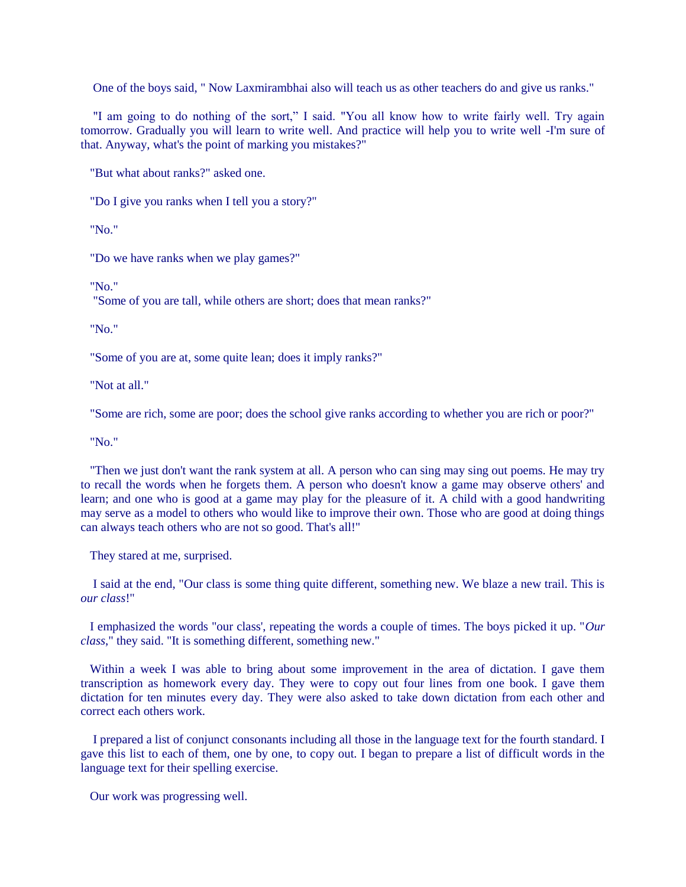One of the boys said, " Now Laxmirambhai also will teach us as other teachers do and give us ranks."

"I am going to do nothing of the sort," I said. "You all know how to write fairly well. Try again tomorrow. Gradually you will learn to write well. And practice will help you to write well -I'm sure of that. Anyway, what's the point of marking you mistakes?"

"But what about ranks?" asked one.

"Do I give you ranks when I tell you a story?"

"No."

"Do we have ranks when we play games?"

"No."

"Some of you are tall, while others are short; does that mean ranks?"

"No."

"Some of you are at, some quite lean; does it imply ranks?"

"Not at all."

"Some are rich, some are poor; does the school give ranks according to whether you are rich or poor?"

"No."

"Then we just don't want the rank system at all. A person who can sing may sing out poems. He may try to recall the words when he forgets them. A person who doesn't know a game may observe others' and learn; and one who is good at a game may play for the pleasure of it. A child with a good handwriting may serve as a model to others who would like to improve their own. Those who are good at doing things can always teach others who are not so good. That's all!"

They stared at me, surprised.

I said at the end, "Our class is some thing quite different, something new. We blaze a new trail. This is *our class*!"

I emphasized the words "our class', repeating the words a couple of times. The boys picked it up. "*Our class*," they said. "It is something different, something new."

Within a week I was able to bring about some improvement in the area of dictation. I gave them transcription as homework every day. They were to copy out four lines from one book. I gave them dictation for ten minutes every day. They were also asked to take down dictation from each other and correct each others work.

I prepared a list of conjunct consonants including all those in the language text for the fourth standard. I gave this list to each of them, one by one, to copy out. I began to prepare a list of difficult words in the language text for their spelling exercise.

Our work was progressing well.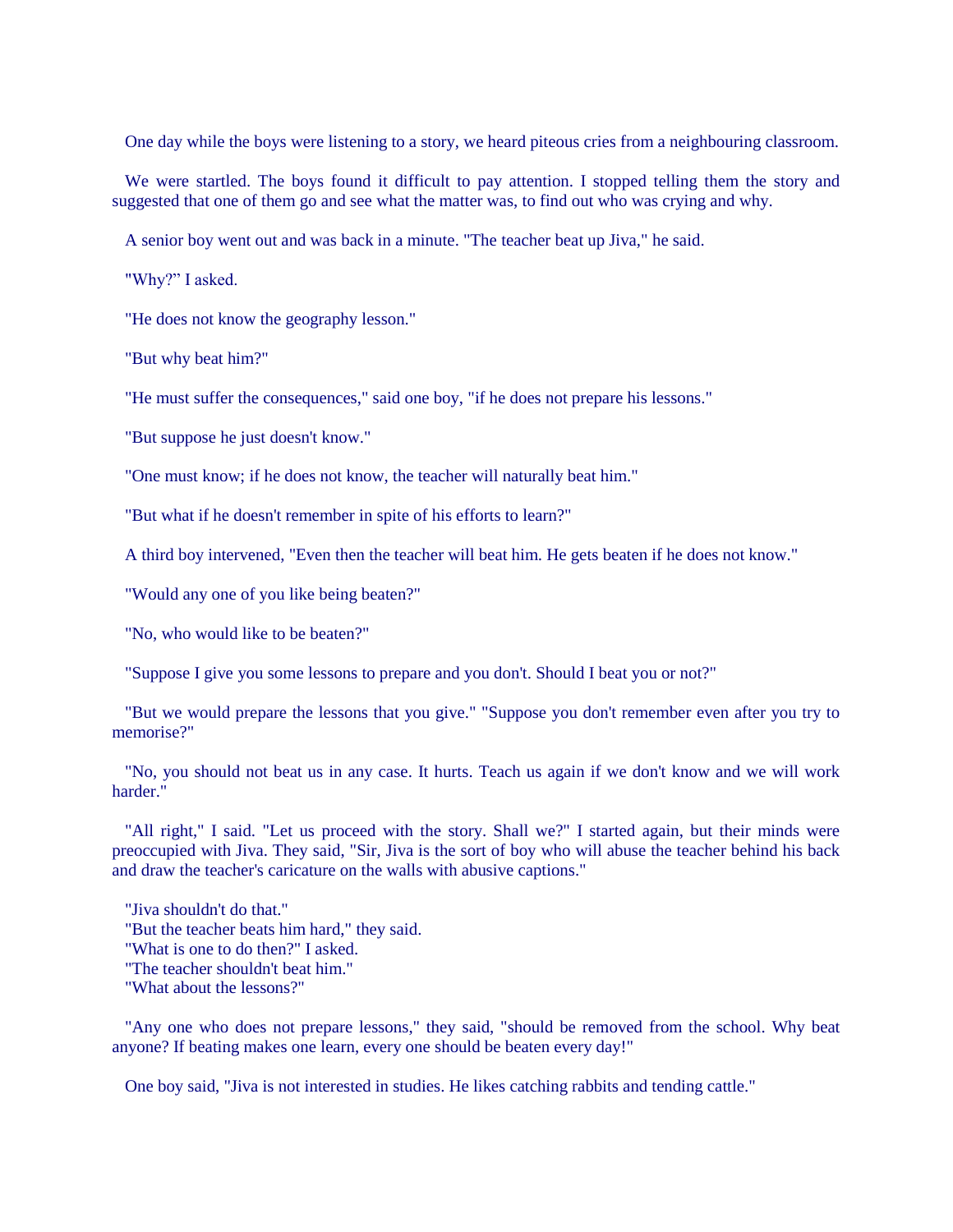One day while the boys were listening to a story, we heard piteous cries from a neighbouring classroom.

We were startled. The boys found it difficult to pay attention. I stopped telling them the story and suggested that one of them go and see what the matter was, to find out who was crying and why.

A senior boy went out and was back in a minute. "The teacher beat up Jiva," he said.

"Why?" I asked.

"He does not know the geography lesson."

"But why beat him?"

"He must suffer the consequences," said one boy, "if he does not prepare his lessons."

"But suppose he just doesn't know."

"One must know; if he does not know, the teacher will naturally beat him."

"But what if he doesn't remember in spite of his efforts to learn?"

A third boy intervened, "Even then the teacher will beat him. He gets beaten if he does not know."

"Would any one of you like being beaten?"

"No, who would like to be beaten?"

"Suppose I give you some lessons to prepare and you don't. Should I beat you or not?"

"But we would prepare the lessons that you give." "Suppose you don't remember even after you try to memorise?"

"No, you should not beat us in any case. It hurts. Teach us again if we don't know and we will work harder."

"All right," I said. "Let us proceed with the story. Shall we?" I started again, but their minds were preoccupied with Jiva. They said, "Sir, Jiva is the sort of boy who will abuse the teacher behind his back and draw the teacher's caricature on the walls with abusive captions."

"Jiva shouldn't do that."
"But the teacher beats him hard," they said.
"What is one to do then?" I asked.
"The teacher shouldn't beat him."
"What about the lessons?"

"Any one who does not prepare lessons," they said, "should be removed from the school. Why beat anyone? If beating makes one learn, every one should be beaten every day!"

One boy said, "Jiva is not interested in studies. He likes catching rabbits and tending cattle."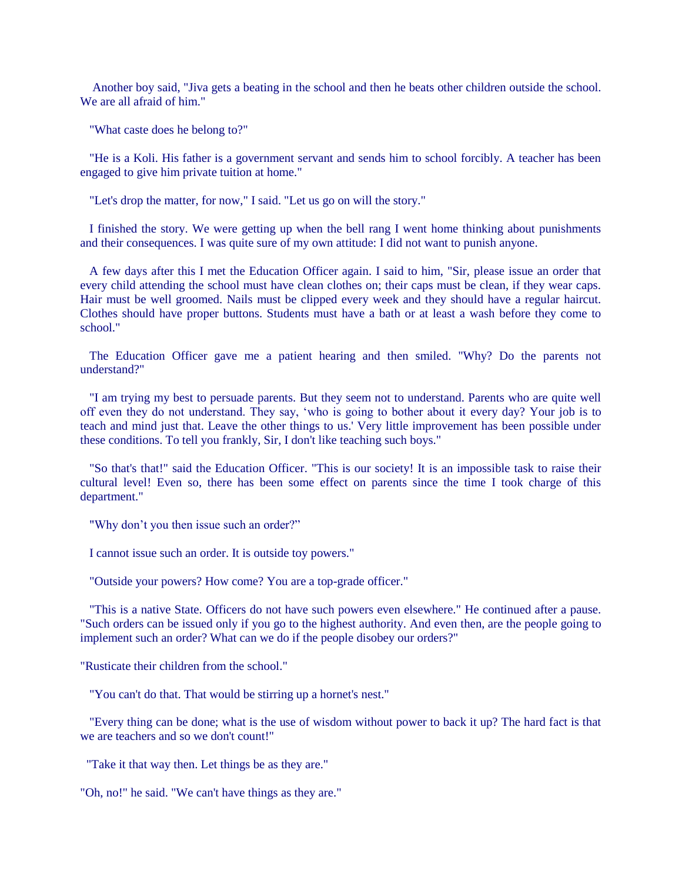Another boy said, "Jiva gets a beating in the school and then he beats other children outside the school. We are all afraid of him."

"What caste does he belong to?"

"He is a Koli. His father is a government servant and sends him to school forcibly. A teacher has been engaged to give him private tuition at home."

"Let's drop the matter, for now," I said. "Let us go on will the story."

I finished the story. We were getting up when the bell rang I went home thinking about punishments and their consequences. I was quite sure of my own attitude: I did not want to punish anyone.

A few days after this I met the Education Officer again. I said to him, "Sir, please issue an order that every child attending the school must have clean clothes on; their caps must be clean, if they wear caps. Hair must be well groomed. Nails must be clipped every week and they should have a regular haircut. Clothes should have proper buttons. Students must have a bath or at least a wash before they come to school."

The Education Officer gave me a patient hearing and then smiled. "Why? Do the parents not understand?"

"I am trying my best to persuade parents. But they seem not to understand. Parents who are quite well off even they do not understand. They say, 'who is going to bother about it every day? Your job is to teach and mind just that. Leave the other things to us.' Very little improvement has been possible under these conditions. To tell you frankly, Sir, I don't like teaching such boys."

"So that's that!" said the Education Officer. "This is our society! It is an impossible task to raise their cultural level! Even so, there has been some effect on parents since the time I took charge of this department."

"Why don't you then issue such an order?"

I cannot issue such an order. It is outside toy powers."

"Outside your powers? How come? You are a top-grade officer."

"This is a native State. Officers do not have such powers even elsewhere." He continued after a pause. "Such orders can be issued only if you go to the highest authority. And even then, are the people going to implement such an order? What can we do if the people disobey our orders?"

"Rusticate their children from the school."

"You can't do that. That would be stirring up a hornet's nest."

"Every thing can be done; what is the use of wisdom without power to back it up? The hard fact is that we are teachers and so we don't count!"

"Take it that way then. Let things be as they are."

"Oh, no!" he said. "We can't have things as they are."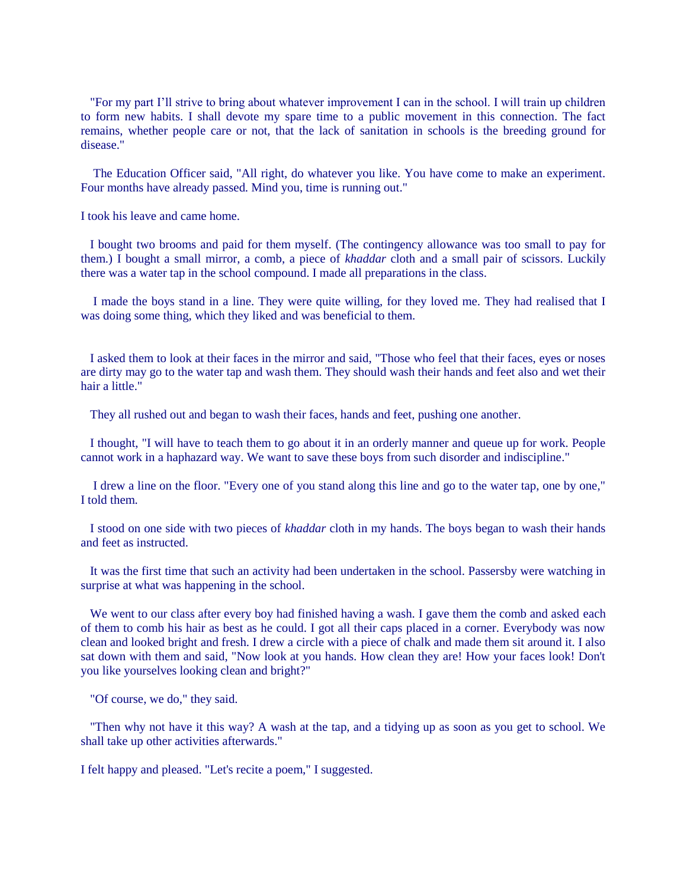"For my part I'll strive to bring about whatever improvement I can in the school. I will train up children to form new habits. I shall devote my spare time to a public movement in this connection. The fact remains, whether people care or not, that the lack of sanitation in schools is the breeding ground for disease."

The Education Officer said, "All right, do whatever you like. You have come to make an experiment. Four months have already passed. Mind you, time is running out."

I took his leave and came home.

I bought two brooms and paid for them myself. (The contingency allowance was too small to pay for them.) I bought a small mirror, a comb, a piece of *khaddar* cloth and a small pair of scissors. Luckily there was a water tap in the school compound. I made all preparations in the class.

I made the boys stand in a line. They were quite willing, for they loved me. They had realised that I was doing some thing, which they liked and was beneficial to them.

I asked them to look at their faces in the mirror and said, "Those who feel that their faces, eyes or noses are dirty may go to the water tap and wash them. They should wash their hands and feet also and wet their hair a little."

They all rushed out and began to wash their faces, hands and feet, pushing one another.

I thought, "I will have to teach them to go about it in an orderly manner and queue up for work. People cannot work in a haphazard way. We want to save these boys from such disorder and indiscipline."

I drew a line on the floor. "Every one of you stand along this line and go to the water tap, one by one," I told them.

I stood on one side with two pieces of *khaddar* cloth in my hands. The boys began to wash their hands and feet as instructed.

It was the first time that such an activity had been undertaken in the school. Passersby were watching in surprise at what was happening in the school.

We went to our class after every boy had finished having a wash. I gave them the comb and asked each of them to comb his hair as best as he could. I got all their caps placed in a corner. Everybody was now clean and looked bright and fresh. I drew a circle with a piece of chalk and made them sit around it. I also sat down with them and said, "Now look at you hands. How clean they are! How your faces look! Don't you like yourselves looking clean and bright?"

"Of course, we do," they said.

"Then why not have it this way? A wash at the tap, and a tidying up as soon as you get to school. We shall take up other activities afterwards."

I felt happy and pleased. "Let's recite a poem," I suggested.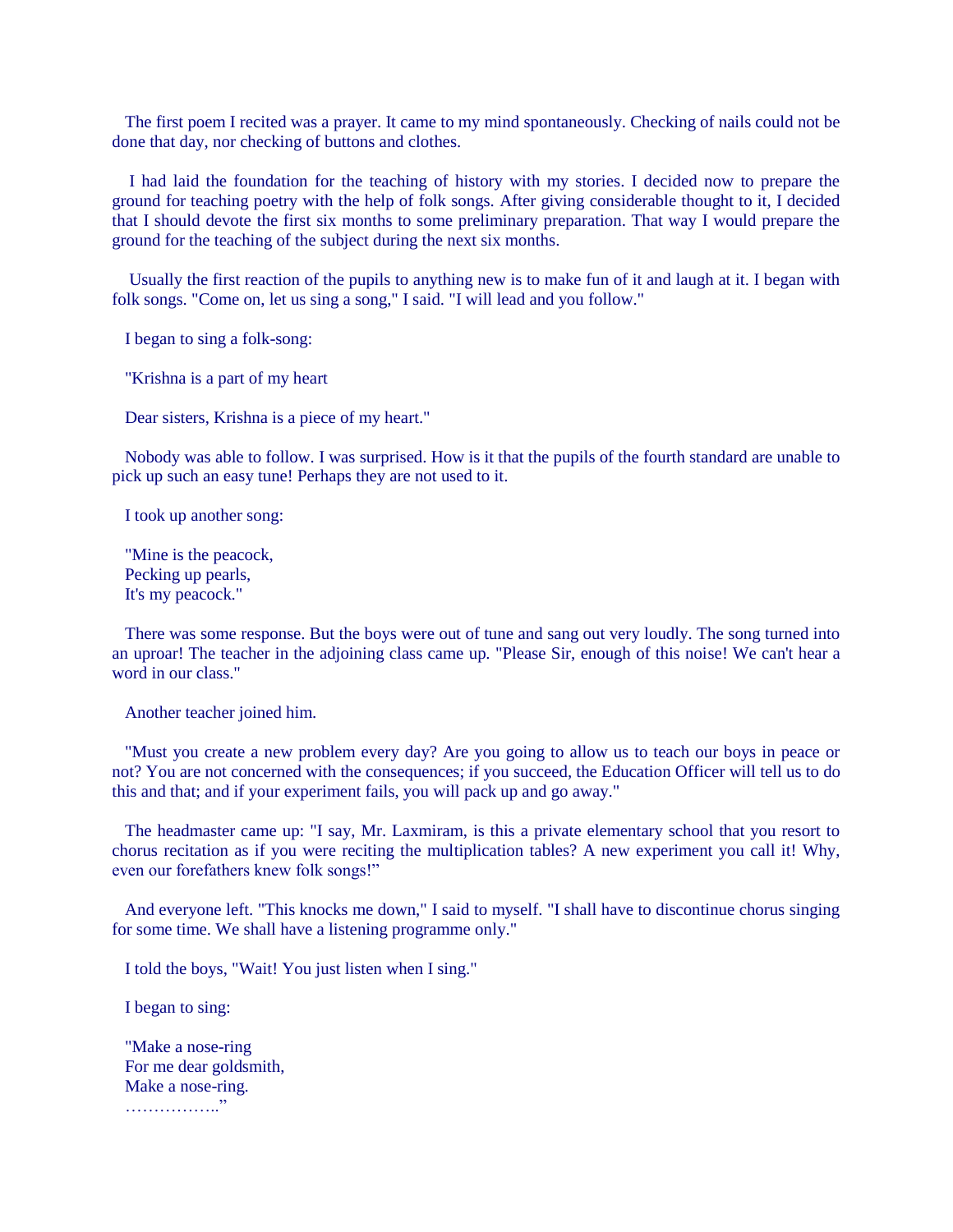The first poem I recited was a prayer. It came to my mind spontaneously. Checking of nails could not be done that day, nor checking of buttons and clothes.

I had laid the foundation for the teaching of history with my stories. I decided now to prepare the ground for teaching poetry with the help of folk songs. After giving considerable thought to it, I decided that I should devote the first six months to some preliminary preparation. That way I would prepare the ground for the teaching of the subject during the next six months.

Usually the first reaction of the pupils to anything new is to make fun of it and laugh at it. I began with folk songs. "Come on, let us sing a song," I said. "I will lead and you follow."

I began to sing a folk-song:

"Krishna is a part of my heart

Dear sisters, Krishna is a piece of my heart."

Nobody was able to follow. I was surprised. How is it that the pupils of the fourth standard are unable to pick up such an easy tune! Perhaps they are not used to it.

I took up another song:

"Mine is the peacock,  
Pecking up pearls,  
It's my peacock."

There was some response. But the boys were out of tune and sang out very loudly. The song turned into an uproar! The teacher in the adjoining class came up. "Please Sir, enough of this noise! We can't hear a word in our class."

Another teacher joined him.

"Must you create a new problem every day? Are you going to allow us to teach our boys in peace or not? You are not concerned with the consequences; if you succeed, the Education Officer will tell us to do this and that; and if your experiment fails, you will pack up and go away."

The headmaster came up: "I say, Mr. Laxmiram, is this a private elementary school that you resort to chorus recitation as if you were reciting the multiplication tables? A new experiment you call it! Why, even our forefathers knew folk songs!"

And everyone left. "This knocks me down," I said to myself. "I shall have to discontinue chorus singing for some time. We shall have a listening programme only."

I told the boys, "Wait! You just listen when I sing."

I began to sing:

"Make a nose-ring  
For me dear goldsmith,  
Make a nose-ring.  
……………."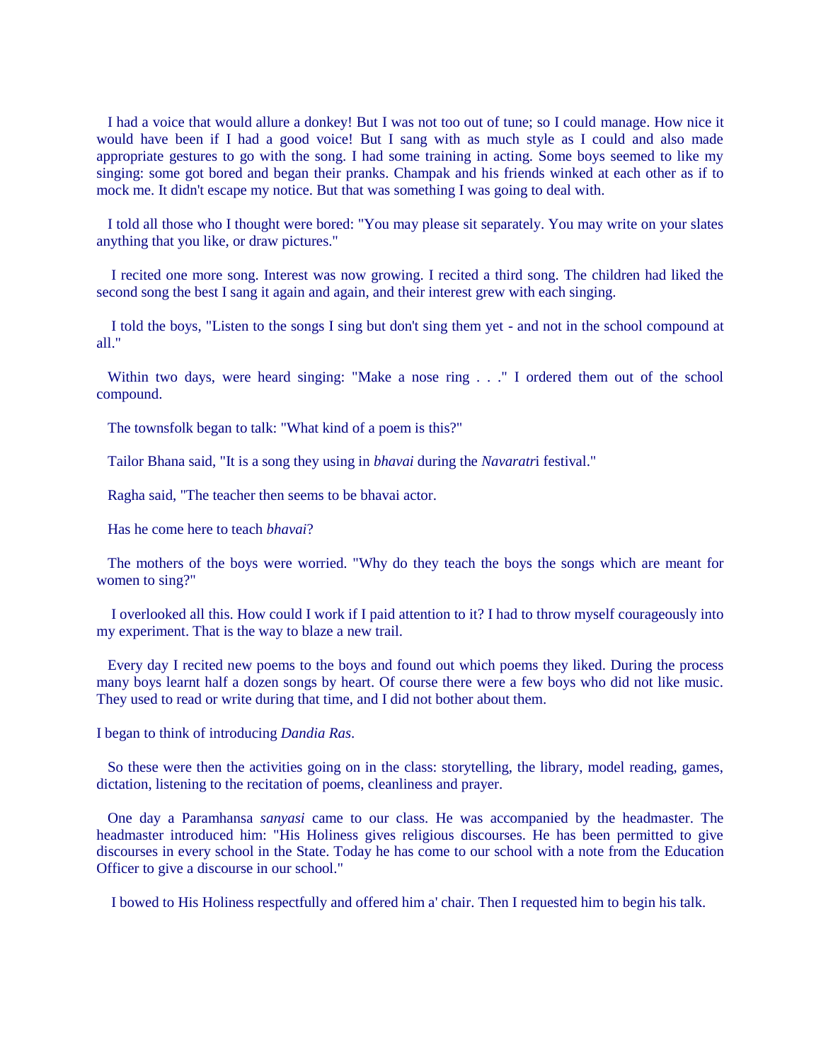I had a voice that would allure a donkey! But I was not too out of tune; so I could manage. How nice it would have been if I had a good voice! But I sang with as much style as I could and also made appropriate gestures to go with the song. I had some training in acting. Some boys seemed to like my singing: some got bored and began their pranks. Champak and his friends winked at each other as if to mock me. It didn't escape my notice. But that was something I was going to deal with.

I told all those who I thought were bored: "You may please sit separately. You may write on your slates anything that you like, or draw pictures."

I recited one more song. Interest was now growing. I recited a third song. The children had liked the second song the best I sang it again and again, and their interest grew with each singing.

I told the boys, "Listen to the songs I sing but don't sing them yet - and not in the school compound at all."

Within two days, were heard singing: "Make a nose ring . . ." I ordered them out of the school compound.

The townsfolk began to talk: "What kind of a poem is this?"

Tailor Bhana said, "It is a song they using in *bhavai* during the *Navaratr*i festival."

Ragha said, "The teacher then seems to be bhavai actor.

Has he come here to teach *bhavai*?

The mothers of the boys were worried. "Why do they teach the boys the songs which are meant for women to sing?"

I overlooked all this. How could I work if I paid attention to it? I had to throw myself courageously into my experiment. That is the way to blaze a new trail.

Every day I recited new poems to the boys and found out which poems they liked. During the process many boys learnt half a dozen songs by heart. Of course there were a few boys who did not like music. They used to read or write during that time, and I did not bother about them.

I began to think of introducing *Dandia Ras*.

So these were then the activities going on in the class: storytelling, the library, model reading, games, dictation, listening to the recitation of poems, cleanliness and prayer.

One day a Paramhansa *sanyasi* came to our class. He was accompanied by the headmaster. The headmaster introduced him: "His Holiness gives religious discourses. He has been permitted to give discourses in every school in the State. Today he has come to our school with a note from the Education Officer to give a discourse in our school."

I bowed to His Holiness respectfully and offered him a' chair. Then I requested him to begin his talk.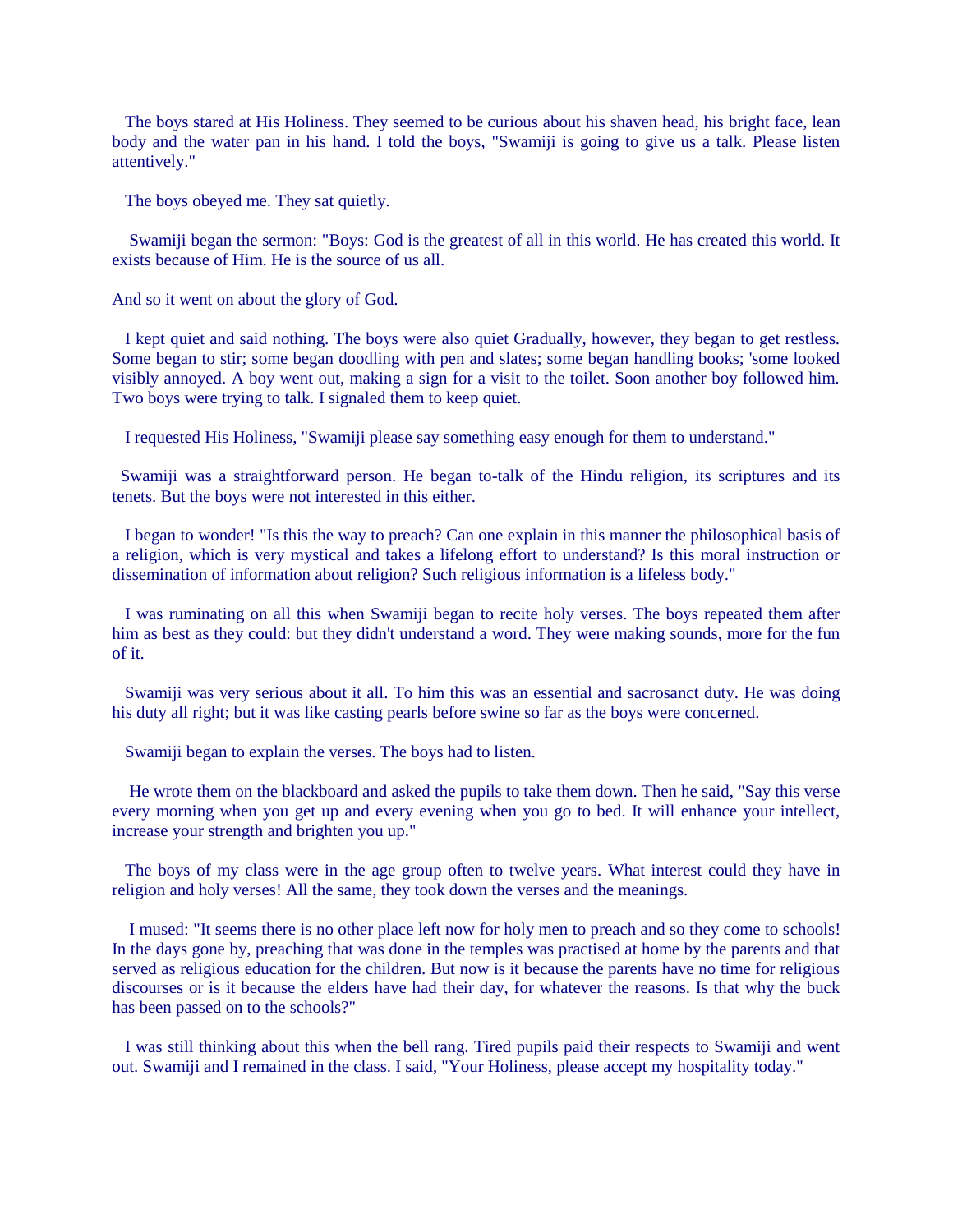The boys stared at His Holiness. They seemed to be curious about his shaven head, his bright face, lean body and the water pan in his hand. I told the boys, "Swamiji is going to give us a talk. Please listen attentively."

The boys obeyed me. They sat quietly.

Swamiji began the sermon: "Boys: God is the greatest of all in this world. He has created this world. It exists because of Him. He is the source of us all.

And so it went on about the glory of God.

I kept quiet and said nothing. The boys were also quiet Gradually, however, they began to get restless. Some began to stir; some began doodling with pen and slates; some began handling books; 'some looked visibly annoyed. A boy went out, making a sign for a visit to the toilet. Soon another boy followed him. Two boys were trying to talk. I signaled them to keep quiet.

I requested His Holiness, "Swamiji please say something easy enough for them to understand."

Swamiji was a straightforward person. He began to-talk of the Hindu religion, its scriptures and its tenets. But the boys were not interested in this either.

I began to wonder! "Is this the way to preach? Can one explain in this manner the philosophical basis of a religion, which is very mystical and takes a lifelong effort to understand? Is this moral instruction or dissemination of information about religion? Such religious information is a lifeless body."

I was ruminating on all this when Swamiji began to recite holy verses. The boys repeated them after him as best as they could: but they didn't understand a word. They were making sounds, more for the fun of it.

Swamiji was very serious about it all. To him this was an essential and sacrosanct duty. He was doing his duty all right; but it was like casting pearls before swine so far as the boys were concerned.

Swamiji began to explain the verses. The boys had to listen.

He wrote them on the blackboard and asked the pupils to take them down. Then he said, "Say this verse every morning when you get up and every evening when you go to bed. It will enhance your intellect, increase your strength and brighten you up."

The boys of my class were in the age group often to twelve years. What interest could they have in religion and holy verses! All the same, they took down the verses and the meanings.

I mused: "It seems there is no other place left now for holy men to preach and so they come to schools! In the days gone by, preaching that was done in the temples was practised at home by the parents and that served as religious education for the children. But now is it because the parents have no time for religious discourses or is it because the elders have had their day, for whatever the reasons. Is that why the buck has been passed on to the schools?"

I was still thinking about this when the bell rang. Tired pupils paid their respects to Swamiji and went out. Swamiji and I remained in the class. I said, "Your Holiness, please accept my hospitality today."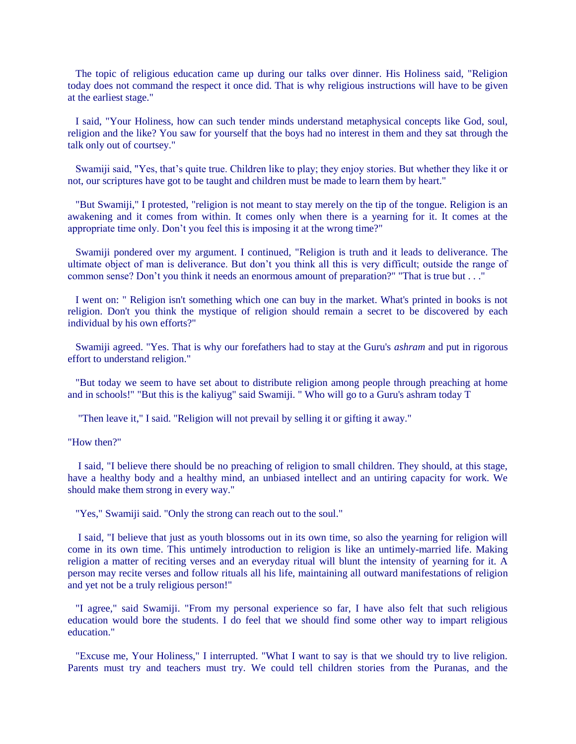The topic of religious education came up during our talks over dinner. His Holiness said, "Religion today does not command the respect it once did. That is why religious instructions will have to be given at the earliest stage."

I said, "Your Holiness, how can such tender minds understand metaphysical concepts like God, soul, religion and the like? You saw for yourself that the boys had no interest in them and they sat through the talk only out of courtsey."

Swamiji said, "Yes, that's quite true. Children like to play; they enjoy stories. But whether they like it or not, our scriptures have got to be taught and children must be made to learn them by heart."

"But Swamiji," I protested, "religion is not meant to stay merely on the tip of the tongue. Religion is an awakening and it comes from within. It comes only when there is a yearning for it. It comes at the appropriate time only. Don't you feel this is imposing it at the wrong time?"

Swamiji pondered over my argument. I continued, "Religion is truth and it leads to deliverance. The ultimate object of man is deliverance. But don't you think all this is very difficult; outside the range of common sense? Don't you think it needs an enormous amount of preparation?" "That is true but . . ."

I went on: " Religion isn't something which one can buy in the market. What's printed in books is not religion. Don't you think the mystique of religion should remain a secret to be discovered by each individual by his own efforts?"

Swamiji agreed. "Yes. That is why our forefathers had to stay at the Guru's *ashram* and put in rigorous effort to understand religion."

"But today we seem to have set about to distribute religion among people through preaching at home and in schools!" "But this is the kaliyug" said Swamiji. " Who will go to a Guru's ashram today T

"Then leave it," I said. "Religion will not prevail by selling it or gifting it away."

"How then?"

I said, "I believe there should be no preaching of religion to small children. They should, at this stage, have a healthy body and a healthy mind, an unbiased intellect and an untiring capacity for work. We should make them strong in every way."

"Yes," Swamiji said. "Only the strong can reach out to the soul."

I said, "I believe that just as youth blossoms out in its own time, so also the yearning for religion will come in its own time. This untimely introduction to religion is like an untimely-married life. Making religion a matter of reciting verses and an everyday ritual will blunt the intensity of yearning for it. A person may recite verses and follow rituals all his life, maintaining all outward manifestations of religion and yet not be a truly religious person!"

"I agree," said Swamiji. "From my personal experience so far, I have also felt that such religious education would bore the students. I do feel that we should find some other way to impart religious education."

"Excuse me, Your Holiness," I interrupted. "What I want to say is that we should try to live religion. Parents must try and teachers must try. We could tell children stories from the Puranas, and the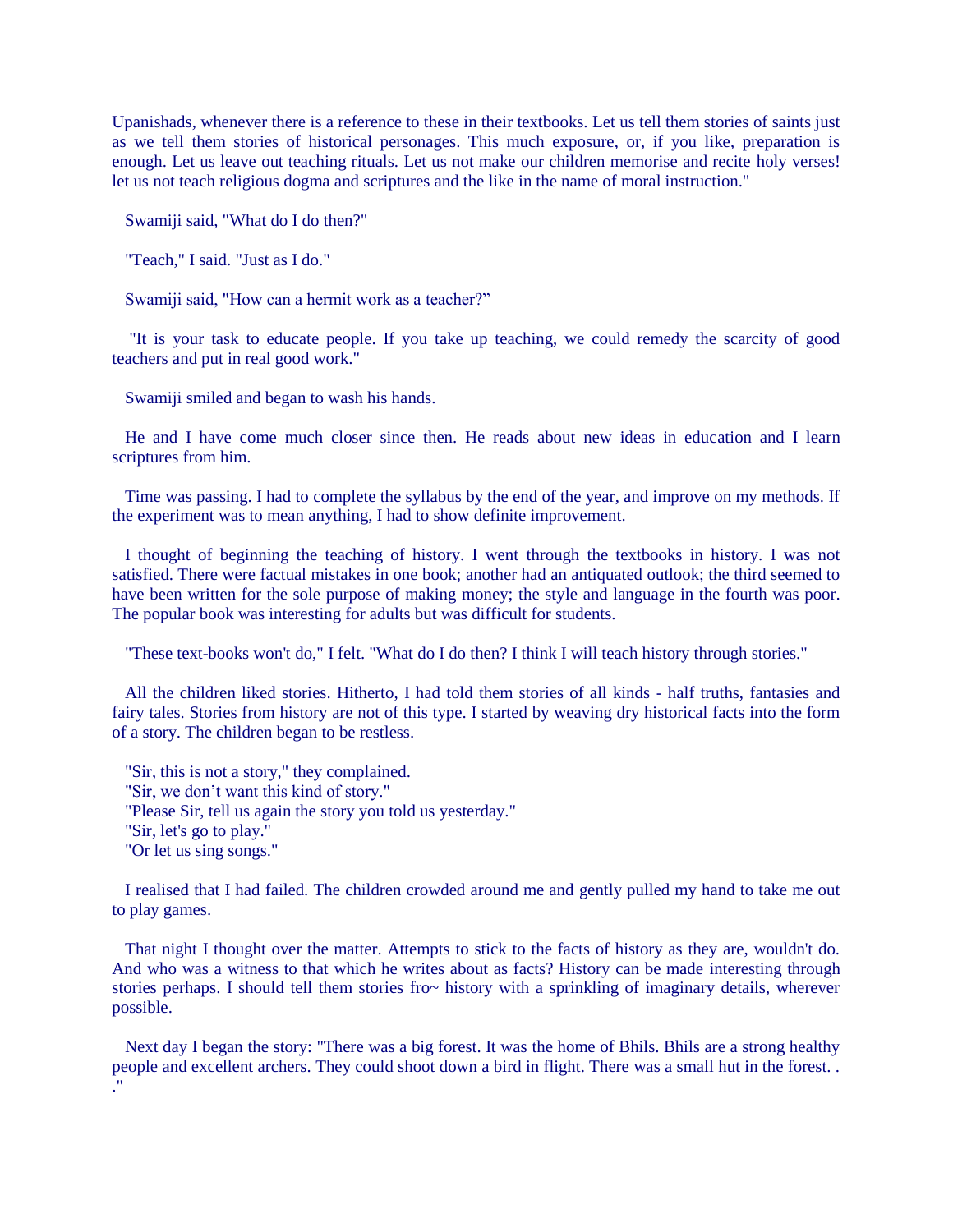Upanishads, whenever there is a reference to these in their textbooks. Let us tell them stories of saints just as we tell them stories of historical personages. This much exposure, or, if you like, preparation is enough. Let us leave out teaching rituals. Let us not make our children memorise and recite holy verses! let us not teach religious dogma and scriptures and the like in the name of moral instruction."

Swamiji said, "What do I do then?"

"Teach," I said. "Just as I do."

Swamiji said, "How can a hermit work as a teacher?"

"It is your task to educate people. If you take up teaching, we could remedy the scarcity of good teachers and put in real good work."

Swamiji smiled and began to wash his hands.

He and I have come much closer since then. He reads about new ideas in education and I learn scriptures from him.

Time was passing. I had to complete the syllabus by the end of the year, and improve on my methods. If the experiment was to mean anything, I had to show definite improvement.

I thought of beginning the teaching of history. I went through the textbooks in history. I was not satisfied. There were factual mistakes in one book; another had an antiquated outlook; the third seemed to have been written for the sole purpose of making money; the style and language in the fourth was poor. The popular book was interesting for adults but was difficult for students.

"These text-books won't do," I felt. "What do I do then? I think I will teach history through stories."

All the children liked stories. Hitherto, I had told them stories of all kinds - half truths, fantasies and fairy tales. Stories from history are not of this type. I started by weaving dry historical facts into the form of a story. The children began to be restless.

"Sir, this is not a story," they complained.
"Sir, we don't want this kind of story."
"Please Sir, tell us again the story you told us yesterday."
"Sir, let's go to play."
"Or let us sing songs."

I realised that I had failed. The children crowded around me and gently pulled my hand to take me out to play games.

That night I thought over the matter. Attempts to stick to the facts of history as they are, wouldn't do. And who was a witness to that which he writes about as facts? History can be made interesting through stories perhaps. I should tell them stories fro~ history with a sprinkling of imaginary details, wherever possible.

Next day I began the story: "There was a big forest. It was the home of Bhils. Bhils are a strong healthy people and excellent archers. They could shoot down a bird in flight. There was a small hut in the forest. . ."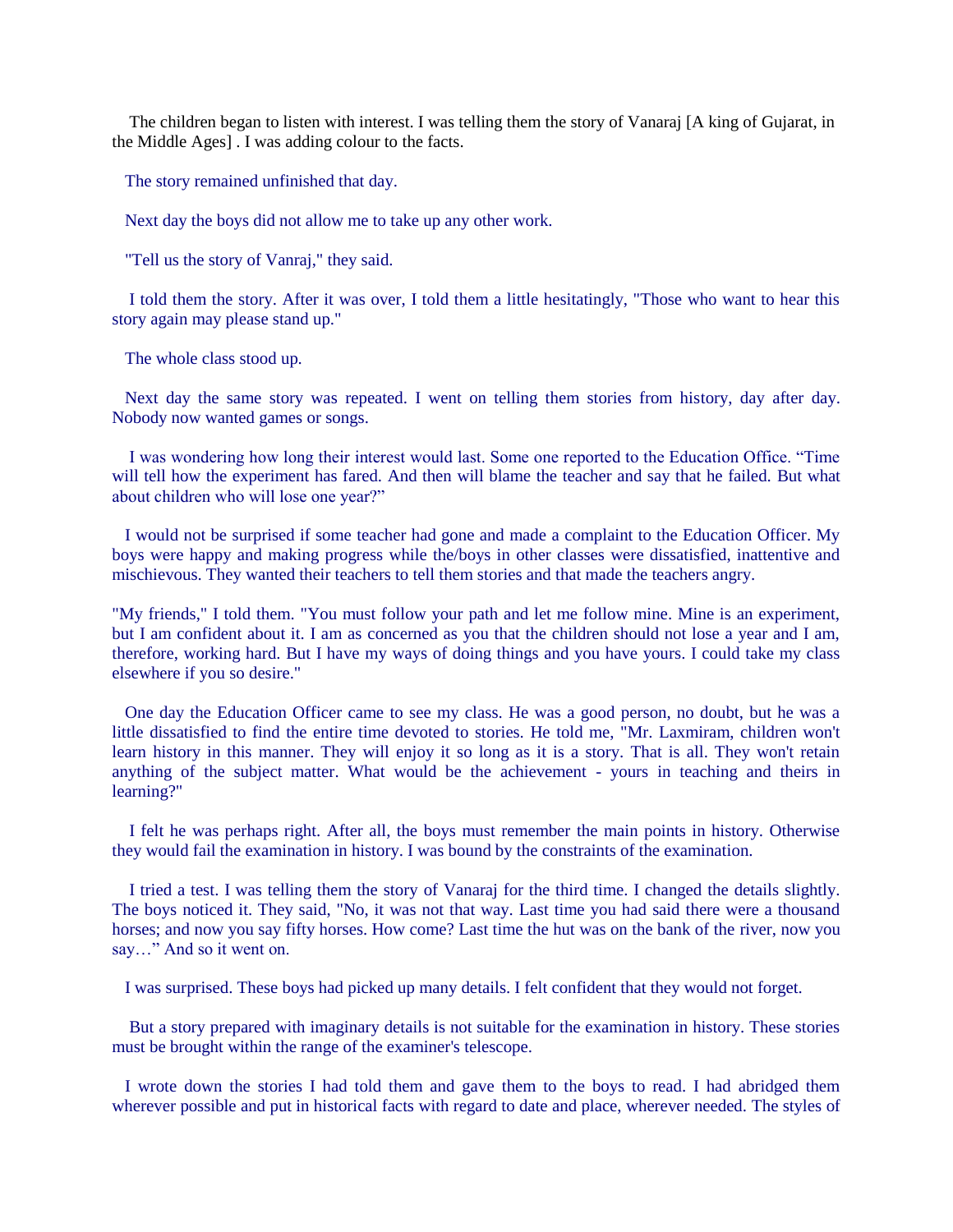The children began to listen with interest. I was telling them the story of Vanaraj [A king of Gujarat, in the Middle Ages] . I was adding colour to the facts.

The story remained unfinished that day.

Next day the boys did not allow me to take up any other work.

"Tell us the story of Vanraj," they said.

I told them the story. After it was over, I told them a little hesitatingly, "Those who want to hear this story again may please stand up."

The whole class stood up.

Next day the same story was repeated. I went on telling them stories from history, day after day. Nobody now wanted games or songs.

I was wondering how long their interest would last. Some one reported to the Education Office. “Time will tell how the experiment has fared. And then will blame the teacher and say that he failed. But what about children who will lose one year?”

I would not be surprised if some teacher had gone and made a complaint to the Education Officer. My boys were happy and making progress while the/boys in other classes were dissatisfied, inattentive and mischievous. They wanted their teachers to tell them stories and that made the teachers angry.

"My friends," I told them. "You must follow your path and let me follow mine. Mine is an experiment, but I am confident about it. I am as concerned as you that the children should not lose a year and I am, therefore, working hard. But I have my ways of doing things and you have yours. I could take my class elsewhere if you so desire."

One day the Education Officer came to see my class. He was a good person, no doubt, but he was a little dissatisfied to find the entire time devoted to stories. He told me, "Mr. Laxmiram, children won't learn history in this manner. They will enjoy it so long as it is a story. That is all. They won't retain anything of the subject matter. What would be the achievement - yours in teaching and theirs in learning?"

I felt he was perhaps right. After all, the boys must remember the main points in history. Otherwise they would fail the examination in history. I was bound by the constraints of the examination.

I tried a test. I was telling them the story of Vanaraj for the third time. I changed the details slightly. The boys noticed it. They said, "No, it was not that way. Last time you had said there were a thousand horses; and now you say fifty horses. How come? Last time the hut was on the bank of the river, now you say…” And so it went on.

I was surprised. These boys had picked up many details. I felt confident that they would not forget.

But a story prepared with imaginary details is not suitable for the examination in history. These stories must be brought within the range of the examiner's telescope.

I wrote down the stories I had told them and gave them to the boys to read. I had abridged them wherever possible and put in historical facts with regard to date and place, wherever needed. The styles of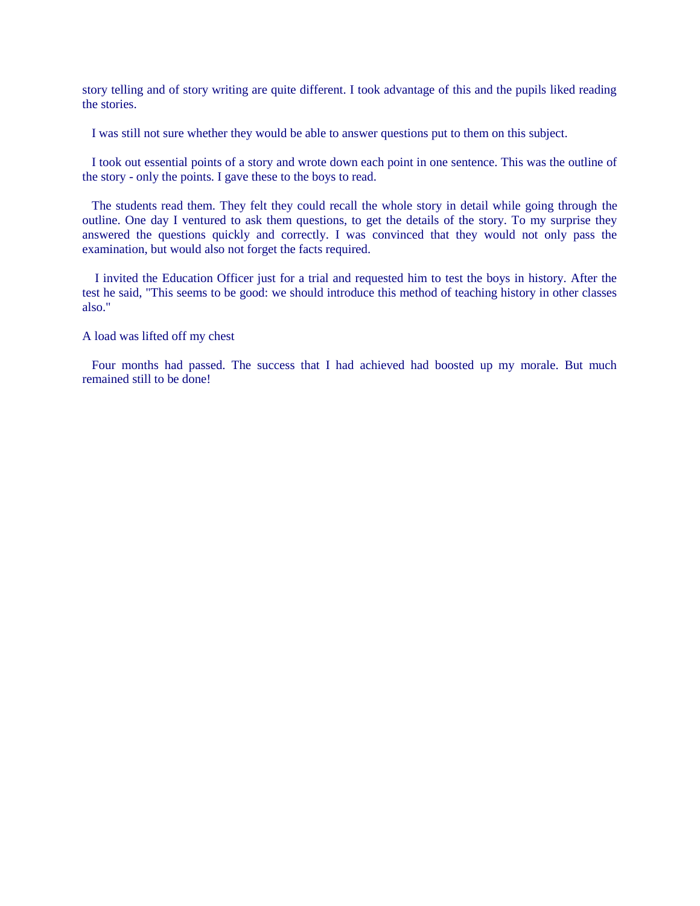story telling and of story writing are quite different. I took advantage of this and the pupils liked reading the stories.

I was still not sure whether they would be able to answer questions put to them on this subject.

I took out essential points of a story and wrote down each point in one sentence. This was the outline of the story - only the points. I gave these to the boys to read.

The students read them. They felt they could recall the whole story in detail while going through the outline. One day I ventured to ask them questions, to get the details of the story. To my surprise they answered the questions quickly and correctly. I was convinced that they would not only pass the examination, but would also not forget the facts required.

I invited the Education Officer just for a trial and requested him to test the boys in history. After the test he said, "This seems to be good: we should introduce this method of teaching history in other classes also."

## A load was lifted off my chest

Four months had passed. The success that I had achieved had boosted up my morale. But much remained still to be done!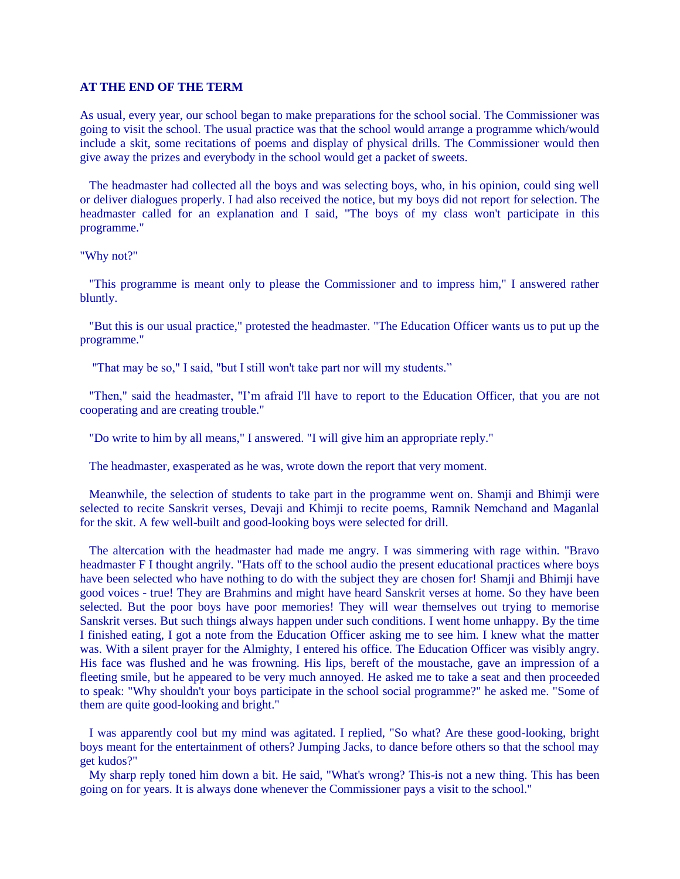**AT THE END OF THE TERM**

As usual, every year, our school began to make preparations for the school social. The Commissioner was going to visit the school. The usual practice was that the school would arrange a programme which/would include a skit, some recitations of poems and display of physical drills. The Commissioner would then give away the prizes and everybody in the school would get a packet of sweets.

The headmaster had collected all the boys and was selecting boys, who, in his opinion, could sing well or deliver dialogues properly. I had also received the notice, but my boys did not report for selection. The headmaster called for an explanation and I said, "The boys of my class won't participate in this programme."

"Why not?"

"This programme is meant only to please the Commissioner and to impress him," I answered rather bluntly.

"But this is our usual practice," protested the headmaster. "The Education Officer wants us to put up the programme."

"That may be so," I said, "but I still won't take part nor will my students."

"Then," said the headmaster, "I'm afraid I'll have to report to the Education Officer, that you are not cooperating and are creating trouble."

"Do write to him by all means," I answered. "I will give him an appropriate reply."

The headmaster, exasperated as he was, wrote down the report that very moment.

Meanwhile, the selection of students to take part in the programme went on. Shamji and Bhimji were selected to recite Sanskrit verses, Devaji and Khimji to recite poems, Ramnik Nemchand and Maganlal for the skit. A few well-built and good-looking boys were selected for drill.

The altercation with the headmaster had made me angry. I was simmering with rage within. "Bravo headmaster F I thought angrily. "Hats off to the school audio the present educational practices where boys have been selected who have nothing to do with the subject they are chosen for! Shamji and Bhimji have good voices - true! They are Brahmins and might have heard Sanskrit verses at home. So they have been selected. But the poor boys have poor memories! They will wear themselves out trying to memorise Sanskrit verses. But such things always happen under such conditions. I went home unhappy. By the time I finished eating, I got a note from the Education Officer asking me to see him. I knew what the matter was. With a silent prayer for the Almighty, I entered his office. The Education Officer was visibly angry. His face was flushed and he was frowning. His lips, bereft of the moustache, gave an impression of a fleeting smile, but he appeared to be very much annoyed. He asked me to take a seat and then proceeded to speak: "Why shouldn't your boys participate in the school social programme?" he asked me. "Some of them are quite good-looking and bright."

I was apparently cool but my mind was agitated. I replied, "So what? Are these good-looking, bright boys meant for the entertainment of others? Jumping Jacks, to dance before others so that the school may get kudos?"

My sharp reply toned him down a bit. He said, "What's wrong? This-is not a new thing. This has been going on for years. It is always done whenever the Commissioner pays a visit to the school."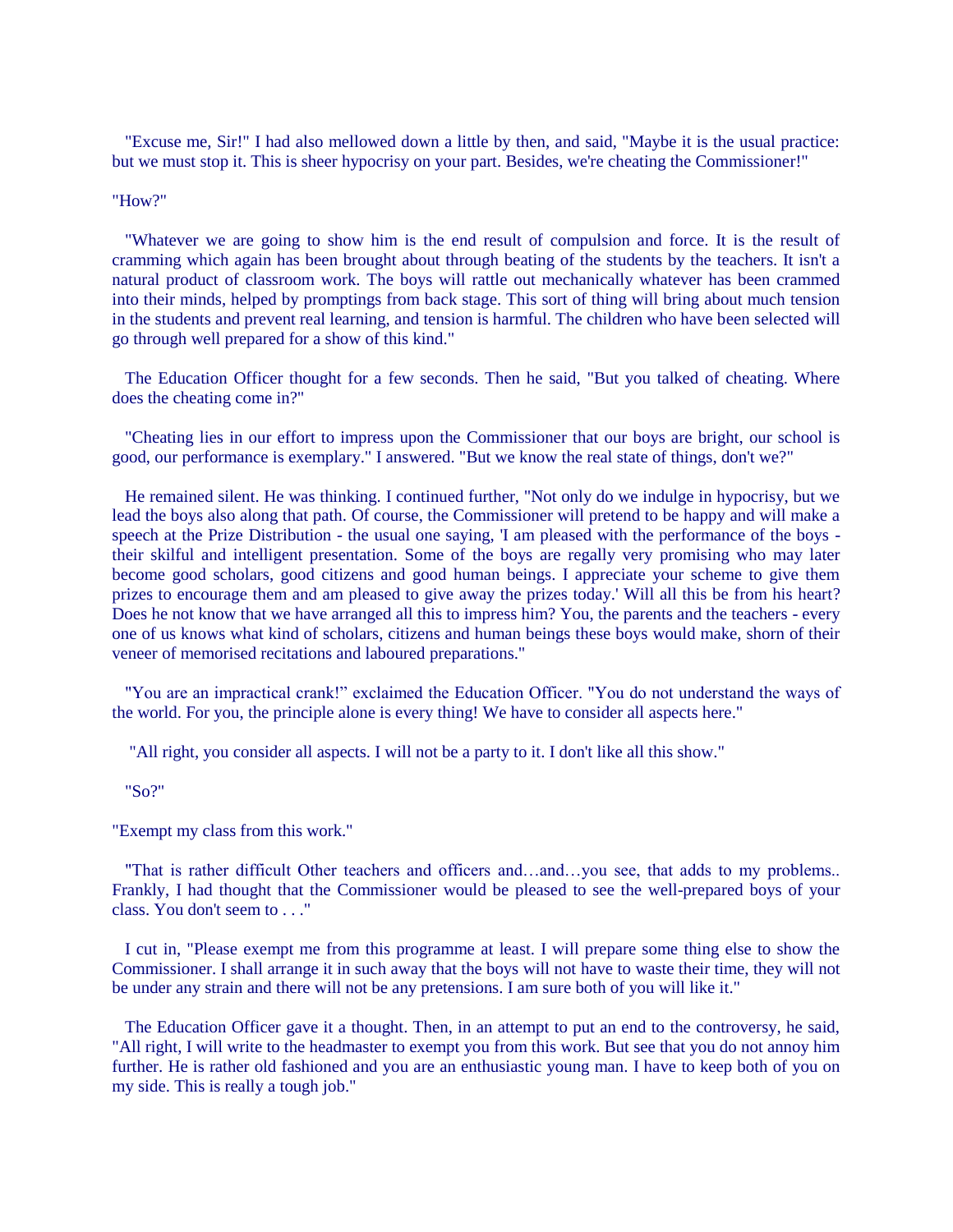"Excuse me, Sir!" I had also mellowed down a little by then, and said, "Maybe it is the usual practice: but we must stop it. This is sheer hypocrisy on your part. Besides, we're cheating the Commissioner!"

"How?"

"Whatever we are going to show him is the end result of compulsion and force. It is the result of cramming which again has been brought about through beating of the students by the teachers. It isn't a natural product of classroom work. The boys will rattle out mechanically whatever has been crammed into their minds, helped by promptings from back stage. This sort of thing will bring about much tension in the students and prevent real learning, and tension is harmful. The children who have been selected will go through well prepared for a show of this kind."

The Education Officer thought for a few seconds. Then he said, "But you talked of cheating. Where does the cheating come in?"

"Cheating lies in our effort to impress upon the Commissioner that our boys are bright, our school is good, our performance is exemplary." I answered. "But we know the real state of things, don't we?"

He remained silent. He was thinking. I continued further, "Not only do we indulge in hypocrisy, but we lead the boys also along that path. Of course, the Commissioner will pretend to be happy and will make a speech at the Prize Distribution - the usual one saying, 'I am pleased with the performance of the boys - their skilful and intelligent presentation. Some of the boys are regally very promising who may later become good scholars, good citizens and good human beings. I appreciate your scheme to give them prizes to encourage them and am pleased to give away the prizes today.' Will all this be from his heart? Does he not know that we have arranged all this to impress him? You, the parents and the teachers - every one of us knows what kind of scholars, citizens and human beings these boys would make, shorn of their veneer of memorised recitations and laboured preparations."

"You are an impractical crank!" exclaimed the Education Officer. "You do not understand the ways of the world. For you, the principle alone is every thing! We have to consider all aspects here."

"All right, you consider all aspects. I will not be a party to it. I don't like all this show."

"So?"

"Exempt my class from this work."

"That is rather difficult Other teachers and officers and…and…you see, that adds to my problems.. Frankly, I had thought that the Commissioner would be pleased to see the well-prepared boys of your class. You don't seem to . . ."

I cut in, "Please exempt me from this programme at least. I will prepare some thing else to show the Commissioner. I shall arrange it in such away that the boys will not have to waste their time, they will not be under any strain and there will not be any pretensions. I am sure both of you will like it."

The Education Officer gave it a thought. Then, in an attempt to put an end to the controversy, he said, "All right, I will write to the headmaster to exempt you from this work. But see that you do not annoy him further. He is rather old fashioned and you are an enthusiastic young man. I have to keep both of you on my side. This is really a tough job."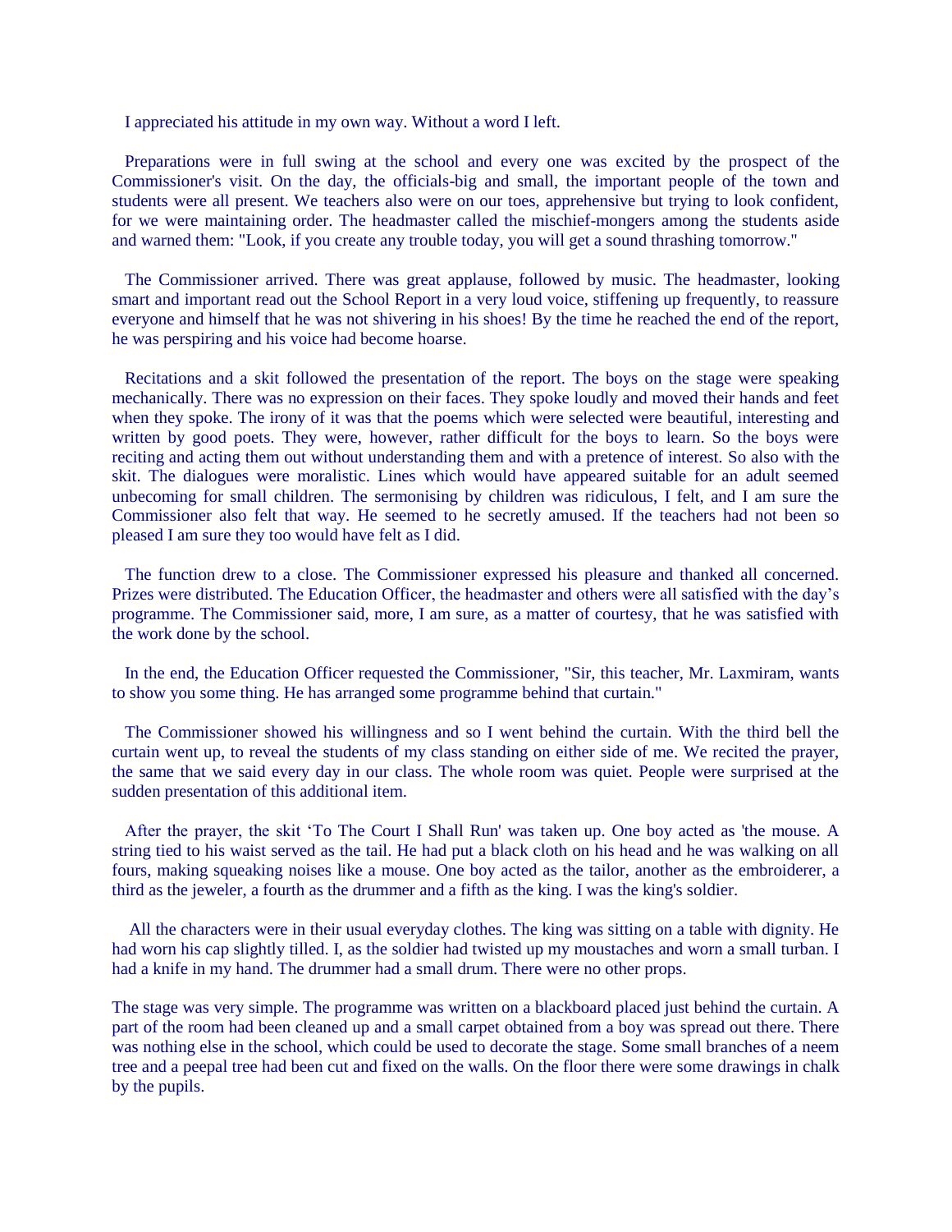I appreciated his attitude in my own way. Without a word I left.

Preparations were in full swing at the school and every one was excited by the prospect of the Commissioner's visit. On the day, the officials-big and small, the important people of the town and students were all present. We teachers also were on our toes, apprehensive but trying to look confident, for we were maintaining order. The headmaster called the mischief-mongers among the students aside and warned them: "Look, if you create any trouble today, you will get a sound thrashing tomorrow."

The Commissioner arrived. There was great applause, followed by music. The headmaster, looking smart and important read out the School Report in a very loud voice, stiffening up frequently, to reassure everyone and himself that he was not shivering in his shoes! By the time he reached the end of the report, he was perspiring and his voice had become hoarse.

Recitations and a skit followed the presentation of the report. The boys on the stage were speaking mechanically. There was no expression on their faces. They spoke loudly and moved their hands and feet when they spoke. The irony of it was that the poems which were selected were beautiful, interesting and written by good poets. They were, however, rather difficult for the boys to learn. So the boys were reciting and acting them out without understanding them and with a pretence of interest. So also with the skit. The dialogues were moralistic. Lines which would have appeared suitable for an adult seemed unbecoming for small children. The sermonising by children was ridiculous, I felt, and I am sure the Commissioner also felt that way. He seemed to he secretly amused. If the teachers had not been so pleased I am sure they too would have felt as I did.

The function drew to a close. The Commissioner expressed his pleasure and thanked all concerned. Prizes were distributed. The Education Officer, the headmaster and others were all satisfied with the day's programme. The Commissioner said, more, I am sure, as a matter of courtesy, that he was satisfied with the work done by the school.

In the end, the Education Officer requested the Commissioner, "Sir, this teacher, Mr. Laxmiram, wants to show you some thing. He has arranged some programme behind that curtain."

The Commissioner showed his willingness and so I went behind the curtain. With the third bell the curtain went up, to reveal the students of my class standing on either side of me. We recited the prayer, the same that we said every day in our class. The whole room was quiet. People were surprised at the sudden presentation of this additional item.

After the prayer, the skit 'To The Court I Shall Run' was taken up. One boy acted as 'the mouse. A string tied to his waist served as the tail. He had put a black cloth on his head and he was walking on all fours, making squeaking noises like a mouse. One boy acted as the tailor, another as the embroiderer, a third as the jeweler, a fourth as the drummer and a fifth as the king. I was the king's soldier.

All the characters were in their usual everyday clothes. The king was sitting on a table with dignity. He had worn his cap slightly tilled. I, as the soldier had twisted up my moustaches and worn a small turban. I had a knife in my hand. The drummer had a small drum. There were no other props.

The stage was very simple. The programme was written on a blackboard placed just behind the curtain. A part of the room had been cleaned up and a small carpet obtained from a boy was spread out there. There was nothing else in the school, which could be used to decorate the stage. Some small branches of a neem tree and a peepal tree had been cut and fixed on the walls. On the floor there were some drawings in chalk by the pupils.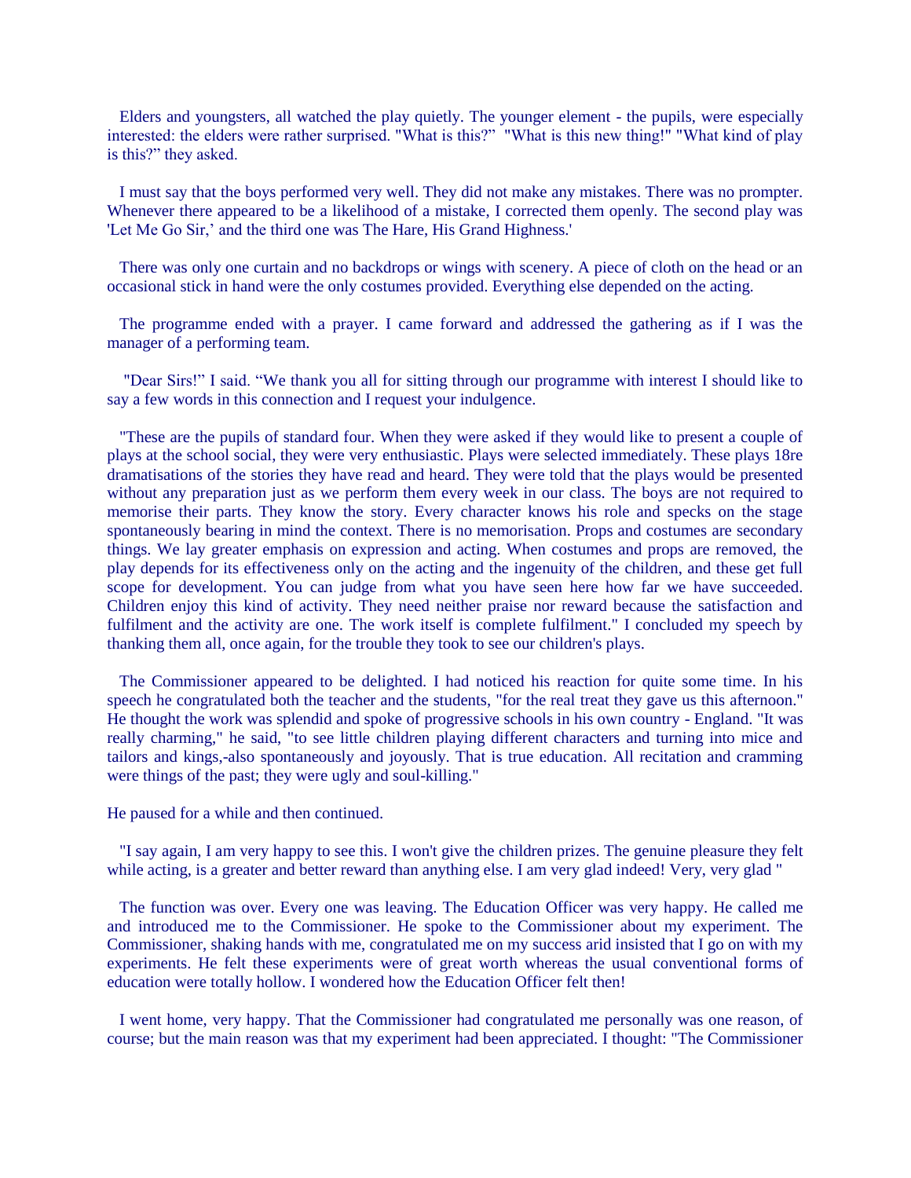Elders and youngsters, all watched the play quietly. The younger element - the pupils, were especially interested: the elders were rather surprised. "What is this?" "What is this new thing!" "What kind of play is this?" they asked.

I must say that the boys performed very well. They did not make any mistakes. There was no prompter. Whenever there appeared to be a likelihood of a mistake, I corrected them openly. The second play was 'Let Me Go Sir,' and the third one was The Hare, His Grand Highness.'

There was only one curtain and no backdrops or wings with scenery. A piece of cloth on the head or an occasional stick in hand were the only costumes provided. Everything else depended on the acting.

The programme ended with a prayer. I came forward and addressed the gathering as if I was the manager of a performing team.

"Dear Sirs!" I said. "We thank you all for sitting through our programme with interest I should like to say a few words in this connection and I request your indulgence.

"These are the pupils of standard four. When they were asked if they would like to present a couple of plays at the school social, they were very enthusiastic. Plays were selected immediately. These plays 18re dramatisations of the stories they have read and heard. They were told that the plays would be presented without any preparation just as we perform them every week in our class. The boys are not required to memorise their parts. They know the story. Every character knows his role and specks on the stage spontaneously bearing in mind the context. There is no memorisation. Props and costumes are secondary things. We lay greater emphasis on expression and acting. When costumes and props are removed, the play depends for its effectiveness only on the acting and the ingenuity of the children, and these get full scope for development. You can judge from what you have seen here how far we have succeeded. Children enjoy this kind of activity. They need neither praise nor reward because the satisfaction and fulfilment and the activity are one. The work itself is complete fulfilment." I concluded my speech by thanking them all, once again, for the trouble they took to see our children's plays.

The Commissioner appeared to be delighted. I had noticed his reaction for quite some time. In his speech he congratulated both the teacher and the students, "for the real treat they gave us this afternoon." He thought the work was splendid and spoke of progressive schools in his own country - England. "It was really charming," he said, "to see little children playing different characters and turning into mice and tailors and kings,-also spontaneously and joyously. That is true education. All recitation and cramming were things of the past; they were ugly and soul-killing."

He paused for a while and then continued.

"I say again, I am very happy to see this. I won't give the children prizes. The genuine pleasure they felt while acting, is a greater and better reward than anything else. I am very glad indeed! Very, very glad "

The function was over. Every one was leaving. The Education Officer was very happy. He called me and introduced me to the Commissioner. He spoke to the Commissioner about my experiment. The Commissioner, shaking hands with me, congratulated me on my success arid insisted that I go on with my experiments. He felt these experiments were of great worth whereas the usual conventional forms of education were totally hollow. I wondered how the Education Officer felt then!

I went home, very happy. That the Commissioner had congratulated me personally was one reason, of course; but the main reason was that my experiment had been appreciated. I thought: "The Commissioner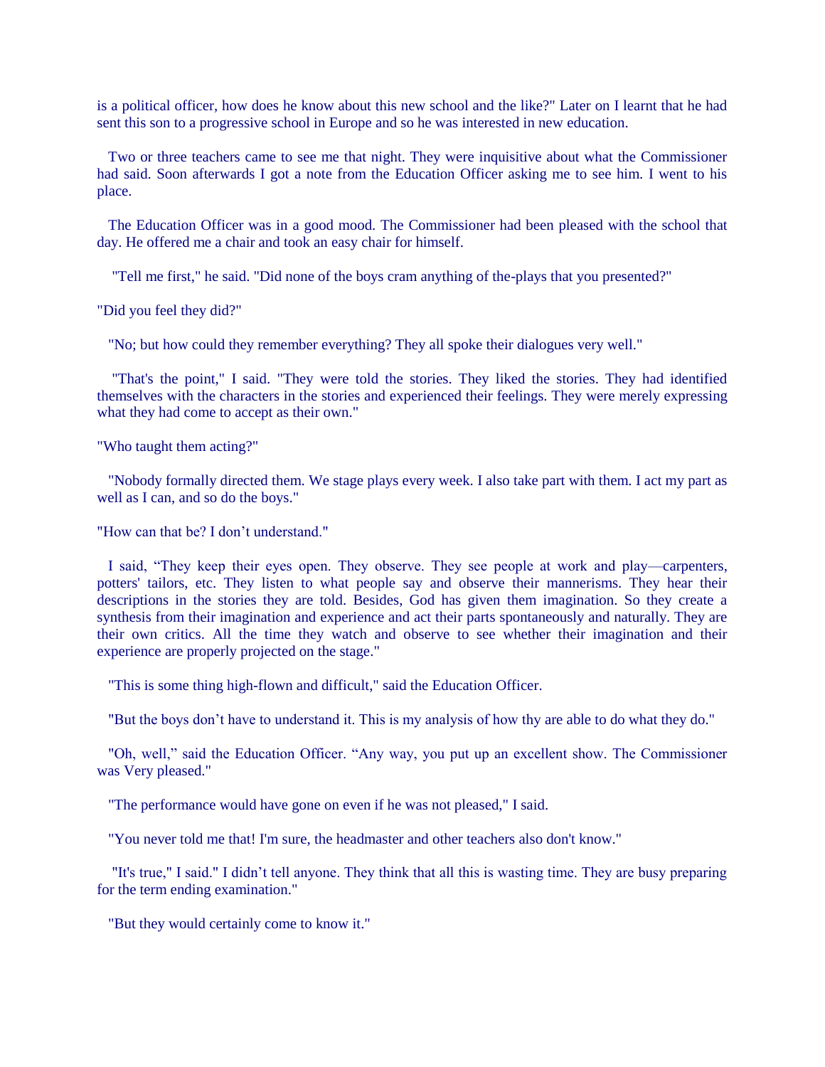is a political officer, how does he know about this new school and the like?" Later on I learnt that he had sent this son to a progressive school in Europe and so he was interested in new education.

Two or three teachers came to see me that night. They were inquisitive about what the Commissioner had said. Soon afterwards I got a note from the Education Officer asking me to see him. I went to his place.

The Education Officer was in a good mood. The Commissioner had been pleased with the school that day. He offered me a chair and took an easy chair for himself.

"Tell me first," he said. "Did none of the boys cram anything of the-plays that you presented?"

"Did you feel they did?"

"No; but how could they remember everything? They all spoke their dialogues very well."

"That's the point," I said. "They were told the stories. They liked the stories. They had identified themselves with the characters in the stories and experienced their feelings. They were merely expressing what they had come to accept as their own."

"Who taught them acting?"

"Nobody formally directed them. We stage plays every week. I also take part with them. I act my part as well as I can, and so do the boys."

"How can that be? I don't understand."

I said, "They keep their eyes open. They observe. They see people at work and play—carpenters, potters' tailors, etc. They listen to what people say and observe their mannerisms. They hear their descriptions in the stories they are told. Besides, God has given them imagination. So they create a synthesis from their imagination and experience and act their parts spontaneously and naturally. They are their own critics. All the time they watch and observe to see whether their imagination and their experience are properly projected on the stage."

"This is some thing high-flown and difficult," said the Education Officer.

"But the boys don't have to understand it. This is my analysis of how thy are able to do what they do."

"Oh, well," said the Education Officer. "Any way, you put up an excellent show. The Commissioner was Very pleased."

"The performance would have gone on even if he was not pleased," I said.

"You never told me that! I'm sure, the headmaster and other teachers also don't know."

"It's true," I said." I didn't tell anyone. They think that all this is wasting time. They are busy preparing for the term ending examination."

"But they would certainly come to know it."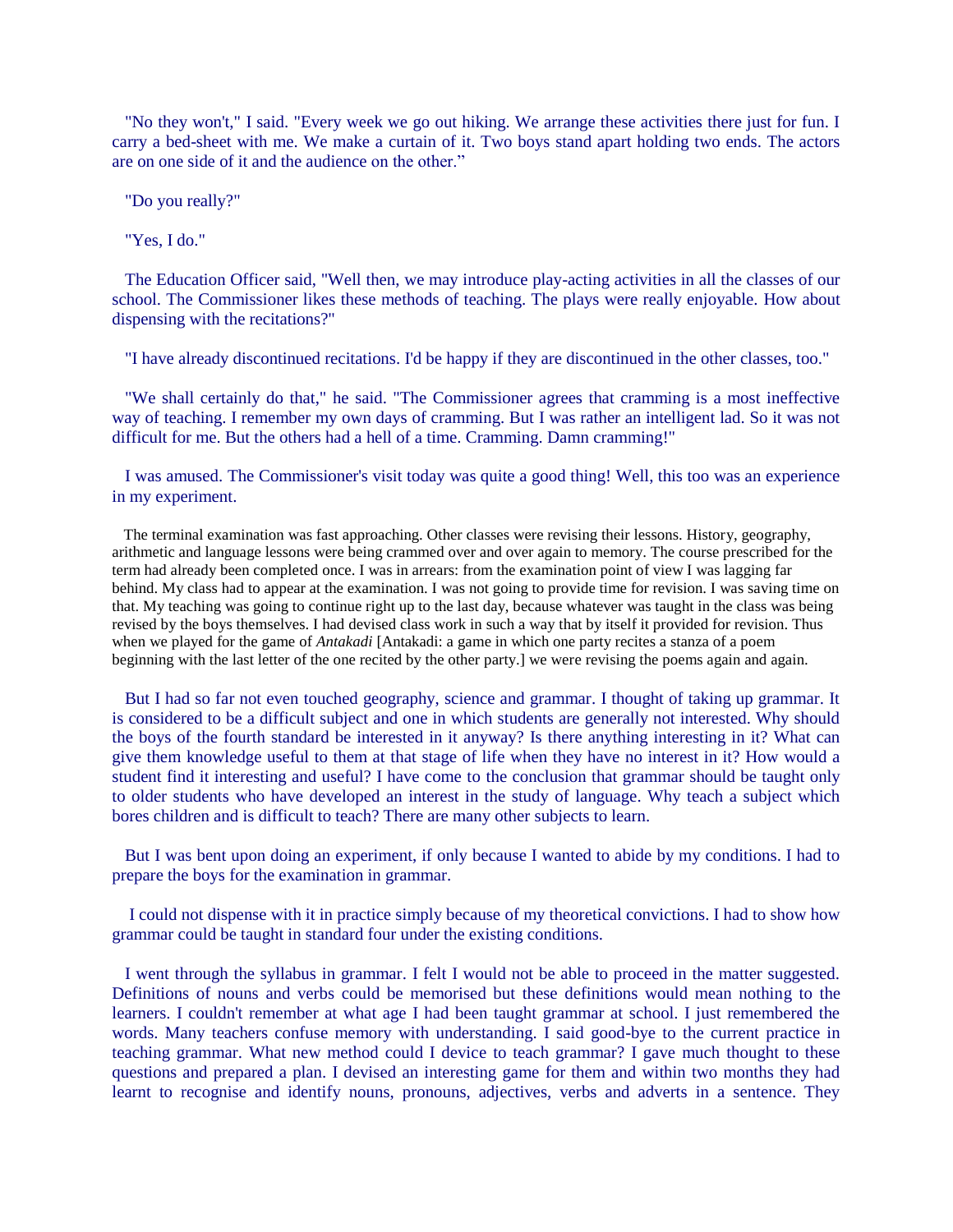"No they won't," I said. "Every week we go out hiking. We arrange these activities there just for fun. I carry a bed-sheet with me. We make a curtain of it. Two boys stand apart holding two ends. The actors are on one side of it and the audience on the other."

"Do you really?"

"Yes, I do."

The Education Officer said, "Well then, we may introduce play-acting activities in all the classes of our school. The Commissioner likes these methods of teaching. The plays were really enjoyable. How about dispensing with the recitations?"

"I have already discontinued recitations. I'd be happy if they are discontinued in the other classes, too."

"We shall certainly do that," he said. "The Commissioner agrees that cramming is a most ineffective way of teaching. I remember my own days of cramming. But I was rather an intelligent lad. So it was not difficult for me. But the others had a hell of a time. Cramming. Damn cramming!"

I was amused. The Commissioner's visit today was quite a good thing! Well, this too was an experience in my experiment.

The terminal examination was fast approaching. Other classes were revising their lessons. History, geography, arithmetic and language lessons were being crammed over and over again to memory. The course prescribed for the term had already been completed once. I was in arrears: from the examination point of view I was lagging far behind. My class had to appear at the examination. I was not going to provide time for revision. I was saving time on that. My teaching was going to continue right up to the last day, because whatever was taught in the class was being revised by the boys themselves. I had devised class work in such a way that by itself it provided for revision. Thus when we played for the game of *Antakadi* [Antakadi: a game in which one party recites a stanza of a poem beginning with the last letter of the one recited by the other party.] we were revising the poems again and again.

But I had so far not even touched geography, science and grammar. I thought of taking up grammar. It is considered to be a difficult subject and one in which students are generally not interested. Why should the boys of the fourth standard be interested in it anyway? Is there anything interesting in it? What can give them knowledge useful to them at that stage of life when they have no interest in it? How would a student find it interesting and useful? I have come to the conclusion that grammar should be taught only to older students who have developed an interest in the study of language. Why teach a subject which bores children and is difficult to teach? There are many other subjects to learn.

But I was bent upon doing an experiment, if only because I wanted to abide by my conditions. I had to prepare the boys for the examination in grammar.

I could not dispense with it in practice simply because of my theoretical convictions. I had to show how grammar could be taught in standard four under the existing conditions.

I went through the syllabus in grammar. I felt I would not be able to proceed in the matter suggested. Definitions of nouns and verbs could be memorised but these definitions would mean nothing to the learners. I couldn't remember at what age I had been taught grammar at school. I just remembered the words. Many teachers confuse memory with understanding. I said good-bye to the current practice in teaching grammar. What new method could I device to teach grammar? I gave much thought to these questions and prepared a plan. I devised an interesting game for them and within two months they had learnt to recognise and identify nouns, pronouns, adjectives, verbs and adverts in a sentence. They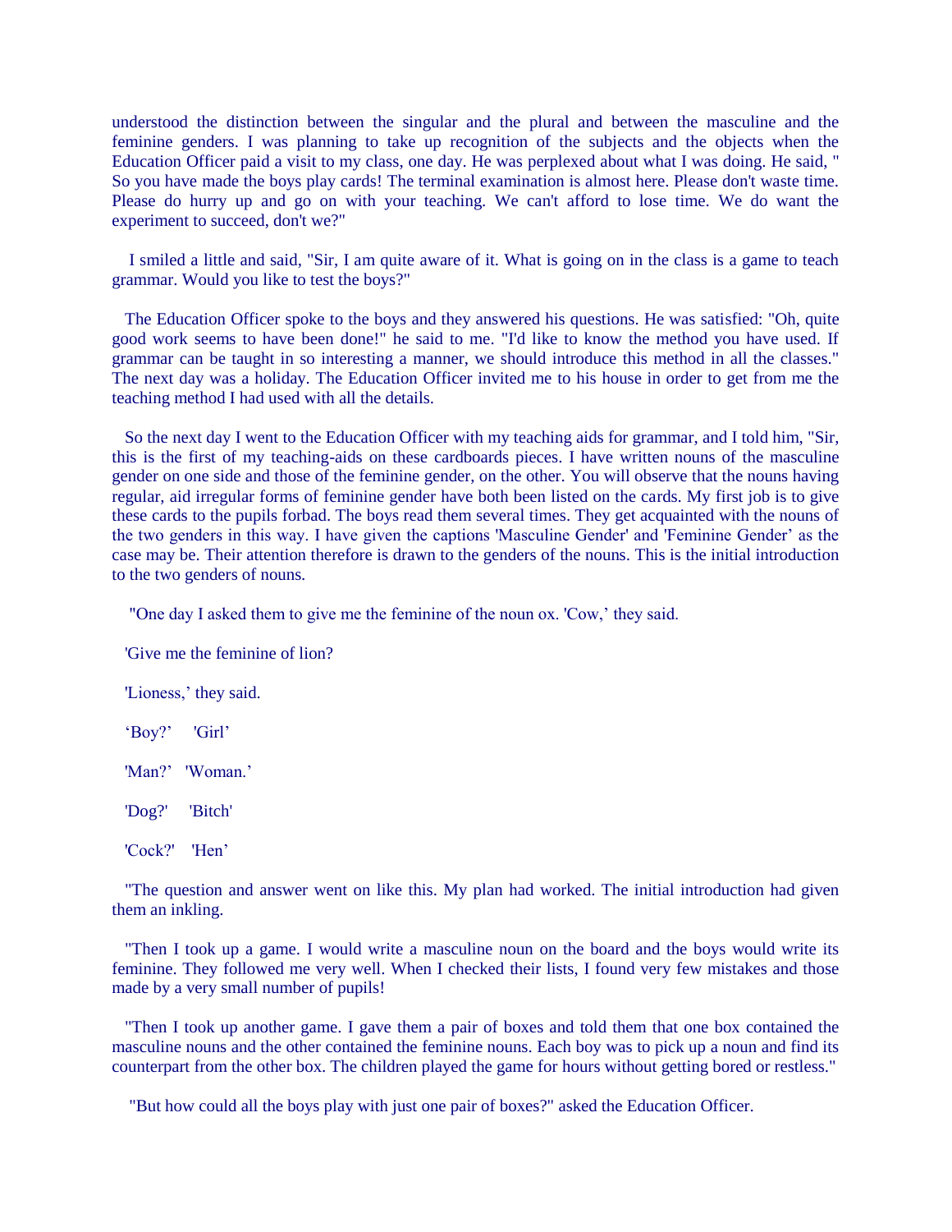understood the distinction between the singular and the plural and between the masculine and the feminine genders. I was planning to take up recognition of the subjects and the objects when the Education Officer paid a visit to my class, one day. He was perplexed about what I was doing. He said, " So you have made the boys play cards! The terminal examination is almost here. Please don't waste time. Please do hurry up and go on with your teaching. We can't afford to lose time. We do want the experiment to succeed, don't we?"

I smiled a little and said, "Sir, I am quite aware of it. What is going on in the class is a game to teach grammar. Would you like to test the boys?"

The Education Officer spoke to the boys and they answered his questions. He was satisfied: "Oh, quite good work seems to have been done!" he said to me. "I'd like to know the method you have used. If grammar can be taught in so interesting a manner, we should introduce this method in all the classes." The next day was a holiday. The Education Officer invited me to his house in order to get from me the teaching method I had used with all the details.

So the next day I went to the Education Officer with my teaching aids for grammar, and I told him, "Sir, this is the first of my teaching-aids on these cardboards pieces. I have written nouns of the masculine gender on one side and those of the feminine gender, on the other. You will observe that the nouns having regular, aid irregular forms of feminine gender have both been listed on the cards. My first job is to give these cards to the pupils forbad. The boys read them several times. They get acquainted with the nouns of the two genders in this way. I have given the captions 'Masculine Gender' and 'Feminine Gender' as the case may be. Their attention therefore is drawn to the genders of the nouns. This is the initial introduction to the two genders of nouns.

"One day I asked them to give me the feminine of the noun ox. 'Cow,' they said.

'Give me the feminine of lion?

'Lioness,' they said.

'Boy?' 'Girl'

'Man?' 'Woman.'

'Dog?' 'Bitch'

'Cock?' 'Hen'

"The question and answer went on like this. My plan had worked. The initial introduction had given them an inkling.

"Then I took up a game. I would write a masculine noun on the board and the boys would write its feminine. They followed me very well. When I checked their lists, I found very few mistakes and those made by a very small number of pupils!

"Then I took up another game. I gave them a pair of boxes and told them that one box contained the masculine nouns and the other contained the feminine nouns. Each boy was to pick up a noun and find its counterpart from the other box. The children played the game for hours without getting bored or restless."

"But how could all the boys play with just one pair of boxes?" asked the Education Officer.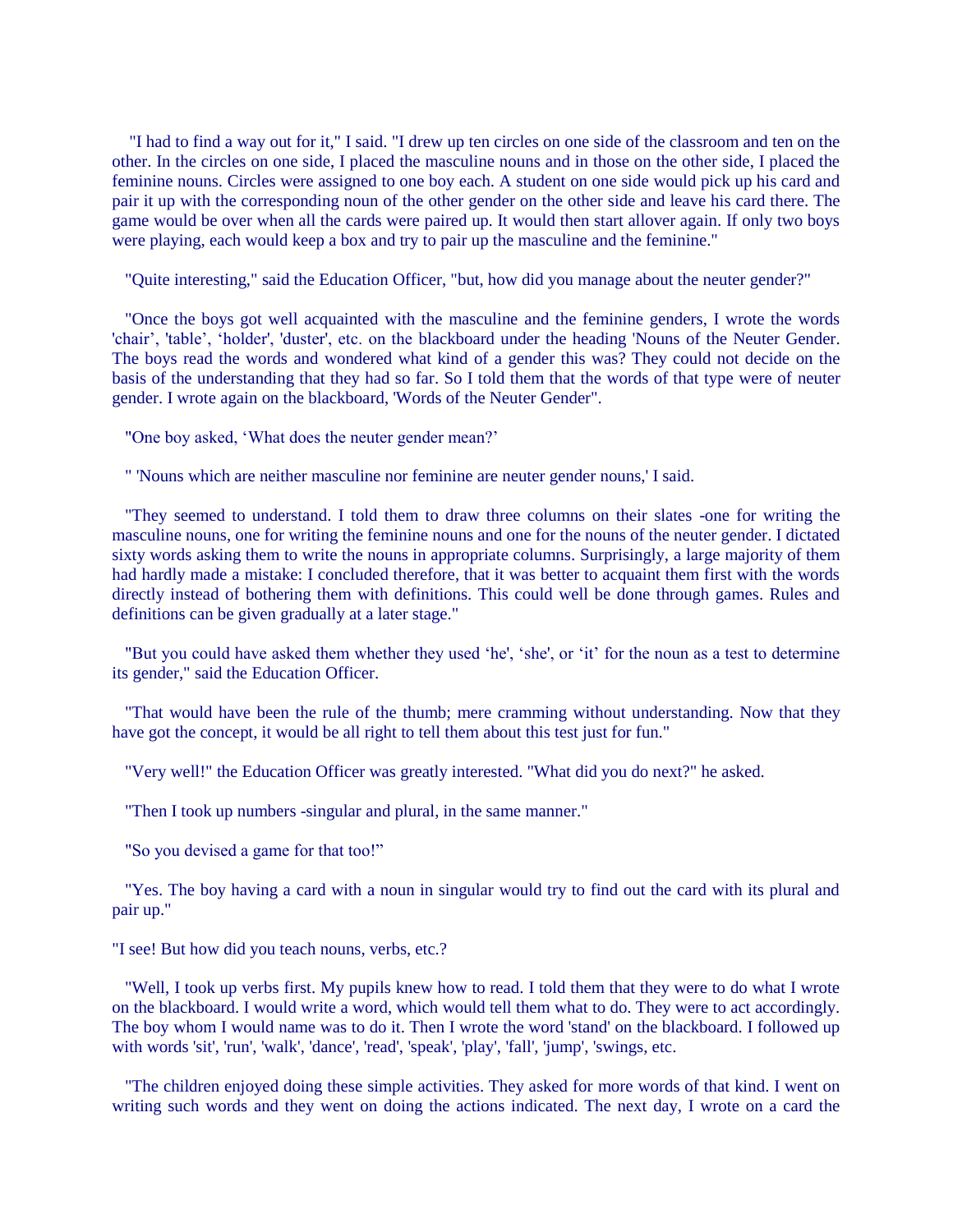"I had to find a way out for it," I said. "I drew up ten circles on one side of the classroom and ten on the other. In the circles on one side, I placed the masculine nouns and in those on the other side, I placed the feminine nouns. Circles were assigned to one boy each. A student on one side would pick up his card and pair it up with the corresponding noun of the other gender on the other side and leave his card there. The game would be over when all the cards were paired up. It would then start allover again. If only two boys were playing, each would keep a box and try to pair up the masculine and the feminine."

"Quite interesting," said the Education Officer, "but, how did you manage about the neuter gender?"

"Once the boys got well acquainted with the masculine and the feminine genders, I wrote the words 'chair', 'table', 'holder', 'duster', etc. on the blackboard under the heading 'Nouns of the Neuter Gender. The boys read the words and wondered what kind of a gender this was? They could not decide on the basis of the understanding that they had so far. So I told them that the words of that type were of neuter gender. I wrote again on the blackboard, 'Words of the Neuter Gender".

"One boy asked, 'What does the neuter gender mean?'

" 'Nouns which are neither masculine nor feminine are neuter gender nouns,' I said.

"They seemed to understand. I told them to draw three columns on their slates -one for writing the masculine nouns, one for writing the feminine nouns and one for the nouns of the neuter gender. I dictated sixty words asking them to write the nouns in appropriate columns. Surprisingly, a large majority of them had hardly made a mistake: I concluded therefore, that it was better to acquaint them first with the words directly instead of bothering them with definitions. This could well be done through games. Rules and definitions can be given gradually at a later stage."

"But you could have asked them whether they used 'he', 'she', or 'it' for the noun as a test to determine its gender," said the Education Officer.

"That would have been the rule of the thumb; mere cramming without understanding. Now that they have got the concept, it would be all right to tell them about this test just for fun."

"Very well!" the Education Officer was greatly interested. "What did you do next?" he asked.

"Then I took up numbers -singular and plural, in the same manner."

"So you devised a game for that too!"

"Yes. The boy having a card with a noun in singular would try to find out the card with its plural and pair up."

"I see! But how did you teach nouns, verbs, etc.?

"Well, I took up verbs first. My pupils knew how to read. I told them that they were to do what I wrote on the blackboard. I would write a word, which would tell them what to do. They were to act accordingly. The boy whom I would name was to do it. Then I wrote the word 'stand' on the blackboard. I followed up with words 'sit', 'run', 'walk', 'dance', 'read', 'speak', 'play', 'fall', 'jump', 'swings, etc.

"The children enjoyed doing these simple activities. They asked for more words of that kind. I went on writing such words and they went on doing the actions indicated. The next day, I wrote on a card the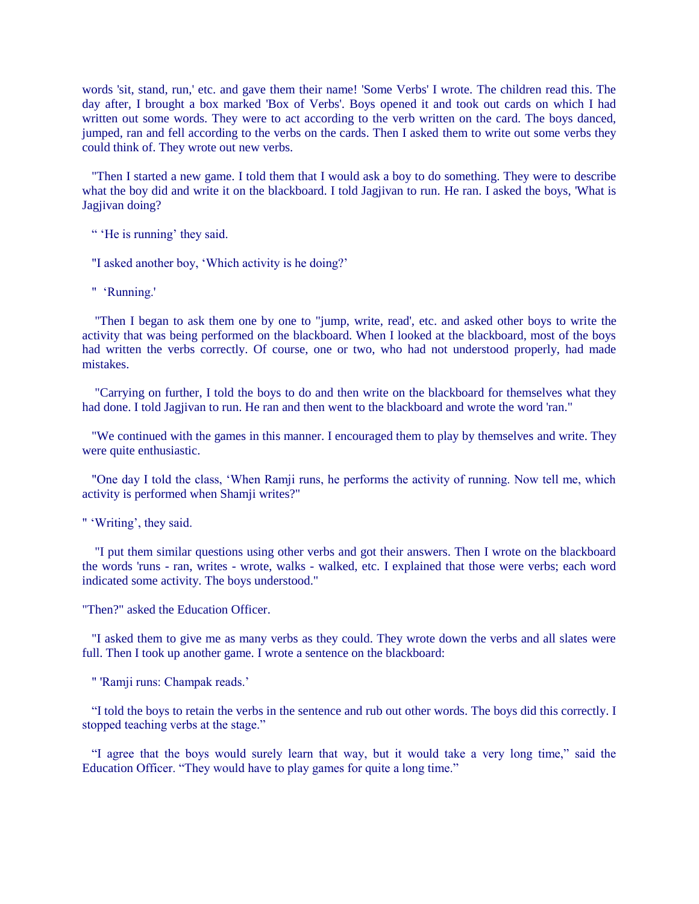words 'sit, stand, run,' etc. and gave them their name! 'Some Verbs' I wrote. The children read this. The day after, I brought a box marked 'Box of Verbs'. Boys opened it and took out cards on which I had written out some words. They were to act according to the verb written on the card. The boys danced, jumped, ran and fell according to the verbs on the cards. Then I asked them to write out some verbs they could think of. They wrote out new verbs.

"Then I started a new game. I told them that I would ask a boy to do something. They were to describe what the boy did and write it on the blackboard. I told Jagjivan to run. He ran. I asked the boys, 'What is Jagjivan doing?

" 'He is running' they said.

"I asked another boy, 'Which activity is he doing?'

" 'Running.'

"Then I began to ask them one by one to "jump, write, read', etc. and asked other boys to write the activity that was being performed on the blackboard. When I looked at the blackboard, most of the boys had written the verbs correctly. Of course, one or two, who had not understood properly, had made mistakes.

"Carrying on further, I told the boys to do and then write on the blackboard for themselves what they had done. I told Jagjivan to run. He ran and then went to the blackboard and wrote the word 'ran."

"We continued with the games in this manner. I encouraged them to play by themselves and write. They were quite enthusiastic.

"One day I told the class, 'When Ramji runs, he performs the activity of running. Now tell me, which activity is performed when Shamji writes?"

" 'Writing', they said.

"I put them similar questions using other verbs and got their answers. Then I wrote on the blackboard the words 'runs - ran, writes - wrote, walks - walked, etc. I explained that those were verbs; each word indicated some activity. The boys understood."

"Then?" asked the Education Officer.

"I asked them to give me as many verbs as they could. They wrote down the verbs and all slates were full. Then I took up another game. I wrote a sentence on the blackboard:

" 'Ramji runs: Champak reads.'

"I told the boys to retain the verbs in the sentence and rub out other words. The boys did this correctly. I stopped teaching verbs at the stage."

"I agree that the boys would surely learn that way, but it would take a very long time," said the Education Officer. "They would have to play games for quite a long time."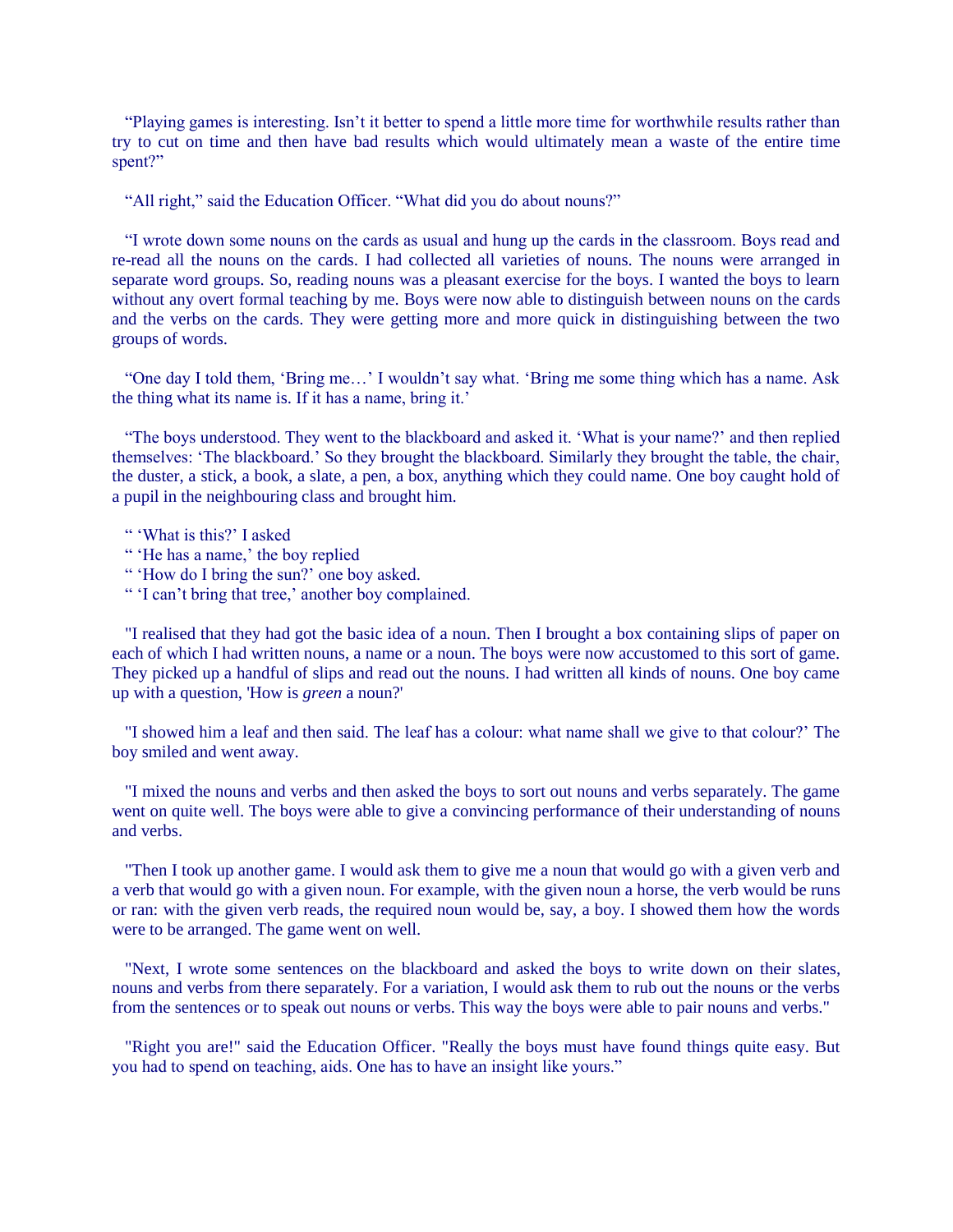“Playing games is interesting. Isn’t it better to spend a little more time for worthwhile results rather than try to cut on time and then have bad results which would ultimately mean a waste of the entire time spent?”

“All right,” said the Education Officer. “What did you do about nouns?”

“I wrote down some nouns on the cards as usual and hung up the cards in the classroom. Boys read and re-read all the nouns on the cards. I had collected all varieties of nouns. The nouns were arranged in separate word groups. So, reading nouns was a pleasant exercise for the boys. I wanted the boys to learn without any overt formal teaching by me. Boys were now able to distinguish between nouns on the cards and the verbs on the cards. They were getting more and more quick in distinguishing between the two groups of words.

“One day I told them, ‘Bring me…’ I wouldn’t say what. ‘Bring me some thing which has a name. Ask the thing what its name is. If it has a name, bring it.’

“The boys understood. They went to the blackboard and asked it. ‘What is your name?’ and then replied themselves: ‘The blackboard.’ So they brought the blackboard. Similarly they brought the table, the chair, the duster, a stick, a book, a slate, a pen, a box, anything which they could name. One boy caught hold of a pupil in the neighbouring class and brought him.

“ ‘What is this?’ I asked
“ ‘He has a name,’ the boy replied
“ ‘How do I bring the sun?’ one boy asked.
“ ‘I can’t bring that tree,’ another boy complained.

"I realised that they had got the basic idea of a noun. Then I brought a box containing slips of paper on each of which I had written nouns, a name or a noun. The boys were now accustomed to this sort of game. They picked up a handful of slips and read out the nouns. I had written all kinds of nouns. One boy came up with a question, 'How is *green* a noun?'

"I showed him a leaf and then said. The leaf has a colour: what name shall we give to that colour?’ The boy smiled and went away.

"I mixed the nouns and verbs and then asked the boys to sort out nouns and verbs separately. The game went on quite well. The boys were able to give a convincing performance of their understanding of nouns and verbs.

"Then I took up another game. I would ask them to give me a noun that would go with a given verb and a verb that would go with a given noun. For example, with the given noun a horse, the verb would be runs or ran: with the given verb reads, the required noun would be, say, a boy. I showed them how the words were to be arranged. The game went on well.

"Next, I wrote some sentences on the blackboard and asked the boys to write down on their slates, nouns and verbs from there separately. For a variation, I would ask them to rub out the nouns or the verbs from the sentences or to speak out nouns or verbs. This way the boys were able to pair nouns and verbs."

"Right you are!" said the Education Officer. "Really the boys must have found things quite easy. But you had to spend on teaching, aids. One has to have an insight like yours.”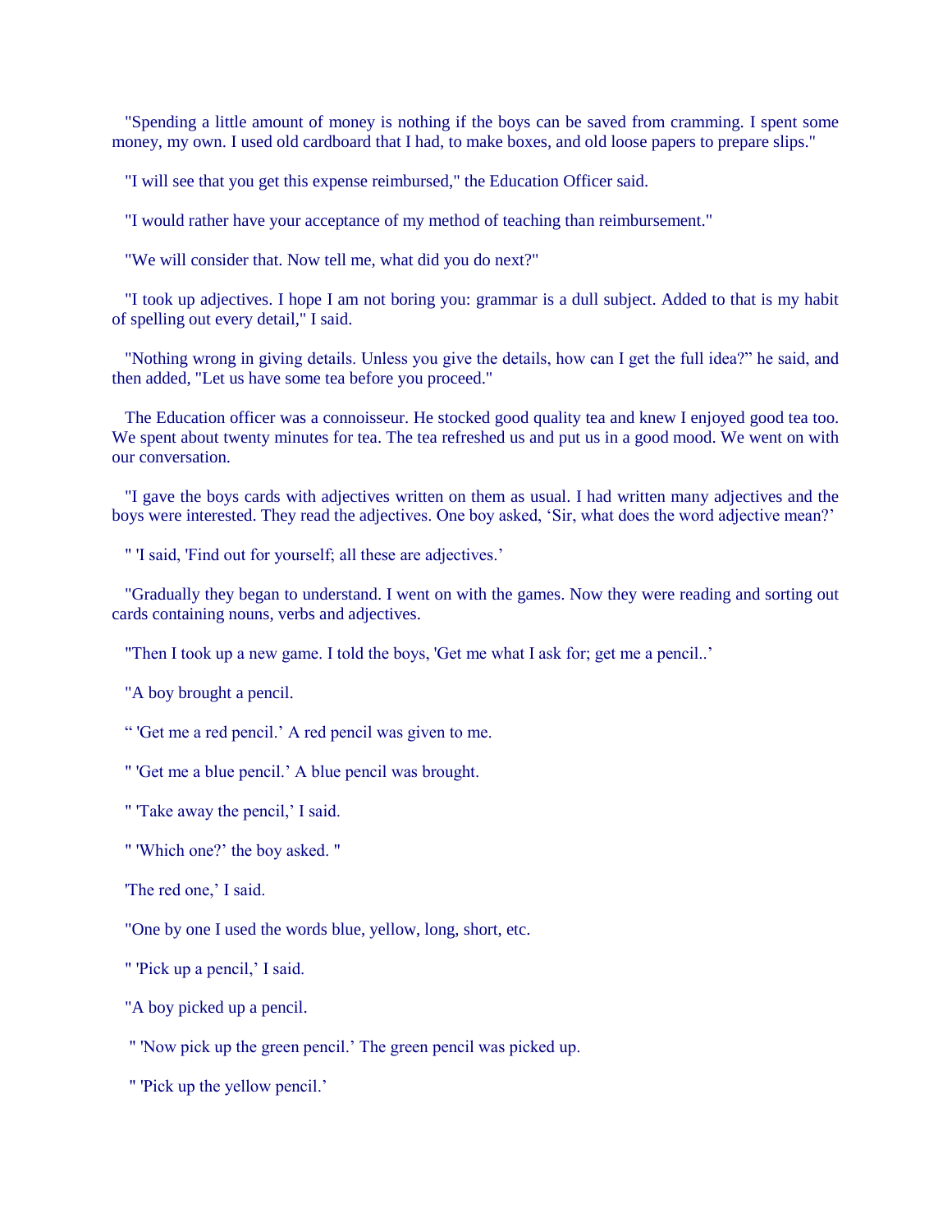"Spending a little amount of money is nothing if the boys can be saved from cramming. I spent some money, my own. I used old cardboard that I had, to make boxes, and old loose papers to prepare slips."

"I will see that you get this expense reimbursed," the Education Officer said.

"I would rather have your acceptance of my method of teaching than reimbursement."

"We will consider that. Now tell me, what did you do next?"

"I took up adjectives. I hope I am not boring you: grammar is a dull subject. Added to that is my habit of spelling out every detail," I said.

"Nothing wrong in giving details. Unless you give the details, how can I get the full idea?" he said, and then added, "Let us have some tea before you proceed."

The Education officer was a connoisseur. He stocked good quality tea and knew I enjoyed good tea too. We spent about twenty minutes for tea. The tea refreshed us and put us in a good mood. We went on with our conversation.

"I gave the boys cards with adjectives written on them as usual. I had written many adjectives and the boys were interested. They read the adjectives. One boy asked, 'Sir, what does the word adjective mean?'

" 'I said, 'Find out for yourself; all these are adjectives.'

"Gradually they began to understand. I went on with the games. Now they were reading and sorting out cards containing nouns, verbs and adjectives.

"Then I took up a new game. I told the boys, 'Get me what I ask for; get me a pencil..'

"A boy brought a pencil.

" 'Get me a red pencil.' A red pencil was given to me.

" 'Get me a blue pencil.' A blue pencil was brought.

" 'Take away the pencil,' I said.

" 'Which one?' the boy asked. "

'The red one,' I said.

"One by one I used the words blue, yellow, long, short, etc.

" 'Pick up a pencil,' I said.

"A boy picked up a pencil.

" 'Now pick up the green pencil.' The green pencil was picked up.

" 'Pick up the yellow pencil.'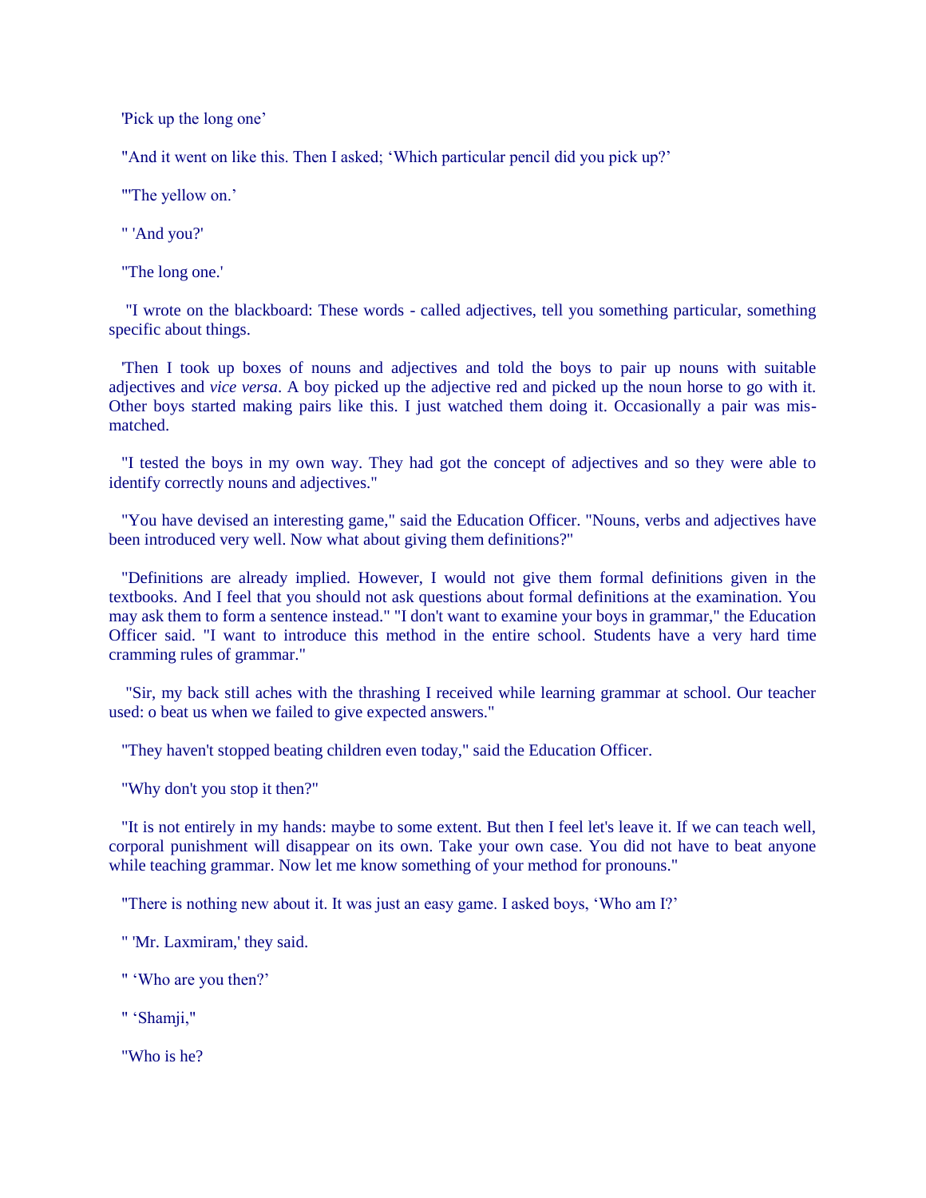'Pick up the long one'

"And it went on like this. Then I asked; 'Which particular pencil did you pick up?'

"'The yellow on.'

" 'And you?'

"The long one.'

"I wrote on the blackboard: These words - called adjectives, tell you something particular, something specific about things.

'Then I took up boxes of nouns and adjectives and told the boys to pair up nouns with suitable adjectives and *vice versa*. A boy picked up the adjective red and picked up the noun horse to go with it. Other boys started making pairs like this. I just watched them doing it. Occasionally a pair was mis-matched.

"I tested the boys in my own way. They had got the concept of adjectives and so they were able to identify correctly nouns and adjectives."

"You have devised an interesting game," said the Education Officer. "Nouns, verbs and adjectives have been introduced very well. Now what about giving them definitions?"

"Definitions are already implied. However, I would not give them formal definitions given in the textbooks. And I feel that you should not ask questions about formal definitions at the examination. You may ask them to form a sentence instead." "I don't want to examine your boys in grammar," the Education Officer said. "I want to introduce this method in the entire school. Students have a very hard time cramming rules of grammar."

"Sir, my back still aches with the thrashing I received while learning grammar at school. Our teacher used: o beat us when we failed to give expected answers."

"They haven't stopped beating children even today," said the Education Officer.

"Why don't you stop it then?"

"It is not entirely in my hands: maybe to some extent. But then I feel let's leave it. If we can teach well, corporal punishment will disappear on its own. Take your own case. You did not have to beat anyone while teaching grammar. Now let me know something of your method for pronouns."

"There is nothing new about it. It was just an easy game. I asked boys, 'Who am I?'

" 'Mr. Laxmiram,' they said.

" 'Who are you then?'

" 'Shamji,"

"Who is he?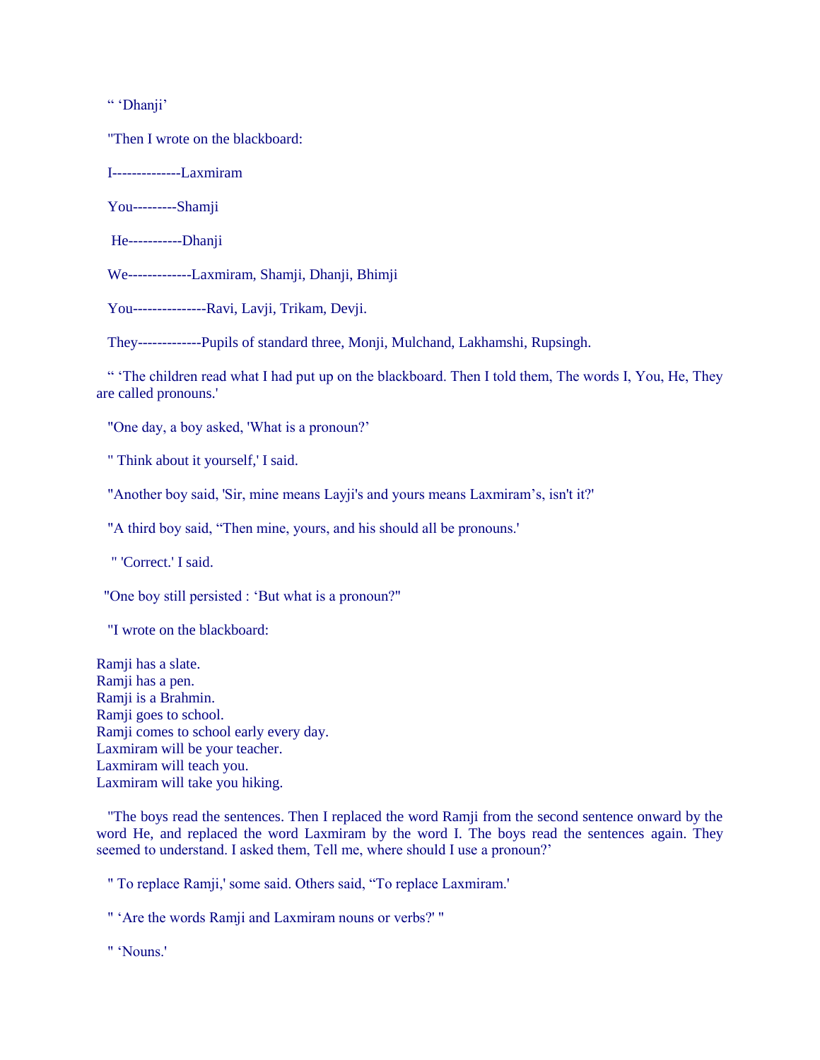" 'Dhanji'

"Then I wrote on the blackboard:

I--------------Laxmiram

You---------Shamji

He-----------Dhanji

We-------------Laxmiram, Shamji, Dhanji, Bhimji

You---------------Ravi, Lavji, Trikam, Devji.

They-------------Pupils of standard three, Monji, Mulchand, Lakhamshi, Rupsingh.

" 'The children read what I had put up on the blackboard. Then I told them, The words I, You, He, They are called pronouns.'

"One day, a boy asked, 'What is a pronoun?'

" Think about it yourself,' I said.

"Another boy said, 'Sir, mine means Layji's and yours means Laxmiram's, isn't it?'

"A third boy said, "Then mine, yours, and his should all be pronouns.'

" 'Correct.' I said.

"One boy still persisted : 'But what is a pronoun?"

"I wrote on the blackboard:

Ramji has a slate.
Ramji has a pen.
Ramji is a Brahmin.
Ramji goes to school.
Ramji comes to school early every day.
Laxmiram will be your teacher.
Laxmiram will teach you.
Laxmiram will take you hiking.

"The boys read the sentences. Then I replaced the word Ramji from the second sentence onward by the word He, and replaced the word Laxmiram by the word I. The boys read the sentences again. They seemed to understand. I asked them, Tell me, where should I use a pronoun?'

" To replace Ramji,' some said. Others said, "To replace Laxmiram.'

" 'Are the words Ramji and Laxmiram nouns or verbs?' "

" 'Nouns.'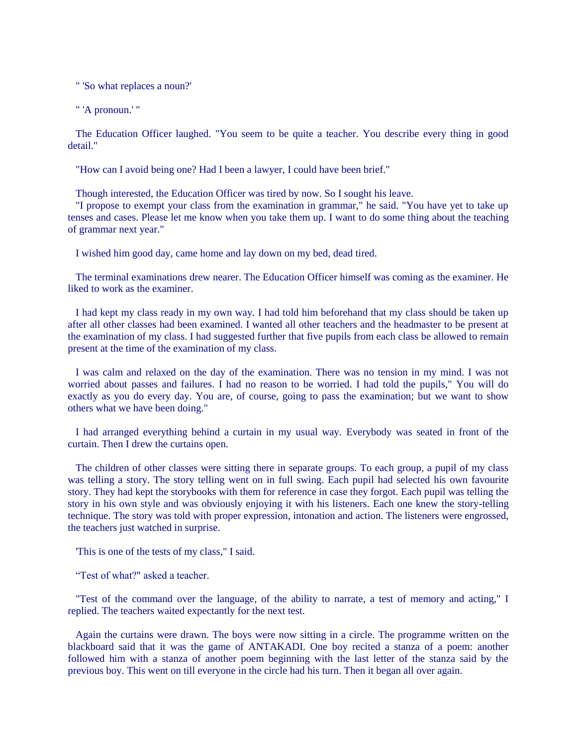" 'So what replaces a noun?'

" 'A pronoun.' "

The Education Officer laughed. "You seem to be quite a teacher. You describe every thing in good detail."

"How can I avoid being one? Had I been a lawyer, I could have been brief."

Though interested, the Education Officer was tired by now. So I sought his leave.
"I propose to exempt your class from the examination in grammar," he said. "You have yet to take up tenses and cases. Please let me know when you take them up. I want to do some thing about the teaching of grammar next year."

I wished him good day, came home and lay down on my bed, dead tired.

The terminal examinations drew nearer. The Education Officer himself was coming as the examiner. He liked to work as the examiner.

I had kept my class ready in my own way. I had told him beforehand that my class should be taken up after all other classes had been examined. I wanted all other teachers and the headmaster to be present at the examination of my class. I had suggested further that five pupils from each class be allowed to remain present at the time of the examination of my class.

I was calm and relaxed on the day of the examination. There was no tension in my mind. I was not worried about passes and failures. I had no reason to be worried. I had told the pupils," You will do exactly as you do every day. You are, of course, going to pass the examination; but we want to show others what we have been doing."

I had arranged everything behind a curtain in my usual way. Everybody was seated in front of the curtain. Then I drew the curtains open.

The children of other classes were sitting there in separate groups. To each group, a pupil of my class was telling a story. The story telling went on in full swing. Each pupil had selected his own favourite story. They had kept the storybooks with them for reference in case they forgot. Each pupil was telling the story in his own style and was obviously enjoying it with his listeners. Each one knew the story-telling technique. The story was told with proper expression, intonation and action. The listeners were engrossed, the teachers just watched in surprise.

'This is one of the tests of my class," I said.

“Test of what?" asked a teacher.

"Test of the command over the language, of the ability to narrate, a test of memory and acting," I replied. The teachers waited expectantly for the next test.

Again the curtains were drawn. The boys were now sitting in a circle. The programme written on the blackboard said that it was the game of ANTAKADI. One boy recited a stanza of a poem: another followed him with a stanza of another poem beginning with the last letter of the stanza said by the previous boy. This went on till everyone in the circle had his turn. Then it began all over again.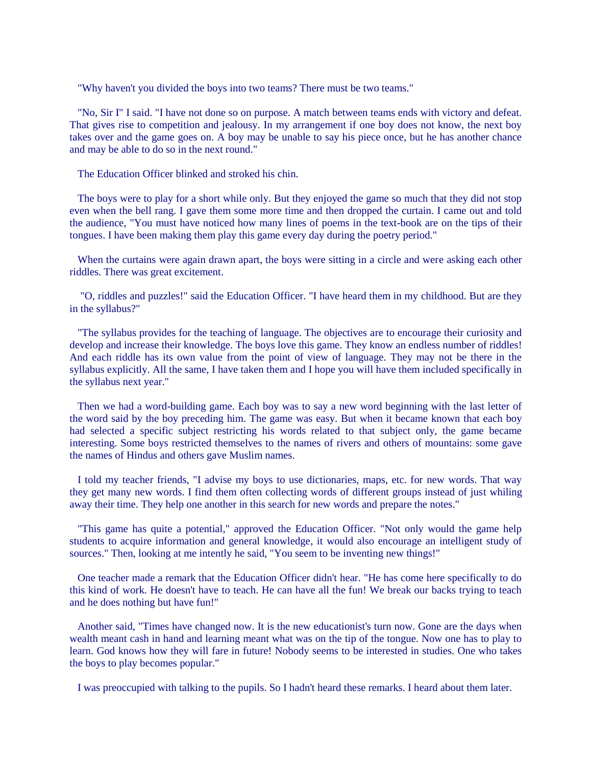"Why haven't you divided the boys into two teams? There must be two teams."

"No, Sir I" I said. "I have not done so on purpose. A match between teams ends with victory and defeat. That gives rise to competition and jealousy. In my arrangement if one boy does not know, the next boy takes over and the game goes on. A boy may be unable to say his piece once, but he has another chance and may be able to do so in the next round."

The Education Officer blinked and stroked his chin.

The boys were to play for a short while only. But they enjoyed the game so much that they did not stop even when the bell rang. I gave them some more time and then dropped the curtain. I came out and told the audience, "You must have noticed how many lines of poems in the text-book are on the tips of their tongues. I have been making them play this game every day during the poetry period."

When the curtains were again drawn apart, the boys were sitting in a circle and were asking each other riddles. There was great excitement.

"O, riddles and puzzles!" said the Education Officer. "I have heard them in my childhood. But are they in the syllabus?"

"The syllabus provides for the teaching of language. The objectives are to encourage their curiosity and develop and increase their knowledge. The boys love this game. They know an endless number of riddles! And each riddle has its own value from the point of view of language. They may not be there in the syllabus explicitly. All the same, I have taken them and I hope you will have them included specifically in the syllabus next year."

Then we had a word-building game. Each boy was to say a new word beginning with the last letter of the word said by the boy preceding him. The game was easy. But when it became known that each boy had selected a specific subject restricting his words related to that subject only, the game became interesting. Some boys restricted themselves to the names of rivers and others of mountains: some gave the names of Hindus and others gave Muslim names.

I told my teacher friends, "I advise my boys to use dictionaries, maps, etc. for new words. That way they get many new words. I find them often collecting words of different groups instead of just whiling away their time. They help one another in this search for new words and prepare the notes."

"This game has quite a potential," approved the Education Officer. "Not only would the game help students to acquire information and general knowledge, it would also encourage an intelligent study of sources." Then, looking at me intently he said, "You seem to be inventing new things!"

One teacher made a remark that the Education Officer didn't hear. "He has come here specifically to do this kind of work. He doesn't have to teach. He can have all the fun! We break our backs trying to teach and he does nothing but have fun!"

Another said, "Times have changed now. It is the new educationist's turn now. Gone are the days when wealth meant cash in hand and learning meant what was on the tip of the tongue. Now one has to play to learn. God knows how they will fare in future! Nobody seems to be interested in studies. One who takes the boys to play becomes popular."

I was preoccupied with talking to the pupils. So I hadn't heard these remarks. I heard about them later.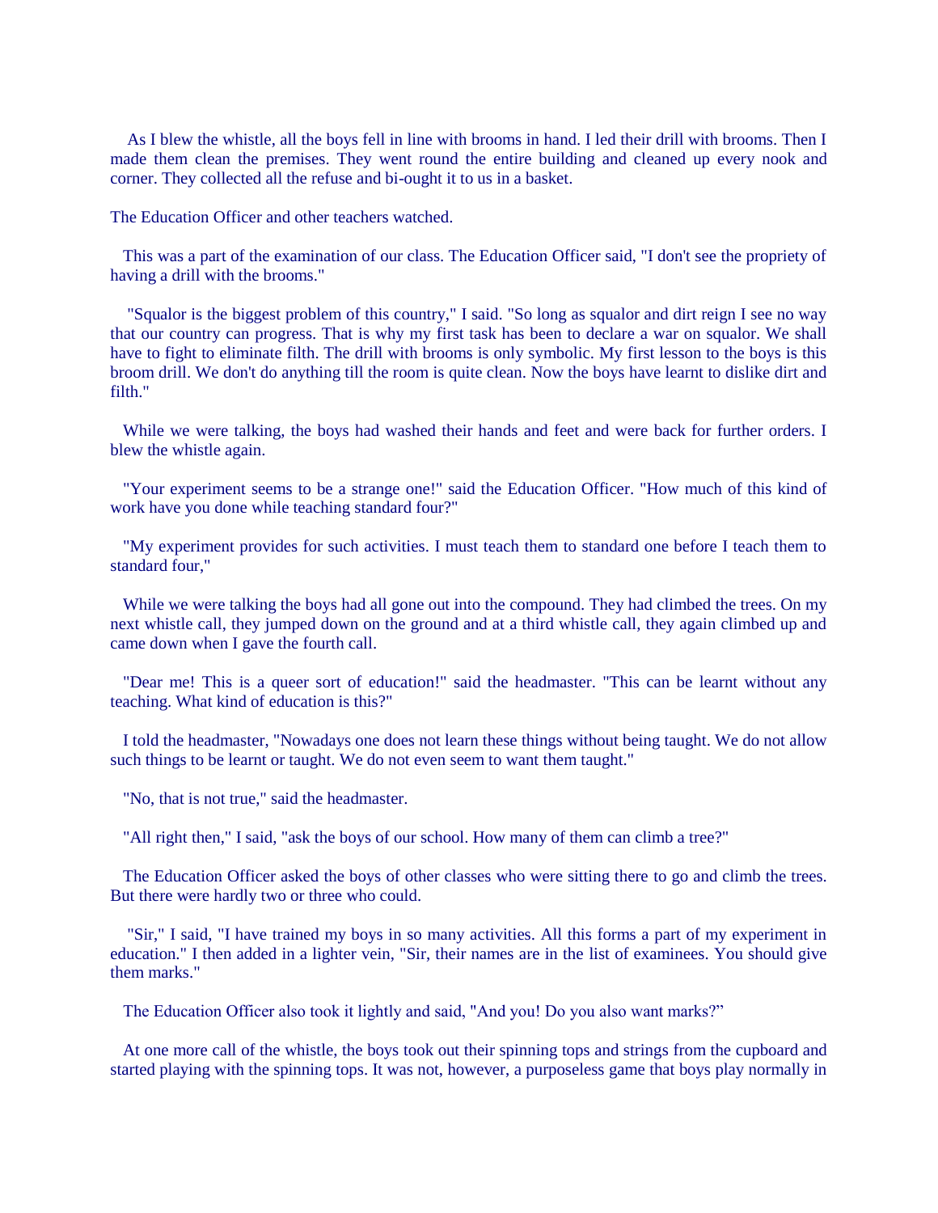As I blew the whistle, all the boys fell in line with brooms in hand. I led their drill with brooms. Then I made them clean the premises. They went round the entire building and cleaned up every nook and corner. They collected all the refuse and bi-ought it to us in a basket.

The Education Officer and other teachers watched.

This was a part of the examination of our class. The Education Officer said, "I don't see the propriety of having a drill with the brooms."

"Squalor is the biggest problem of this country," I said. "So long as squalor and dirt reign I see no way that our country can progress. That is why my first task has been to declare a war on squalor. We shall have to fight to eliminate filth. The drill with brooms is only symbolic. My first lesson to the boys is this broom drill. We don't do anything till the room is quite clean. Now the boys have learnt to dislike dirt and filth."

While we were talking, the boys had washed their hands and feet and were back for further orders. I blew the whistle again.

"Your experiment seems to be a strange one!" said the Education Officer. "How much of this kind of work have you done while teaching standard four?"

"My experiment provides for such activities. I must teach them to standard one before I teach them to standard four,"

While we were talking the boys had all gone out into the compound. They had climbed the trees. On my next whistle call, they jumped down on the ground and at a third whistle call, they again climbed up and came down when I gave the fourth call.

"Dear me! This is a queer sort of education!" said the headmaster. "This can be learnt without any teaching. What kind of education is this?"

I told the headmaster, "Nowadays one does not learn these things without being taught. We do not allow such things to be learnt or taught. We do not even seem to want them taught."

"No, that is not true," said the headmaster.

"All right then," I said, "ask the boys of our school. How many of them can climb a tree?"

The Education Officer asked the boys of other classes who were sitting there to go and climb the trees. But there were hardly two or three who could.

"Sir," I said, "I have trained my boys in so many activities. All this forms a part of my experiment in education." I then added in a lighter vein, "Sir, their names are in the list of examinees. You should give them marks."

The Education Officer also took it lightly and said, "And you! Do you also want marks?"

At one more call of the whistle, the boys took out their spinning tops and strings from the cupboard and started playing with the spinning tops. It was not, however, a purposeless game that boys play normally in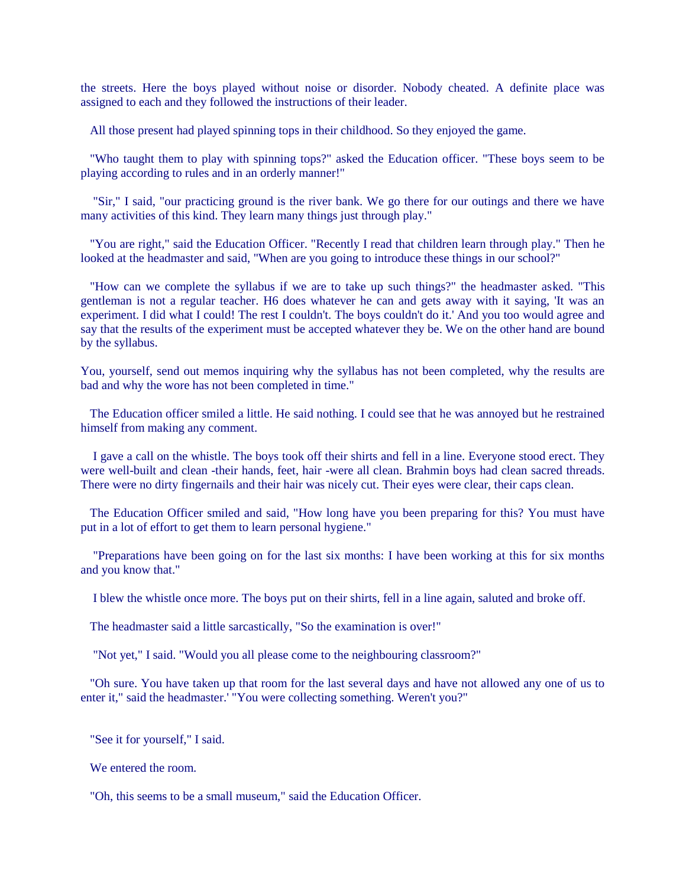the streets. Here the boys played without noise or disorder. Nobody cheated. A definite place was assigned to each and they followed the instructions of their leader.

All those present had played spinning tops in their childhood. So they enjoyed the game.

"Who taught them to play with spinning tops?" asked the Education officer. "These boys seem to be playing according to rules and in an orderly manner!"

"Sir," I said, "our practicing ground is the river bank. We go there for our outings and there we have many activities of this kind. They learn many things just through play."

"You are right," said the Education Officer. "Recently I read that children learn through play." Then he looked at the headmaster and said, "When are you going to introduce these things in our school?"

"How can we complete the syllabus if we are to take up such things?" the headmaster asked. "This gentleman is not a regular teacher. H6 does whatever he can and gets away with it saying, 'It was an experiment. I did what I could! The rest I couldn't. The boys couldn't do it.' And you too would agree and say that the results of the experiment must be accepted whatever they be. We on the other hand are bound by the syllabus.

You, yourself, send out memos inquiring why the syllabus has not been completed, why the results are bad and why the wore has not been completed in time."

The Education officer smiled a little. He said nothing. I could see that he was annoyed but he restrained himself from making any comment.

I gave a call on the whistle. The boys took off their shirts and fell in a line. Everyone stood erect. They were well-built and clean -their hands, feet, hair -were all clean. Brahmin boys had clean sacred threads. There were no dirty fingernails and their hair was nicely cut. Their eyes were clear, their caps clean.

The Education Officer smiled and said, "How long have you been preparing for this? You must have put in a lot of effort to get them to learn personal hygiene."

"Preparations have been going on for the last six months: I have been working at this for six months and you know that."

I blew the whistle once more. The boys put on their shirts, fell in a line again, saluted and broke off.

The headmaster said a little sarcastically, "So the examination is over!"

"Not yet," I said. "Would you all please come to the neighbouring classroom?"

"Oh sure. You have taken up that room for the last several days and have not allowed any one of us to enter it," said the headmaster.' "You were collecting something. Weren't you?"

"See it for yourself," I said.

We entered the room.

"Oh, this seems to be a small museum," said the Education Officer.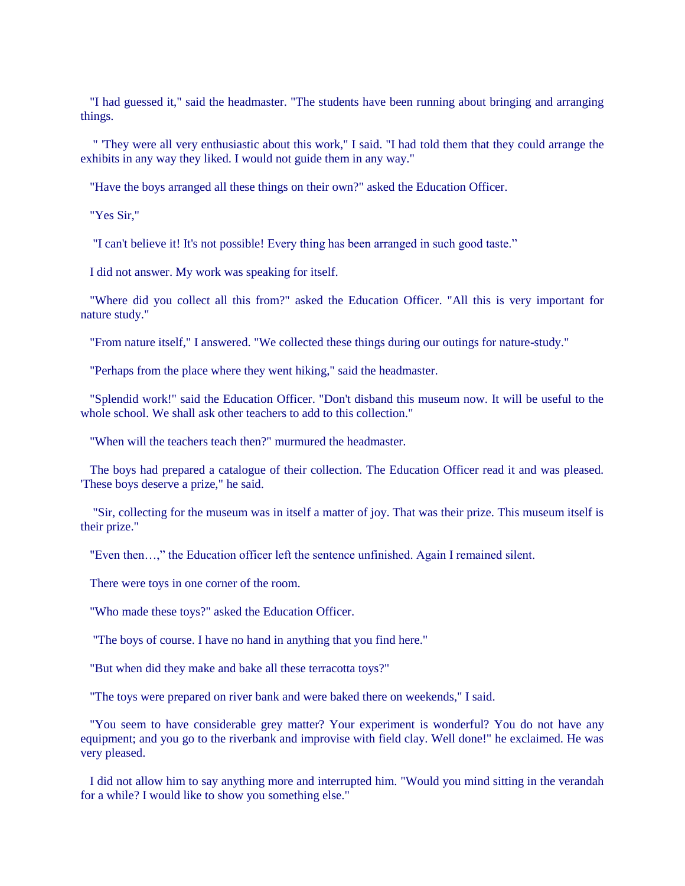"I had guessed it," said the headmaster. "The students have been running about bringing and arranging things.

" 'They were all very enthusiastic about this work," I said. "I had told them that they could arrange the exhibits in any way they liked. I would not guide them in any way."

"Have the boys arranged all these things on their own?" asked the Education Officer.

"Yes Sir,"

"I can't believe it! It's not possible! Every thing has been arranged in such good taste."

I did not answer. My work was speaking for itself.

"Where did you collect all this from?" asked the Education Officer. "All this is very important for nature study."

"From nature itself," I answered. "We collected these things during our outings for nature-study."

"Perhaps from the place where they went hiking," said the headmaster.

"Splendid work!" said the Education Officer. "Don't disband this museum now. It will be useful to the whole school. We shall ask other teachers to add to this collection."

"When will the teachers teach then?" murmured the headmaster.

The boys had prepared a catalogue of their collection. The Education Officer read it and was pleased. 'These boys deserve a prize," he said.

"Sir, collecting for the museum was in itself a matter of joy. That was their prize. This museum itself is their prize."

"Even then…," the Education officer left the sentence unfinished. Again I remained silent.

There were toys in one corner of the room.

"Who made these toys?" asked the Education Officer.

"The boys of course. I have no hand in anything that you find here."

"But when did they make and bake all these terracotta toys?"

"The toys were prepared on river bank and were baked there on weekends," I said.

"You seem to have considerable grey matter? Your experiment is wonderful? You do not have any equipment; and you go to the riverbank and improvise with field clay. Well done!" he exclaimed. He was very pleased.

I did not allow him to say anything more and interrupted him. "Would you mind sitting in the verandah for a while? I would like to show you something else."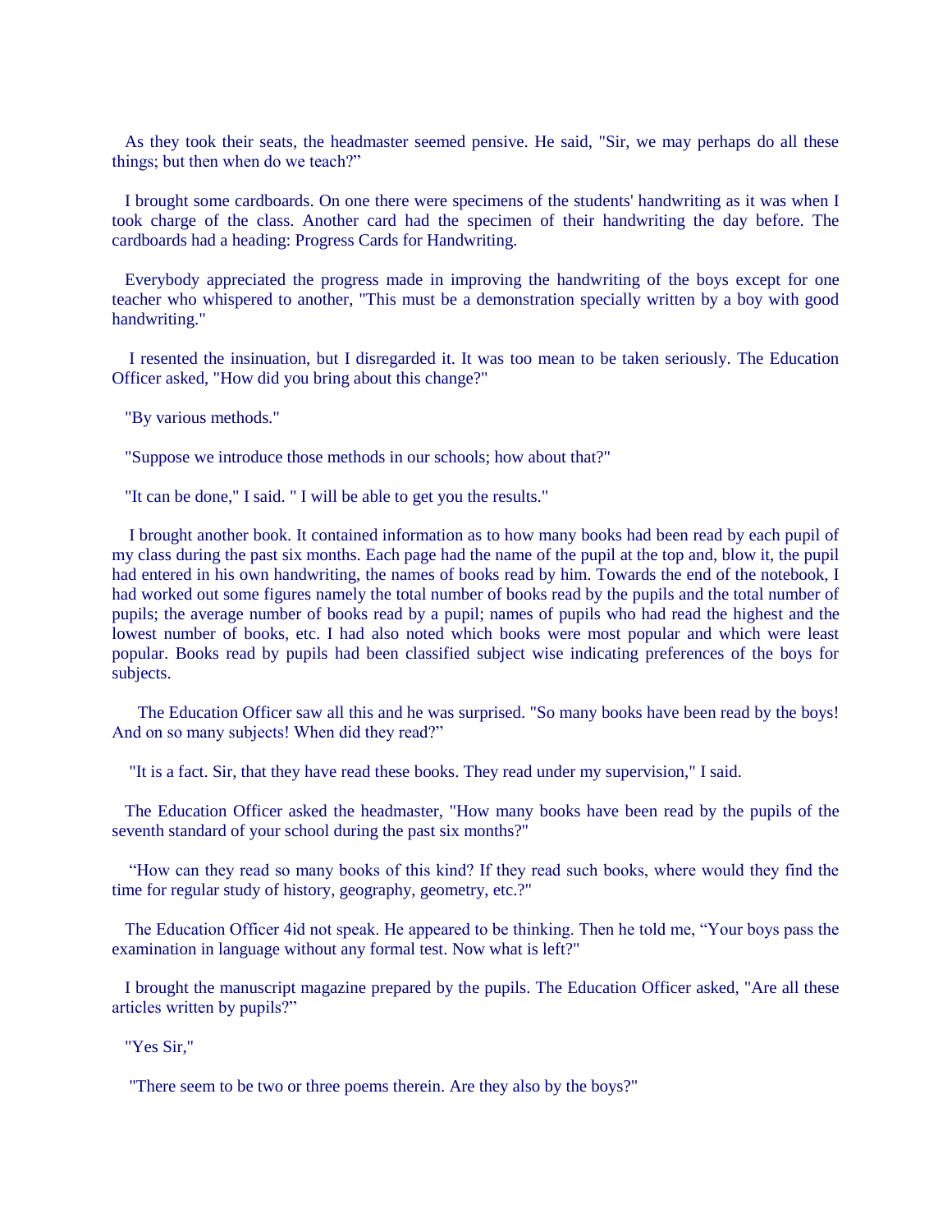As they took their seats, the headmaster seemed pensive. He said, "Sir, we may perhaps do all these things; but then when do we teach?”

I brought some cardboards. On one there were specimens of the students' handwriting as it was when I took charge of the class. Another card had the specimen of their handwriting the day before. The cardboards had a heading: Progress Cards for Handwriting.

Everybody appreciated the progress made in improving the handwriting of the boys except for one teacher who whispered to another, "This must be a demonstration specially written by a boy with good handwriting."

I resented the insinuation, but I disregarded it. It was too mean to be taken seriously. The Education Officer asked, "How did you bring about this change?"

"By various methods."

"Suppose we introduce those methods in our schools; how about that?"

"It can be done," I said. " I will be able to get you the results."

I brought another book. It contained information as to how many books had been read by each pupil of my class during the past six months. Each page had the name of the pupil at the top and, blow it, the pupil had entered in his own handwriting, the names of books read by him. Towards the end of the notebook, I had worked out some figures namely the total number of books read by the pupils and the total number of pupils; the average number of books read by a pupil; names of pupils who had read the highest and the lowest number of books, etc. I had also noted which books were most popular and which were least popular. Books read by pupils had been classified subject wise indicating preferences of the boys for subjects.

The Education Officer saw all this and he was surprised. "So many books have been read by the boys! And on so many subjects! When did they read?”

"It is a fact. Sir, that they have read these books. They read under my supervision," I said.

The Education Officer asked the headmaster, "How many books have been read by the pupils of the seventh standard of your school during the past six months?"

“How can they read so many books of this kind? If they read such books, where would they find the time for regular study of history, geography, geometry, etc.?"

The Education Officer 4id not speak. He appeared to be thinking. Then he told me, “Your boys pass the examination in language without any formal test. Now what is left?"

I brought the manuscript magazine prepared by the pupils. The Education Officer asked, "Are all these articles written by pupils?”

"Yes Sir,"

"There seem to be two or three poems therein. Are they also by the boys?"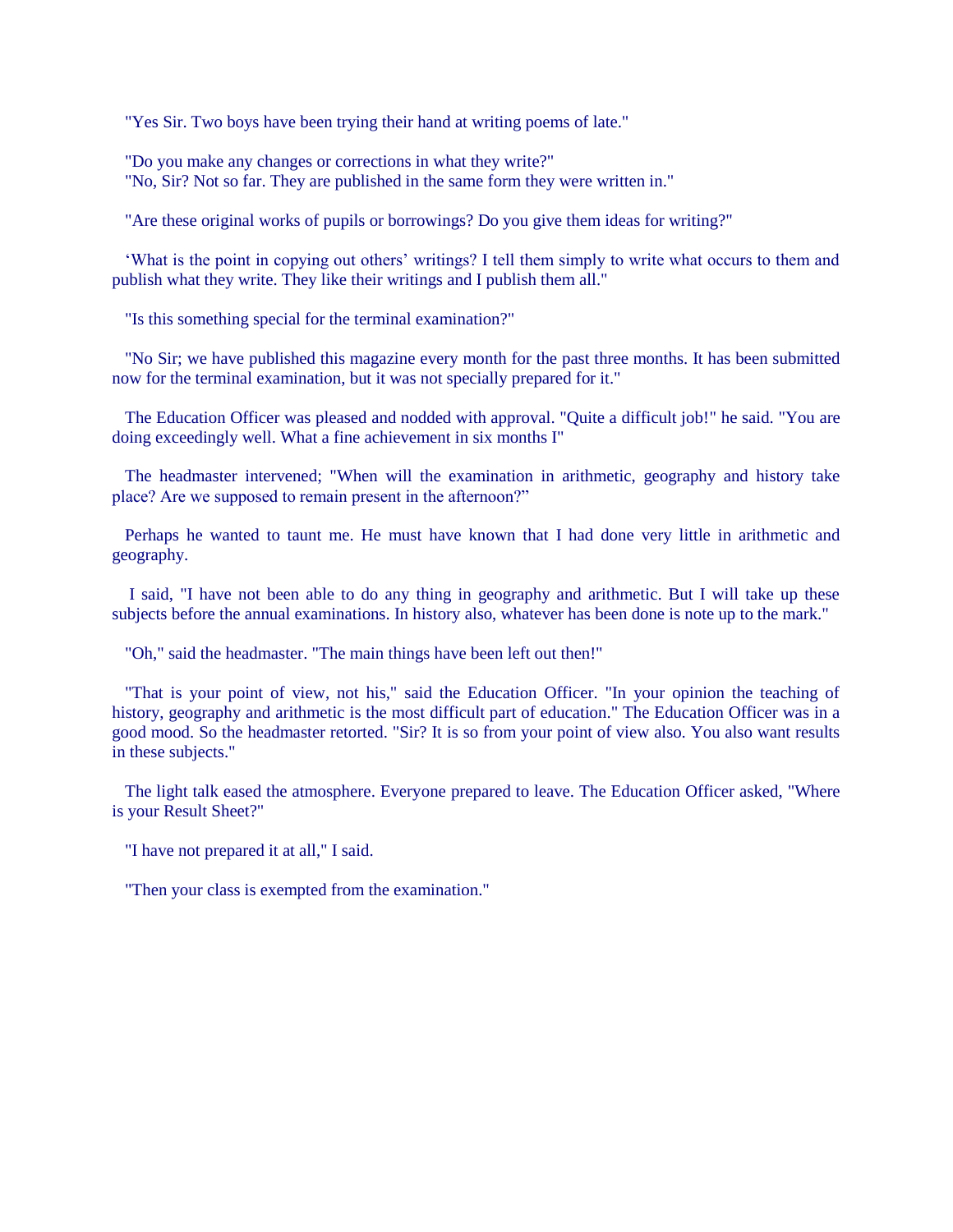"Yes Sir. Two boys have been trying their hand at writing poems of late."

"Do you make any changes or corrections in what they write?"
"No, Sir? Not so far. They are published in the same form they were written in."

"Are these original works of pupils or borrowings? Do you give them ideas for writing?"

'What is the point in copying out others' writings? I tell them simply to write what occurs to them and publish what they write. They like their writings and I publish them all."

"Is this something special for the terminal examination?"

"No Sir; we have published this magazine every month for the past three months. It has been submitted now for the terminal examination, but it was not specially prepared for it."

The Education Officer was pleased and nodded with approval. "Quite a difficult job!" he said. "You are doing exceedingly well. What a fine achievement in six months I"

The headmaster intervened; "When will the examination in arithmetic, geography and history take place? Are we supposed to remain present in the afternoon?"

Perhaps he wanted to taunt me. He must have known that I had done very little in arithmetic and geography.

I said, "I have not been able to do any thing in geography and arithmetic. But I will take up these subjects before the annual examinations. In history also, whatever has been done is note up to the mark."

"Oh," said the headmaster. "The main things have been left out then!"

"That is your point of view, not his," said the Education Officer. "In your opinion the teaching of history, geography and arithmetic is the most difficult part of education." The Education Officer was in a good mood. So the headmaster retorted. "Sir? It is so from your point of view also. You also want results in these subjects."

The light talk eased the atmosphere. Everyone prepared to leave. The Education Officer asked, "Where is your Result Sheet?"

"I have not prepared it at all," I said.

"Then your class is exempted from the examination."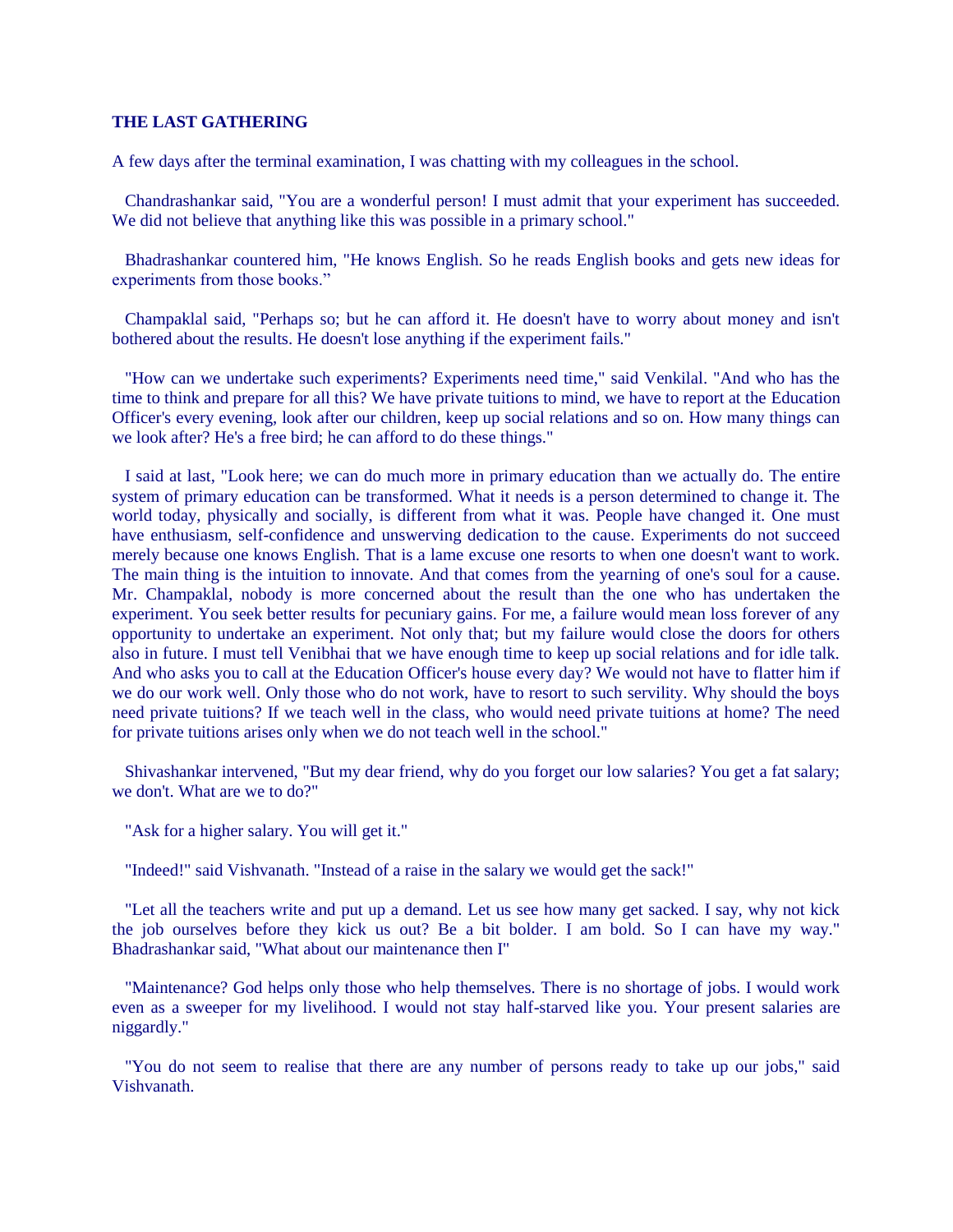## THE LAST GATHERING

A few days after the terminal examination, I was chatting with my colleagues in the school.

Chandrashankar said, "You are a wonderful person! I must admit that your experiment has succeeded. We did not believe that anything like this was possible in a primary school."

Bhadrashankar countered him, "He knows English. So he reads English books and gets new ideas for experiments from those books."

Champaklal said, "Perhaps so; but he can afford it. He doesn't have to worry about money and isn't bothered about the results. He doesn't lose anything if the experiment fails."

"How can we undertake such experiments? Experiments need time," said Venkilal. "And who has the time to think and prepare for all this? We have private tuitions to mind, we have to report at the Education Officer's every evening, look after our children, keep up social relations and so on. How many things can we look after? He's a free bird; he can afford to do these things."

I said at last, "Look here; we can do much more in primary education than we actually do. The entire system of primary education can be transformed. What it needs is a person determined to change it. The world today, physically and socially, is different from what it was. People have changed it. One must have enthusiasm, self-confidence and unswerving dedication to the cause. Experiments do not succeed merely because one knows English. That is a lame excuse one resorts to when one doesn't want to work. The main thing is the intuition to innovate. And that comes from the yearning of one's soul for a cause. Mr. Champaklal, nobody is more concerned about the result than the one who has undertaken the experiment. You seek better results for pecuniary gains. For me, a failure would mean loss forever of any opportunity to undertake an experiment. Not only that; but my failure would close the doors for others also in future. I must tell Venibhai that we have enough time to keep up social relations and for idle talk. And who asks you to call at the Education Officer's house every day? We would not have to flatter him if we do our work well. Only those who do not work, have to resort to such servility. Why should the boys need private tuitions? If we teach well in the class, who would need private tuitions at home? The need for private tuitions arises only when we do not teach well in the school."

Shivashankar intervened, "But my dear friend, why do you forget our low salaries? You get a fat salary; we don't. What are we to do?"

"Ask for a higher salary. You will get it."

"Indeed!" said Vishvanath. "Instead of a raise in the salary we would get the sack!"

"Let all the teachers write and put up a demand. Let us see how many get sacked. I say, why not kick the job ourselves before they kick us out? Be a bit bolder. I am bold. So I can have my way." Bhadrashankar said, "What about our maintenance then I"

"Maintenance? God helps only those who help themselves. There is no shortage of jobs. I would work even as a sweeper for my livelihood. I would not stay half-starved like you. Your present salaries are niggardly."

"You do not seem to realise that there are any number of persons ready to take up our jobs," said Vishvanath.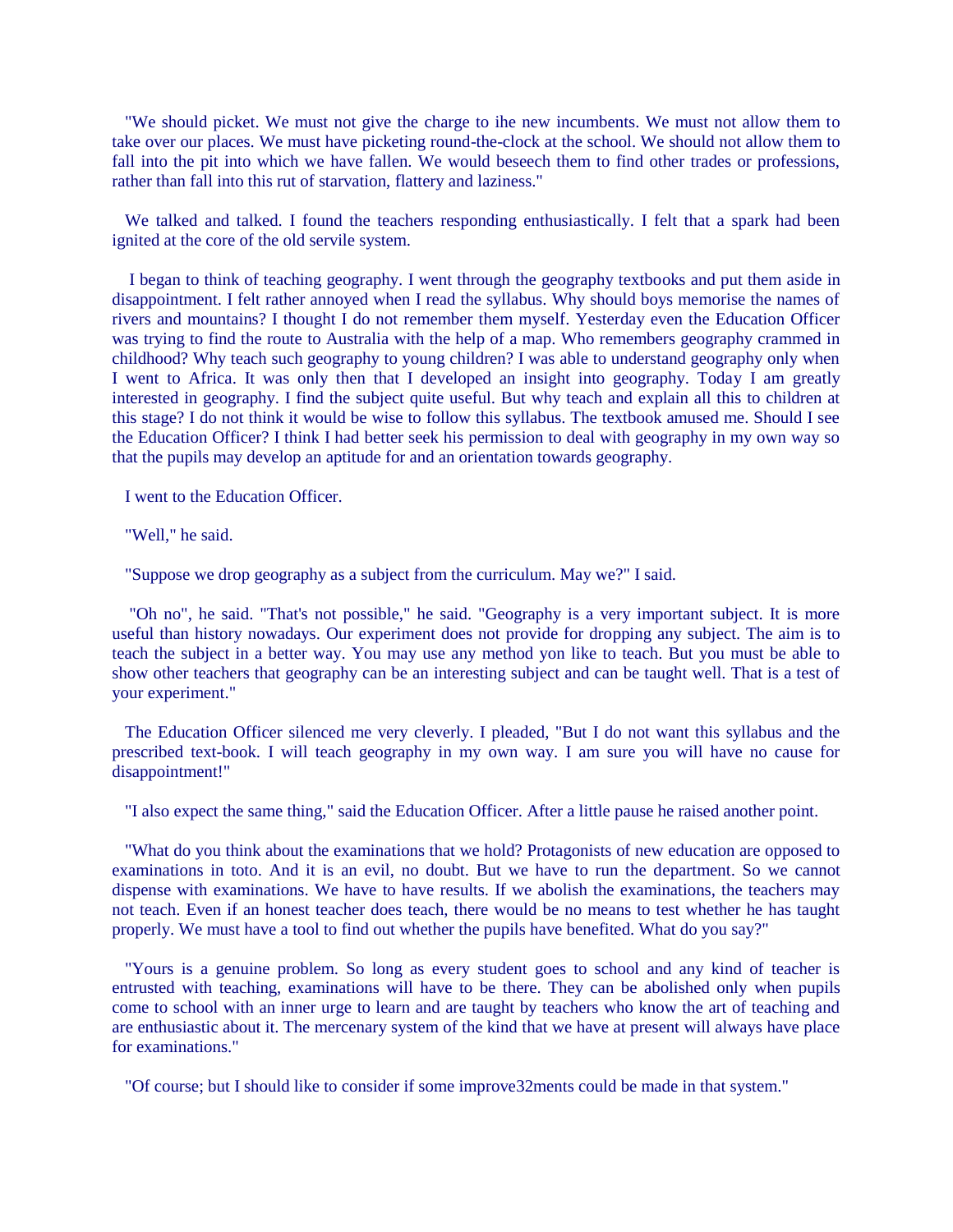"We should picket. We must not give the charge to ihe new incumbents. We must not allow them to take over our places. We must have picketing round-the-clock at the school. We should not allow them to fall into the pit into which we have fallen. We would beseech them to find other trades or professions, rather than fall into this rut of starvation, flattery and laziness."

We talked and talked. I found the teachers responding enthusiastically. I felt that a spark had been ignited at the core of the old servile system.

I began to think of teaching geography. I went through the geography textbooks and put them aside in disappointment. I felt rather annoyed when I read the syllabus. Why should boys memorise the names of rivers and mountains? I thought I do not remember them myself. Yesterday even the Education Officer was trying to find the route to Australia with the help of a map. Who remembers geography crammed in childhood? Why teach such geography to young children? I was able to understand geography only when I went to Africa. It was only then that I developed an insight into geography. Today I am greatly interested in geography. I find the subject quite useful. But why teach and explain all this to children at this stage? I do not think it would be wise to follow this syllabus. The textbook amused me. Should I see the Education Officer? I think I had better seek his permission to deal with geography in my own way so that the pupils may develop an aptitude for and an orientation towards geography.

I went to the Education Officer.

"Well," he said.

"Suppose we drop geography as a subject from the curriculum. May we?" I said.

"Oh no", he said. "That's not possible," he said. "Geography is a very important subject. It is more useful than history nowadays. Our experiment does not provide for dropping any subject. The aim is to teach the subject in a better way. You may use any method yon like to teach. But you must be able to show other teachers that geography can be an interesting subject and can be taught well. That is a test of your experiment."

The Education Officer silenced me very cleverly. I pleaded, "But I do not want this syllabus and the prescribed text-book. I will teach geography in my own way. I am sure you will have no cause for disappointment!"

"I also expect the same thing," said the Education Officer. After a little pause he raised another point.

"What do you think about the examinations that we hold? Protagonists of new education are opposed to examinations in toto. And it is an evil, no doubt. But we have to run the department. So we cannot dispense with examinations. We have to have results. If we abolish the examinations, the teachers may not teach. Even if an honest teacher does teach, there would be no means to test whether he has taught properly. We must have a tool to find out whether the pupils have benefited. What do you say?"

"Yours is a genuine problem. So long as every student goes to school and any kind of teacher is entrusted with teaching, examinations will have to be there. They can be abolished only when pupils come to school with an inner urge to learn and are taught by teachers who know the art of teaching and are enthusiastic about it. The mercenary system of the kind that we have at present will always have place for examinations."

"Of course; but I should like to consider if some improve32ments could be made in that system."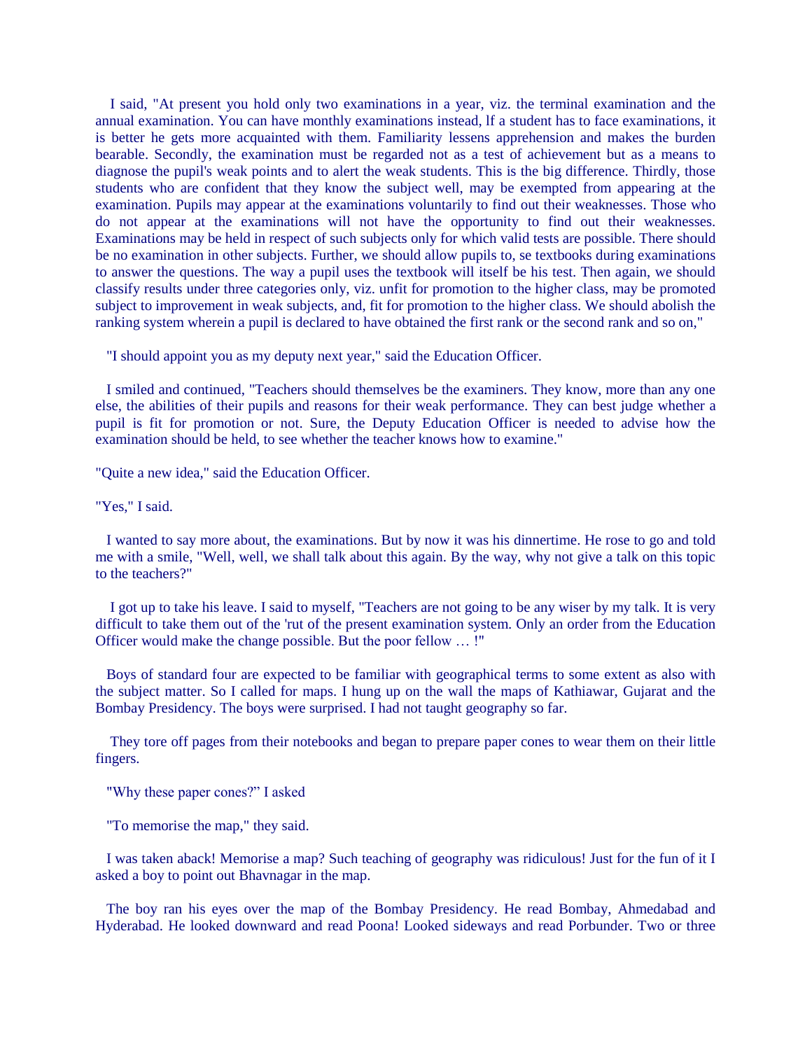I said, "At present you hold only two examinations in a year, viz. the terminal examination and the annual examination. You can have monthly examinations instead, lf a student has to face examinations, it is better he gets more acquainted with them. Familiarity lessens apprehension and makes the burden bearable. Secondly, the examination must be regarded not as a test of achievement but as a means to diagnose the pupil's weak points and to alert the weak students. This is the big difference. Thirdly, those students who are confident that they know the subject well, may be exempted from appearing at the examination. Pupils may appear at the examinations voluntarily to find out their weaknesses. Those who do not appear at the examinations will not have the opportunity to find out their weaknesses. Examinations may be held in respect of such subjects only for which valid tests are possible. There should be no examination in other subjects. Further, we should allow pupils to, se textbooks during examinations to answer the questions. The way a pupil uses the textbook will itself be his test. Then again, we should classify results under three categories only, viz. unfit for promotion to the higher class, may be promoted subject to improvement in weak subjects, and, fit for promotion to the higher class. We should abolish the ranking system wherein a pupil is declared to have obtained the first rank or the second rank and so on,"

"I should appoint you as my deputy next year," said the Education Officer.

I smiled and continued, "Teachers should themselves be the examiners. They know, more than any one else, the abilities of their pupils and reasons for their weak performance. They can best judge whether a pupil is fit for promotion or not. Sure, the Deputy Education Officer is needed to advise how the examination should be held, to see whether the teacher knows how to examine."

"Quite a new idea," said the Education Officer.

"Yes," I said.

I wanted to say more about, the examinations. But by now it was his dinnertime. He rose to go and told me with a smile, "Well, well, we shall talk about this again. By the way, why not give a talk on this topic to the teachers?"

I got up to take his leave. I said to myself, "Teachers are not going to be any wiser by my talk. It is very difficult to take them out of the 'rut of the present examination system. Only an order from the Education Officer would make the change possible. But the poor fellow … !"

Boys of standard four are expected to be familiar with geographical terms to some extent as also with the subject matter. So I called for maps. I hung up on the wall the maps of Kathiawar, Gujarat and the Bombay Presidency. The boys were surprised. I had not taught geography so far.

They tore off pages from their notebooks and began to prepare paper cones to wear them on their little fingers.

"Why these paper cones?" I asked

"To memorise the map," they said.

I was taken aback! Memorise a map? Such teaching of geography was ridiculous! Just for the fun of it I asked a boy to point out Bhavnagar in the map.

The boy ran his eyes over the map of the Bombay Presidency. He read Bombay, Ahmedabad and Hyderabad. He looked downward and read Poona! Looked sideways and read Porbunder. Two or three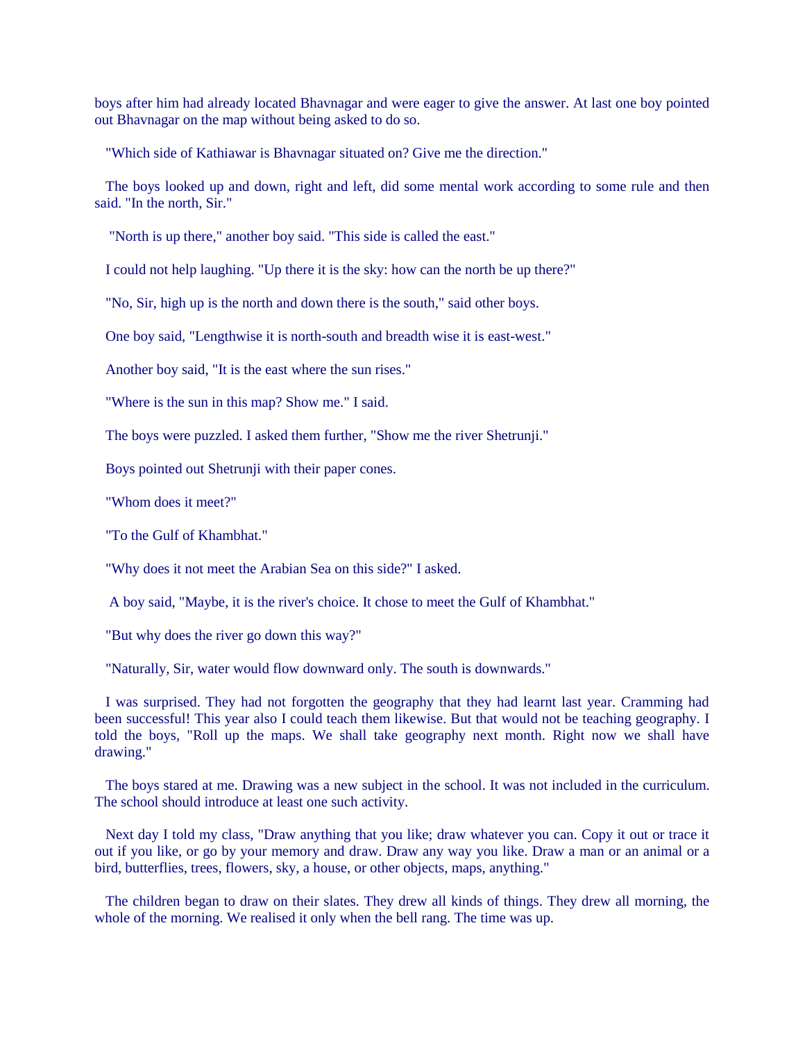boys after him had already located Bhavnagar and were eager to give the answer. At last one boy pointed out Bhavnagar on the map without being asked to do so.

"Which side of Kathiawar is Bhavnagar situated on? Give me the direction."

The boys looked up and down, right and left, did some mental work according to some rule and then said. "In the north, Sir."

"North is up there," another boy said. "This side is called the east."

I could not help laughing. "Up there it is the sky: how can the north be up there?"

"No, Sir, high up is the north and down there is the south," said other boys.

One boy said, "Lengthwise it is north-south and breadth wise it is east-west."

Another boy said, "It is the east where the sun rises."

"Where is the sun in this map? Show me." I said.

The boys were puzzled. I asked them further, "Show me the river Shetrunji."

Boys pointed out Shetrunji with their paper cones.

"Whom does it meet?"

"To the Gulf of Khambhat."

"Why does it not meet the Arabian Sea on this side?" I asked.

A boy said, "Maybe, it is the river's choice. It chose to meet the Gulf of Khambhat."

"But why does the river go down this way?"

"Naturally, Sir, water would flow downward only. The south is downwards."

I was surprised. They had not forgotten the geography that they had learnt last year. Cramming had been successful! This year also I could teach them likewise. But that would not be teaching geography. I told the boys, "Roll up the maps. We shall take geography next month. Right now we shall have drawing."

The boys stared at me. Drawing was a new subject in the school. It was not included in the curriculum. The school should introduce at least one such activity.

Next day I told my class, "Draw anything that you like; draw whatever you can. Copy it out or trace it out if you like, or go by your memory and draw. Draw any way you like. Draw a man or an animal or a bird, butterflies, trees, flowers, sky, a house, or other objects, maps, anything."

The children began to draw on their slates. They drew all kinds of things. They drew all morning, the whole of the morning. We realised it only when the bell rang. The time was up.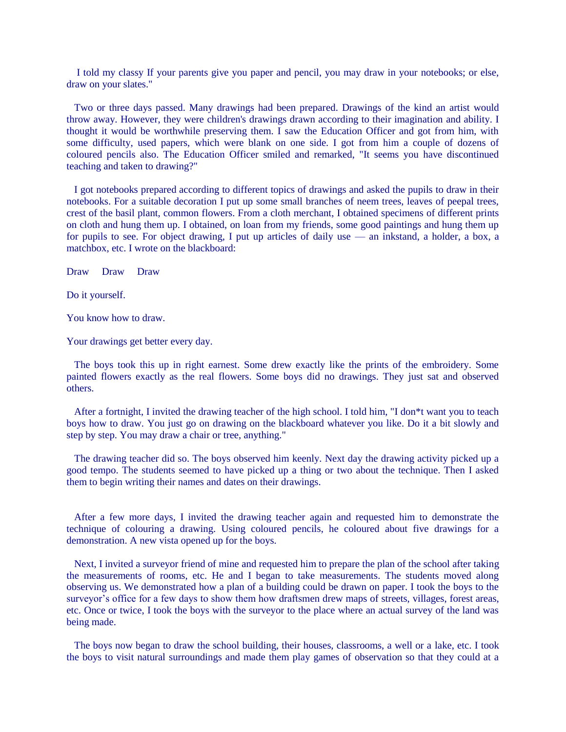I told my classy If your parents give you paper and pencil, you may draw in your notebooks; or else, draw on your slates."

Two or three days passed. Many drawings had been prepared. Drawings of the kind an artist would throw away. However, they were children's drawings drawn according to their imagination and ability. I thought it would be worthwhile preserving them. I saw the Education Officer and got from him, with some difficulty, used papers, which were blank on one side. I got from him a couple of dozens of coloured pencils also. The Education Officer smiled and remarked, "It seems you have discontinued teaching and taken to drawing?"

I got notebooks prepared according to different topics of drawings and asked the pupils to draw in their notebooks. For a suitable decoration I put up some small branches of neem trees, leaves of peepal trees, crest of the basil plant, common flowers. From a cloth merchant, I obtained specimens of different prints on cloth and hung them up. I obtained, on loan from my friends, some good paintings and hung them up for pupils to see. For object drawing, I put up articles of daily use — an inkstand, a holder, a box, a matchbox, etc. I wrote on the blackboard:

Draw Draw Draw

Do it yourself.

You know how to draw.

Your drawings get better every day.

The boys took this up in right earnest. Some drew exactly like the prints of the embroidery. Some painted flowers exactly as the real flowers. Some boys did no drawings. They just sat and observed others.

After a fortnight, I invited the drawing teacher of the high school. I told him, "I don*t want you to teach boys how to draw. You just go on drawing on the blackboard whatever you like. Do it a bit slowly and step by step. You may draw a chair or tree, anything."

The drawing teacher did so. The boys observed him keenly. Next day the drawing activity picked up a good tempo. The students seemed to have picked up a thing or two about the technique. Then I asked them to begin writing their names and dates on their drawings.

After a few more days, I invited the drawing teacher again and requested him to demonstrate the technique of colouring a drawing. Using coloured pencils, he coloured about five drawings for a demonstration. A new vista opened up for the boys.

Next, I invited a surveyor friend of mine and requested him to prepare the plan of the school after taking the measurements of rooms, etc. He and I began to take measurements. The students moved along observing us. We demonstrated how a plan of a building could be drawn on paper. I took the boys to the surveyor's office for a few days to show them how draftsmen drew maps of streets, villages, forest areas, etc. Once or twice, I took the boys with the surveyor to the place where an actual survey of the land was being made.

The boys now began to draw the school building, their houses, classrooms, a well or a lake, etc. I took the boys to visit natural surroundings and made them play games of observation so that they could at a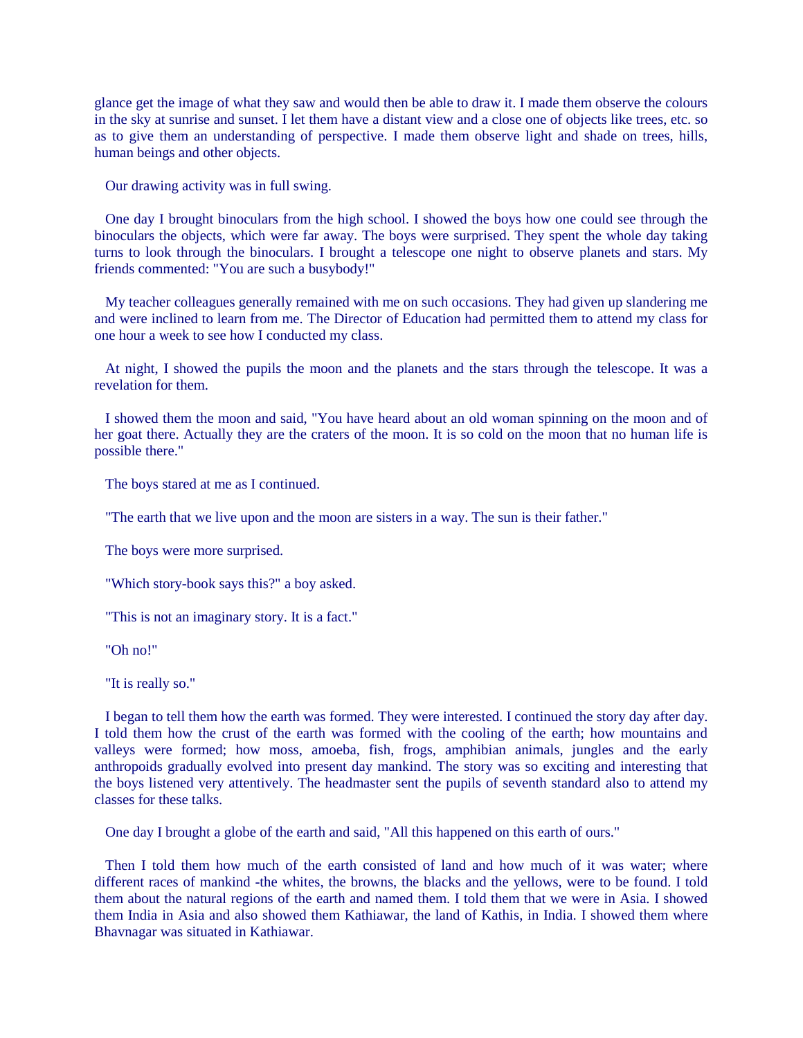glance get the image of what they saw and would then be able to draw it. I made them observe the colours in the sky at sunrise and sunset. I let them have a distant view and a close one of objects like trees, etc. so as to give them an understanding of perspective. I made them observe light and shade on trees, hills, human beings and other objects.

Our drawing activity was in full swing.

One day I brought binoculars from the high school. I showed the boys how one could see through the binoculars the objects, which were far away. The boys were surprised. They spent the whole day taking turns to look through the binoculars. I brought a telescope one night to observe planets and stars. My friends commented: "You are such a busybody!"

My teacher colleagues generally remained with me on such occasions. They had given up slandering me and were inclined to learn from me. The Director of Education had permitted them to attend my class for one hour a week to see how I conducted my class.

At night, I showed the pupils the moon and the planets and the stars through the telescope. It was a revelation for them.

I showed them the moon and said, "You have heard about an old woman spinning on the moon and of her goat there. Actually they are the craters of the moon. It is so cold on the moon that no human life is possible there."

The boys stared at me as I continued.

"The earth that we live upon and the moon are sisters in a way. The sun is their father."

The boys were more surprised.

"Which story-book says this?" a boy asked.

"This is not an imaginary story. It is a fact."

"Oh no!"

"It is really so."

I began to tell them how the earth was formed. They were interested. I continued the story day after day. I told them how the crust of the earth was formed with the cooling of the earth; how mountains and valleys were formed; how moss, amoeba, fish, frogs, amphibian animals, jungles and the early anthropoids gradually evolved into present day mankind. The story was so exciting and interesting that the boys listened very attentively. The headmaster sent the pupils of seventh standard also to attend my classes for these talks.

One day I brought a globe of the earth and said, "All this happened on this earth of ours."

Then I told them how much of the earth consisted of land and how much of it was water; where different races of mankind -the whites, the browns, the blacks and the yellows, were to be found. I told them about the natural regions of the earth and named them. I told them that we were in Asia. I showed them India in Asia and also showed them Kathiawar, the land of Kathis, in India. I showed them where Bhavnagar was situated in Kathiawar.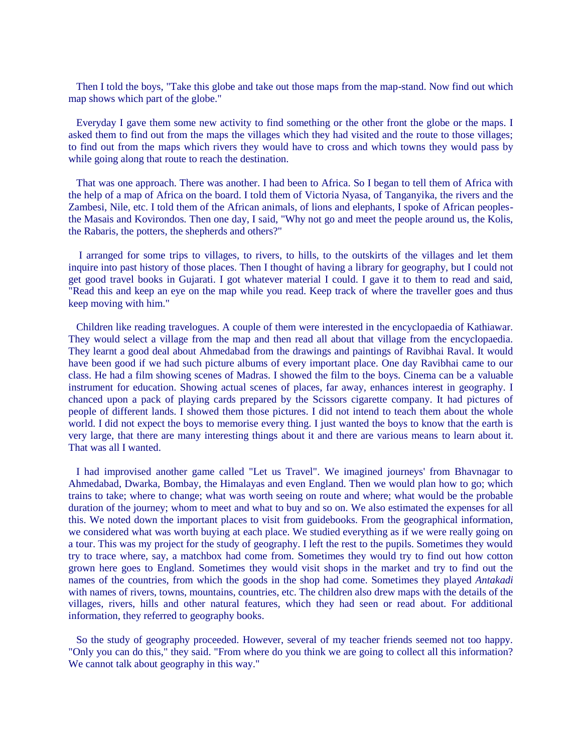Then I told the boys, "Take this globe and take out those maps from the map-stand. Now find out which map shows which part of the globe."

Everyday I gave them some new activity to find something or the other front the globe or the maps. I asked them to find out from the maps the villages which they had visited and the route to those villages; to find out from the maps which rivers they would have to cross and which towns they would pass by while going along that route to reach the destination.

That was one approach. There was another. I had been to Africa. So I began to tell them of Africa with the help of a map of Africa on the board. I told them of Victoria Nyasa, of Tanganyika, the rivers and the Zambesi, Nile, etc. I told them of the African animals, of lions and elephants, I spoke of African peoples-the Masais and Kovirondos. Then one day, I said, "Why not go and meet the people around us, the Kolis, the Rabaris, the potters, the shepherds and others?"

I arranged for some trips to villages, to rivers, to hills, to the outskirts of the villages and let them inquire into past history of those places. Then I thought of having a library for geography, but I could not get good travel books in Gujarati. I got whatever material I could. I gave it to them to read and said, "Read this and keep an eye on the map while you read. Keep track of where the traveller goes and thus keep moving with him."

Children like reading travelogues. A couple of them were interested in the encyclopaedia of Kathiawar. They would select a village from the map and then read all about that village from the encyclopaedia. They learnt a good deal about Ahmedabad from the drawings and paintings of Ravibhai Raval. It would have been good if we had such picture albums of every important place. One day Ravibhai came to our class. He had a film showing scenes of Madras. I showed the film to the boys. Cinema can be a valuable instrument for education. Showing actual scenes of places, far away, enhances interest in geography. I chanced upon a pack of playing cards prepared by the Scissors cigarette company. It had pictures of people of different lands. I showed them those pictures. I did not intend to teach them about the whole world. I did not expect the boys to memorise every thing. I just wanted the boys to know that the earth is very large, that there are many interesting things about it and there are various means to learn about it. That was all I wanted.

I had improvised another game called "Let us Travel". We imagined journeys' from Bhavnagar to Ahmedabad, Dwarka, Bombay, the Himalayas and even England. Then we would plan how to go; which trains to take; where to change; what was worth seeing on route and where; what would be the probable duration of the journey; whom to meet and what to buy and so on. We also estimated the expenses for all this. We noted down the important places to visit from guidebooks. From the geographical information, we considered what was worth buying at each place. We studied everything as if we were really going on a tour. This was my project for the study of geography. I left the rest to the pupils. Sometimes they would try to trace where, say, a matchbox had come from. Sometimes they would try to find out how cotton grown here goes to England. Sometimes they would visit shops in the market and try to find out the names of the countries, from which the goods in the shop had come. Sometimes they played *Antakadi* with names of rivers, towns, mountains, countries, etc. The children also drew maps with the details of the villages, rivers, hills and other natural features, which they had seen or read about. For additional information, they referred to geography books.

So the study of geography proceeded. However, several of my teacher friends seemed not too happy. "Only you can do this," they said. "From where do you think we are going to collect all this information? We cannot talk about geography in this way."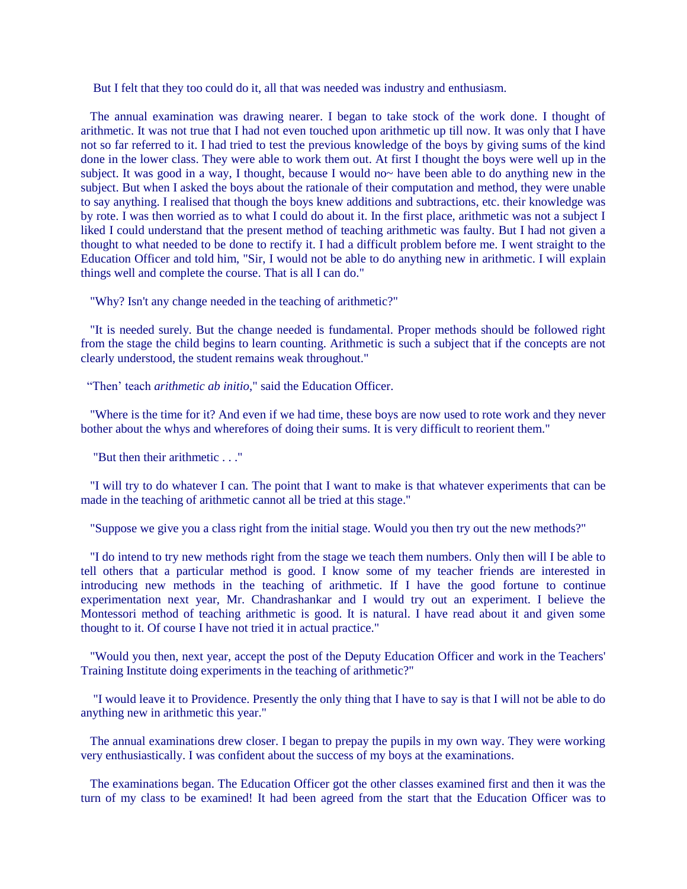But I felt that they too could do it, all that was needed was industry and enthusiasm.

The annual examination was drawing nearer. I began to take stock of the work done. I thought of arithmetic. It was not true that I had not even touched upon arithmetic up till now. It was only that I have not so far referred to it. I had tried to test the previous knowledge of the boys by giving sums of the kind done in the lower class. They were able to work them out. At first I thought the boys were well up in the subject. It was good in a way, I thought, because I would no~ have been able to do anything new in the subject. But when I asked the boys about the rationale of their computation and method, they were unable to say anything. I realised that though the boys knew additions and subtractions, etc. their knowledge was by rote. I was then worried as to what I could do about it. In the first place, arithmetic was not a subject I liked I could understand that the present method of teaching arithmetic was faulty. But I had not given a thought to what needed to be done to rectify it. I had a difficult problem before me. I went straight to the Education Officer and told him, "Sir, I would not be able to do anything new in arithmetic. I will explain things well and complete the course. That is all I can do."

"Why? Isn't any change needed in the teaching of arithmetic?"

"It is needed surely. But the change needed is fundamental. Proper methods should be followed right from the stage the child begins to learn counting. Arithmetic is such a subject that if the concepts are not clearly understood, the student remains weak throughout."

"Then' teach *arithmetic ab initio*," said the Education Officer.

"Where is the time for it? And even if we had time, these boys are now used to rote work and they never bother about the whys and wherefores of doing their sums. It is very difficult to reorient them."

"But then their arithmetic . . ."

"I will try to do whatever I can. The point that I want to make is that whatever experiments that can be made in the teaching of arithmetic cannot all be tried at this stage."

"Suppose we give you a class right from the initial stage. Would you then try out the new methods?"

"I do intend to try new methods right from the stage we teach them numbers. Only then will I be able to tell others that a particular method is good. I know some of my teacher friends are interested in introducing new methods in the teaching of arithmetic. If I have the good fortune to continue experimentation next year, Mr. Chandrashankar and I would try out an experiment. I believe the Montessori method of teaching arithmetic is good. It is natural. I have read about it and given some thought to it. Of course I have not tried it in actual practice."

"Would you then, next year, accept the post of the Deputy Education Officer and work in the Teachers' Training Institute doing experiments in the teaching of arithmetic?"

"I would leave it to Providence. Presently the only thing that I have to say is that I will not be able to do anything new in arithmetic this year."

The annual examinations drew closer. I began to prepay the pupils in my own way. They were working very enthusiastically. I was confident about the success of my boys at the examinations.

The examinations began. The Education Officer got the other classes examined first and then it was the turn of my class to be examined! It had been agreed from the start that the Education Officer was to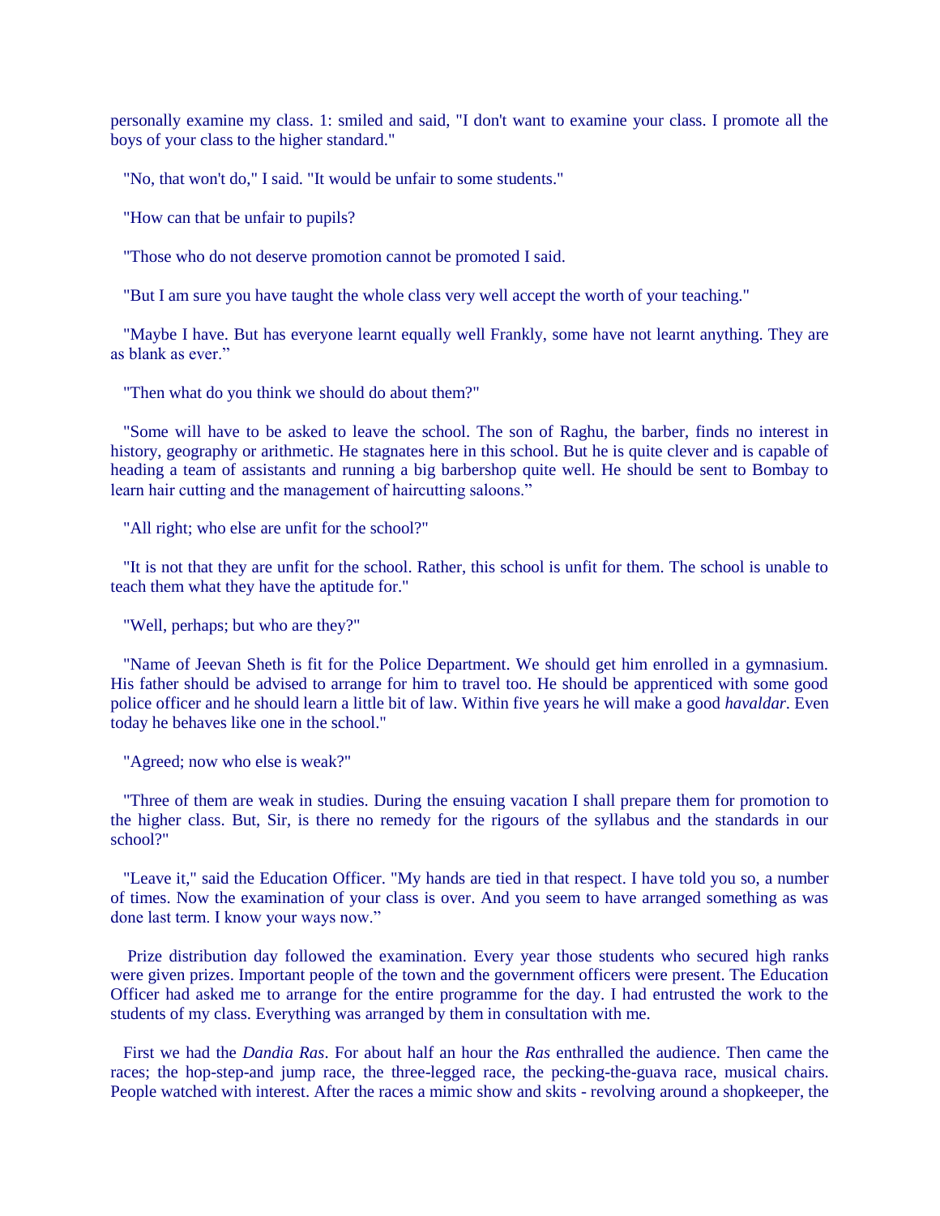personally examine my class. 1: smiled and said, "I don't want to examine your class. I promote all the boys of your class to the higher standard."

"No, that won't do," I said. "It would be unfair to some students."

"How can that be unfair to pupils?

"Those who do not deserve promotion cannot be promoted I said.

"But I am sure you have taught the whole class very well accept the worth of your teaching."

"Maybe I have. But has everyone learnt equally well Frankly, some have not learnt anything. They are as blank as ever."

"Then what do you think we should do about them?"

"Some will have to be asked to leave the school. The son of Raghu, the barber, finds no interest in history, geography or arithmetic. He stagnates here in this school. But he is quite clever and is capable of heading a team of assistants and running a big barbershop quite well. He should be sent to Bombay to learn hair cutting and the management of haircutting saloons."

"All right; who else are unfit for the school?"

"It is not that they are unfit for the school. Rather, this school is unfit for them. The school is unable to teach them what they have the aptitude for."

"Well, perhaps; but who are they?"

"Name of Jeevan Sheth is fit for the Police Department. We should get him enrolled in a gymnasium. His father should be advised to arrange for him to travel too. He should be apprenticed with some good police officer and he should learn a little bit of law. Within five years he will make a good *havaldar*. Even today he behaves like one in the school."

"Agreed; now who else is weak?"

"Three of them are weak in studies. During the ensuing vacation I shall prepare them for promotion to the higher class. But, Sir, is there no remedy for the rigours of the syllabus and the standards in our school?"

"Leave it," said the Education Officer. "My hands are tied in that respect. I have told you so, a number of times. Now the examination of your class is over. And you seem to have arranged something as was done last term. I know your ways now."

Prize distribution day followed the examination. Every year those students who secured high ranks were given prizes. Important people of the town and the government officers were present. The Education Officer had asked me to arrange for the entire programme for the day. I had entrusted the work to the students of my class. Everything was arranged by them in consultation with me.

First we had the *Dandia Ras*. For about half an hour the *Ras* enthralled the audience. Then came the races; the hop-step-and jump race, the three-legged race, the pecking-the-guava race, musical chairs. People watched with interest. After the races a mimic show and skits - revolving around a shopkeeper, the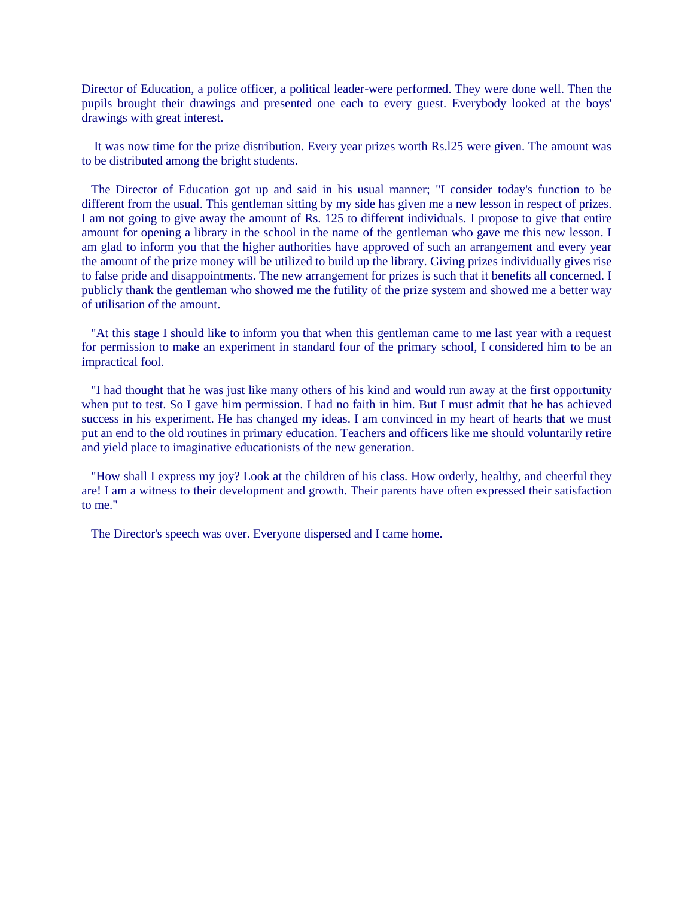Director of Education, a police officer, a political leader-were performed. They were done well. Then the pupils brought their drawings and presented one each to every guest. Everybody looked at the boys' drawings with great interest.

It was now time for the prize distribution. Every year prizes worth Rs.l25 were given. The amount was to be distributed among the bright students.

The Director of Education got up and said in his usual manner; "I consider today's function to be different from the usual. This gentleman sitting by my side has given me a new lesson in respect of prizes. I am not going to give away the amount of Rs. 125 to different individuals. I propose to give that entire amount for opening a library in the school in the name of the gentleman who gave me this new lesson. I am glad to inform you that the higher authorities have approved of such an arrangement and every year the amount of the prize money will be utilized to build up the library. Giving prizes individually gives rise to false pride and disappointments. The new arrangement for prizes is such that it benefits all concerned. I publicly thank the gentleman who showed me the futility of the prize system and showed me a better way of utilisation of the amount.

"At this stage I should like to inform you that when this gentleman came to me last year with a request for permission to make an experiment in standard four of the primary school, I considered him to be an impractical fool.

"I had thought that he was just like many others of his kind and would run away at the first opportunity when put to test. So I gave him permission. I had no faith in him. But I must admit that he has achieved success in his experiment. He has changed my ideas. I am convinced in my heart of hearts that we must put an end to the old routines in primary education. Teachers and officers like me should voluntarily retire and yield place to imaginative educationists of the new generation.

"How shall I express my joy? Look at the children of his class. How orderly, healthy, and cheerful they are! I am a witness to their development and growth. Their parents have often expressed their satisfaction to me."

The Director's speech was over. Everyone dispersed and I came home.